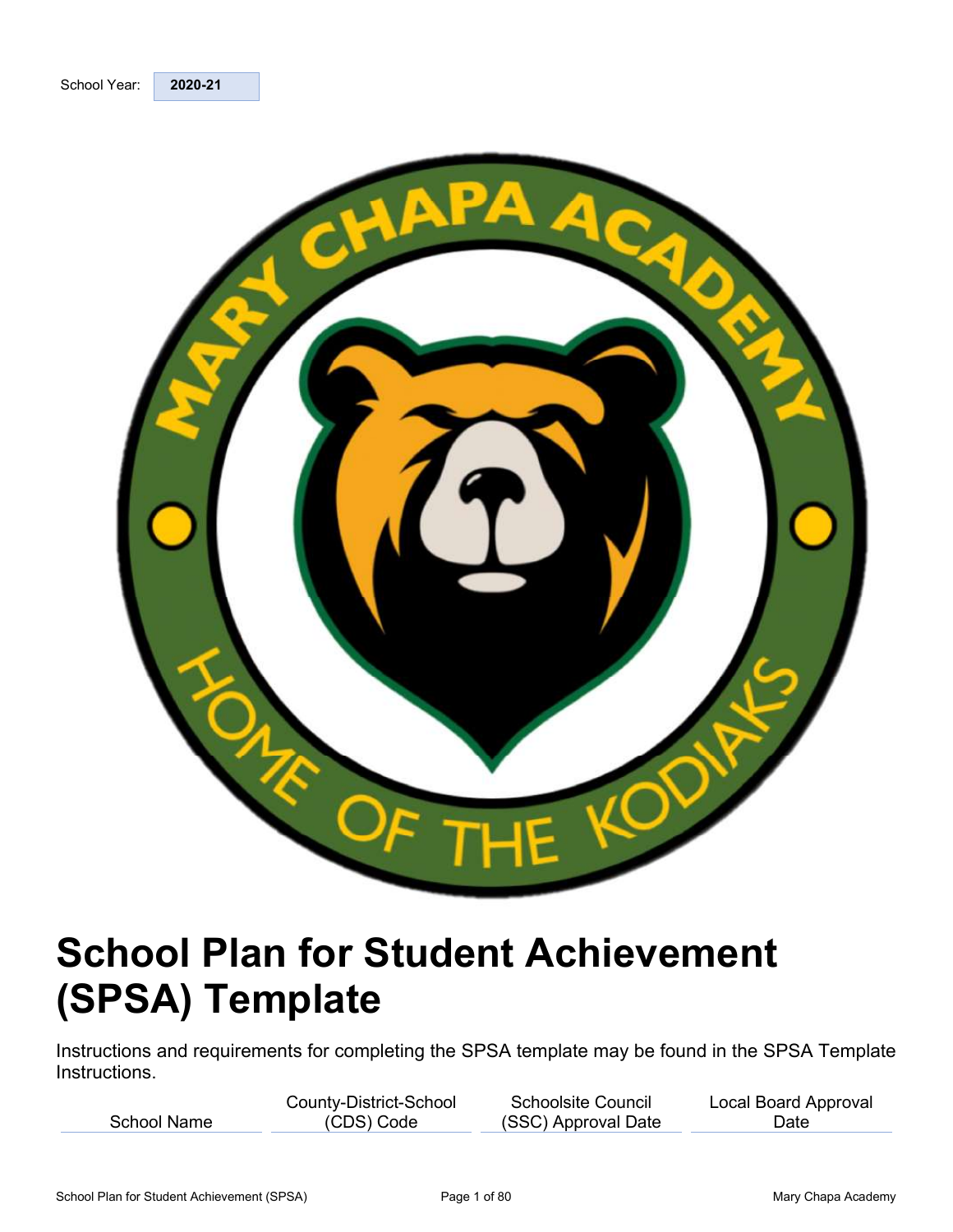| School Year: | 2020-21 |
| --- | --- |

# School Plan for Student Achievement (SPSA) Template

Instructions and requirements for completing the SPSA template may be found in the SPSA Template Instructions.

| School Name | County-District-School (CDS) Code | Schoolsite Council (SSC) Approval Date | Local Board Approval Date |
| --- | --- | --- | --- |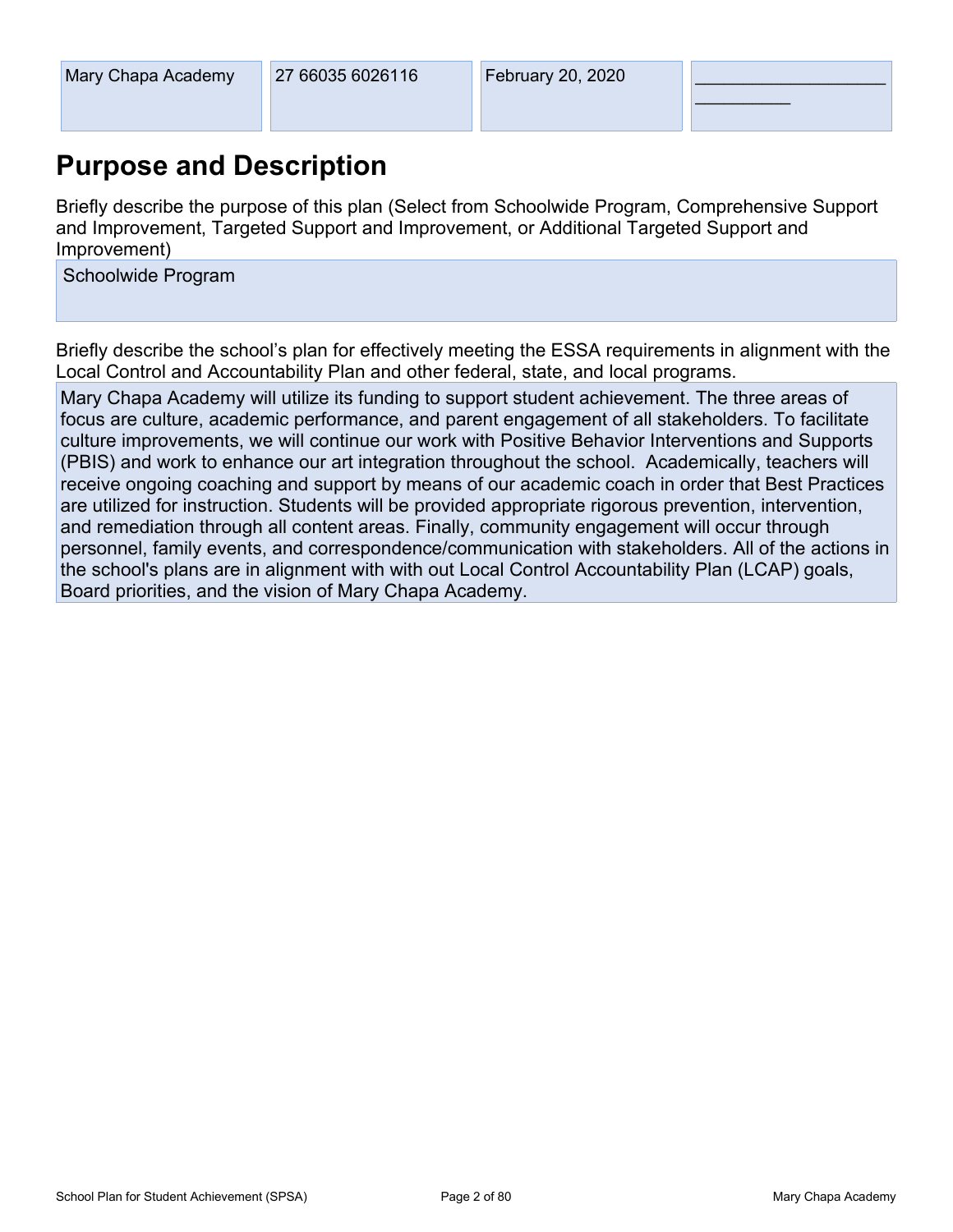| Mary Chapa Academy | 27 66035 6026116 | February 20, 2020 | ____________________ __________ |
|---|---|---|---|

# Purpose and Description

Briefly describe the purpose of this plan (Select from Schoolwide Program, Comprehensive Support and Improvement, Targeted Support and Improvement, or Additional Targeted Support and Improvement)

Schoolwide Program

Briefly describe the school's plan for effectively meeting the ESSA requirements in alignment with the Local Control and Accountability Plan and other federal, state, and local programs.

Mary Chapa Academy will utilize its funding to support student achievement. The three areas of focus are culture, academic performance, and parent engagement of all stakeholders. To facilitate culture improvements, we will continue our work with Positive Behavior Interventions and Supports (PBIS) and work to enhance our art integration throughout the school. Academically, teachers will receive ongoing coaching and support by means of our academic coach in order that Best Practices are utilized for instruction. Students will be provided appropriate rigorous prevention, intervention, and remediation through all content areas. Finally, community engagement will occur through personnel, family events, and correspondence/communication with stakeholders. All of the actions in the school's plans are in alignment with with out Local Control Accountability Plan (LCAP) goals, Board priorities, and the vision of Mary Chapa Academy.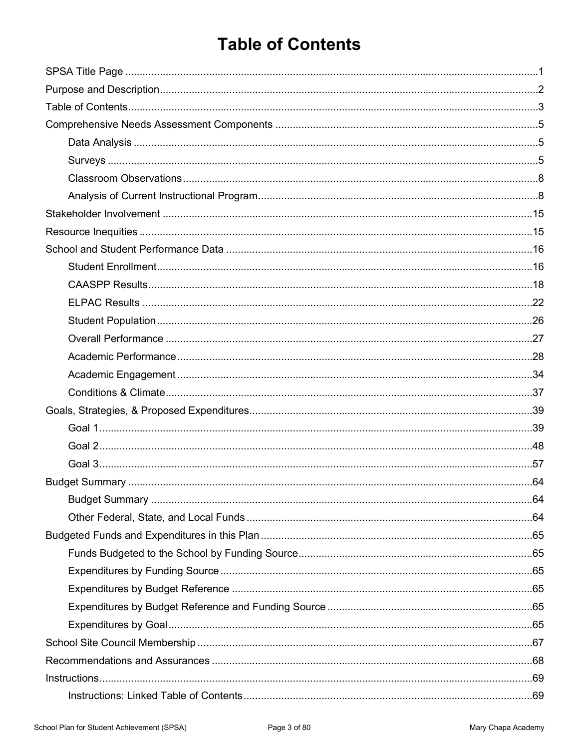# Table of Contents

- SPSA Title Page ..... 1
- Purpose and Description ..... 2
- Table of Contents ..... 3
- Comprehensive Needs Assessment Components ..... 5
    - Data Analysis ..... 5
    - Surveys ..... 5
    - Classroom Observations ..... 8
    - Analysis of Current Instructional Program ..... 8
- Stakeholder Involvement ..... 15
- Resource Inequities ..... 15
- School and Student Performance Data ..... 16
    - Student Enrollment ..... 16
    - CAASPP Results ..... 18
    - ELPAC Results ..... 22
    - Student Population ..... 26
    - Overall Performance ..... 27
    - Academic Performance ..... 28
    - Academic Engagement ..... 34
    - Conditions & Climate ..... 37
- Goals, Strategies, & Proposed Expenditures ..... 39
    - Goal 1 ..... 39
    - Goal 2 ..... 48
    - Goal 3 ..... 57
- Budget Summary ..... 64
    - Budget Summary ..... 64
    - Other Federal, State, and Local Funds ..... 64
- Budgeted Funds and Expenditures in this Plan ..... 65
    - Funds Budgeted to the School by Funding Source ..... 65
    - Expenditures by Funding Source ..... 65
    - Expenditures by Budget Reference ..... 65
    - Expenditures by Budget Reference and Funding Source ..... 65
    - Expenditures by Goal ..... 65
- School Site Council Membership ..... 67
- Recommendations and Assurances ..... 68
- Instructions ..... 69
    - Instructions: Linked Table of Contents ..... 69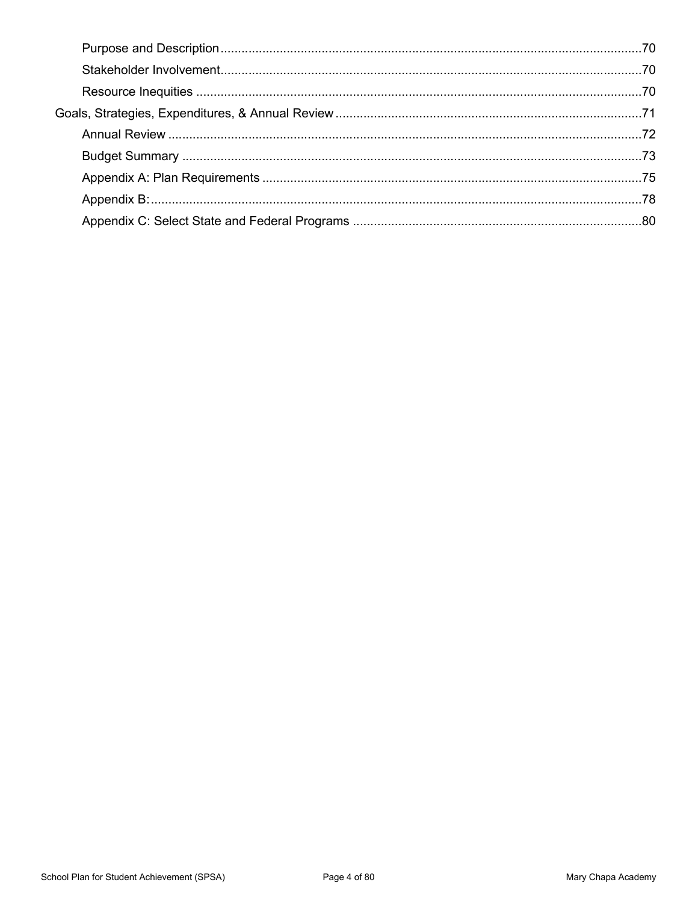- Purpose and Description.....70
- Stakeholder Involvement.....70
- Resource Inequities.....70

Goals, Strategies, Expenditures, & Annual Review.....71

- Annual Review.....72
- Budget Summary.....73
- Appendix A: Plan Requirements.....75
- Appendix B:.....78
- Appendix C: Select State and Federal Programs.....80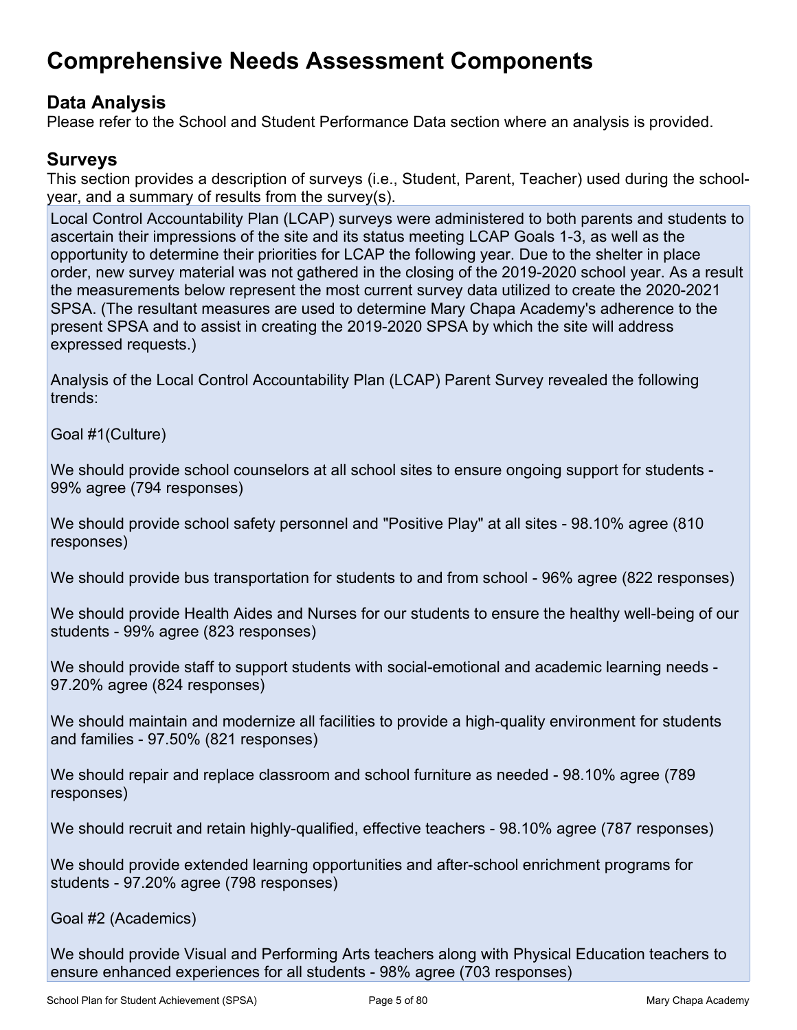# Comprehensive Needs Assessment Components

## Data Analysis

Please refer to the School and Student Performance Data section where an analysis is provided.

## Surveys

This section provides a description of surveys (i.e., Student, Parent, Teacher) used during the school-year, and a summary of results from the survey(s).

Local Control Accountability Plan (LCAP) surveys were administered to both parents and students to ascertain their impressions of the site and its status meeting LCAP Goals 1-3, as well as the opportunity to determine their priorities for LCAP the following year. Due to the shelter in place order, new survey material was not gathered in the closing of the 2019-2020 school year. As a result the measurements below represent the most current survey data utilized to create the 2020-2021 SPSA. (The resultant measures are used to determine Mary Chapa Academy's adherence to the present SPSA and to assist in creating the 2019-2020 SPSA by which the site will address expressed requests.)

Analysis of the Local Control Accountability Plan (LCAP) Parent Survey revealed the following trends:

Goal #1(Culture)

We should provide school counselors at all school sites to ensure ongoing support for students - 99% agree (794 responses)

We should provide school safety personnel and "Positive Play" at all sites - 98.10% agree (810 responses)

We should provide bus transportation for students to and from school - 96% agree (822 responses)

We should provide Health Aides and Nurses for our students to ensure the healthy well-being of our students - 99% agree (823 responses)

We should provide staff to support students with social-emotional and academic learning needs - 97.20% agree (824 responses)

We should maintain and modernize all facilities to provide a high-quality environment for students and families - 97.50% (821 responses)

We should repair and replace classroom and school furniture as needed - 98.10% agree (789 responses)

We should recruit and retain highly-qualified, effective teachers - 98.10% agree (787 responses)

We should provide extended learning opportunities and after-school enrichment programs for students - 97.20% agree (798 responses)

Goal #2 (Academics)

We should provide Visual and Performing Arts teachers along with Physical Education teachers to ensure enhanced experiences for all students - 98% agree (703 responses)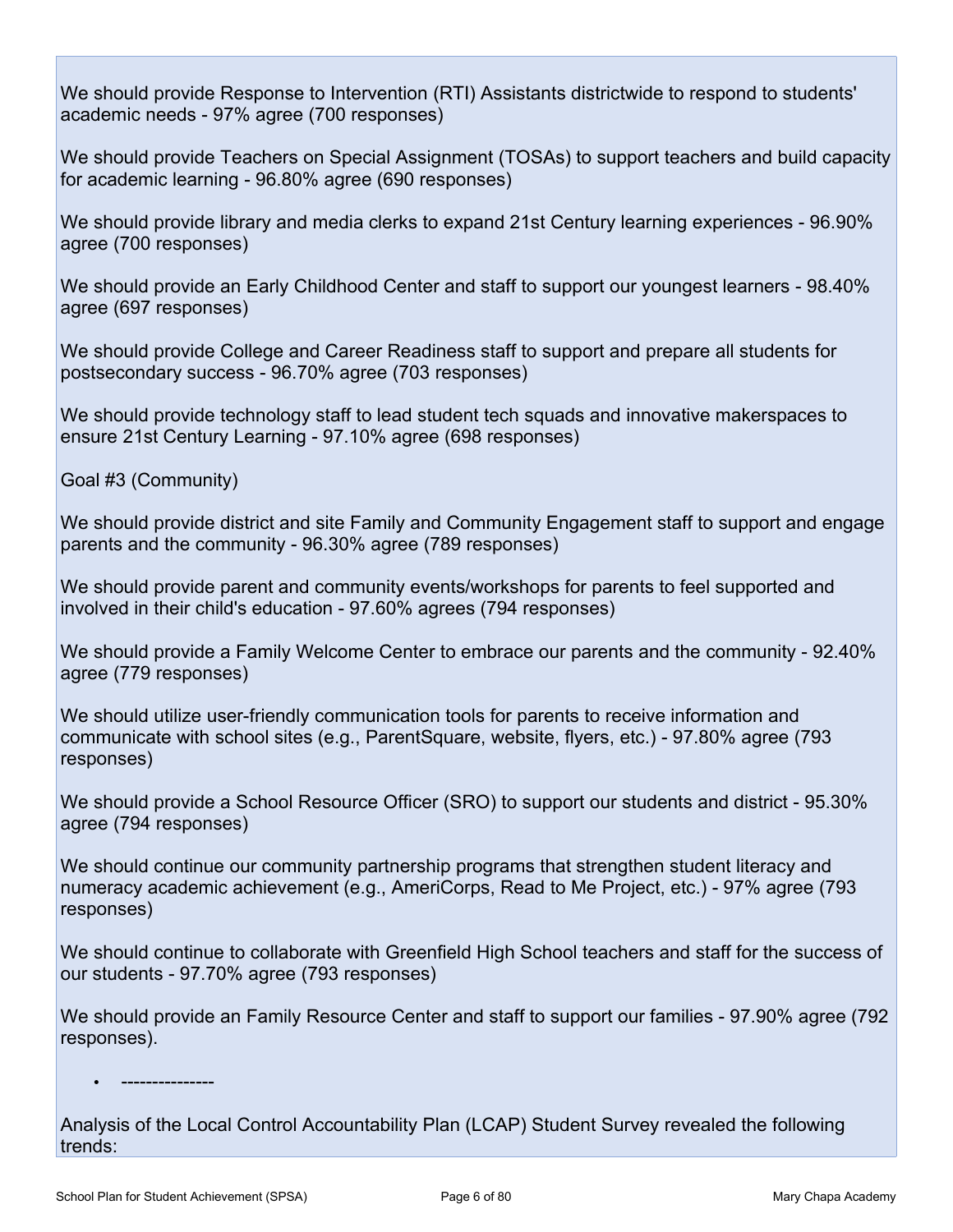We should provide Response to Intervention (RTI) Assistants districtwide to respond to students' academic needs - 97% agree (700 responses)

We should provide Teachers on Special Assignment (TOSAs) to support teachers and build capacity for academic learning - 96.80% agree (690 responses)

We should provide library and media clerks to expand 21st Century learning experiences - 96.90% agree (700 responses)

We should provide an Early Childhood Center and staff to support our youngest learners - 98.40% agree (697 responses)

We should provide College and Career Readiness staff to support and prepare all students for postsecondary success - 96.70% agree (703 responses)

We should provide technology staff to lead student tech squads and innovative makerspaces to ensure 21st Century Learning - 97.10% agree (698 responses)

Goal #3 (Community)

We should provide district and site Family and Community Engagement staff to support and engage parents and the community - 96.30% agree (789 responses)

We should provide parent and community events/workshops for parents to feel supported and involved in their child's education - 97.60% agrees (794 responses)

We should provide a Family Welcome Center to embrace our parents and the community - 92.40% agree (779 responses)

We should utilize user-friendly communication tools for parents to receive information and communicate with school sites (e.g., ParentSquare, website, flyers, etc.) - 97.80% agree (793 responses)

We should provide a School Resource Officer (SRO) to support our students and district - 95.30% agree (794 responses)

We should continue our community partnership programs that strengthen student literacy and numeracy academic achievement (e.g., AmeriCorps, Read to Me Project, etc.) - 97% agree (793 responses)

We should continue to collaborate with Greenfield High School teachers and staff for the success of our students - 97.70% agree (793 responses)

We should provide an Family Resource Center and staff to support our families - 97.90% agree (792 responses).

- ---------------

Analysis of the Local Control Accountability Plan (LCAP) Student Survey revealed the following trends: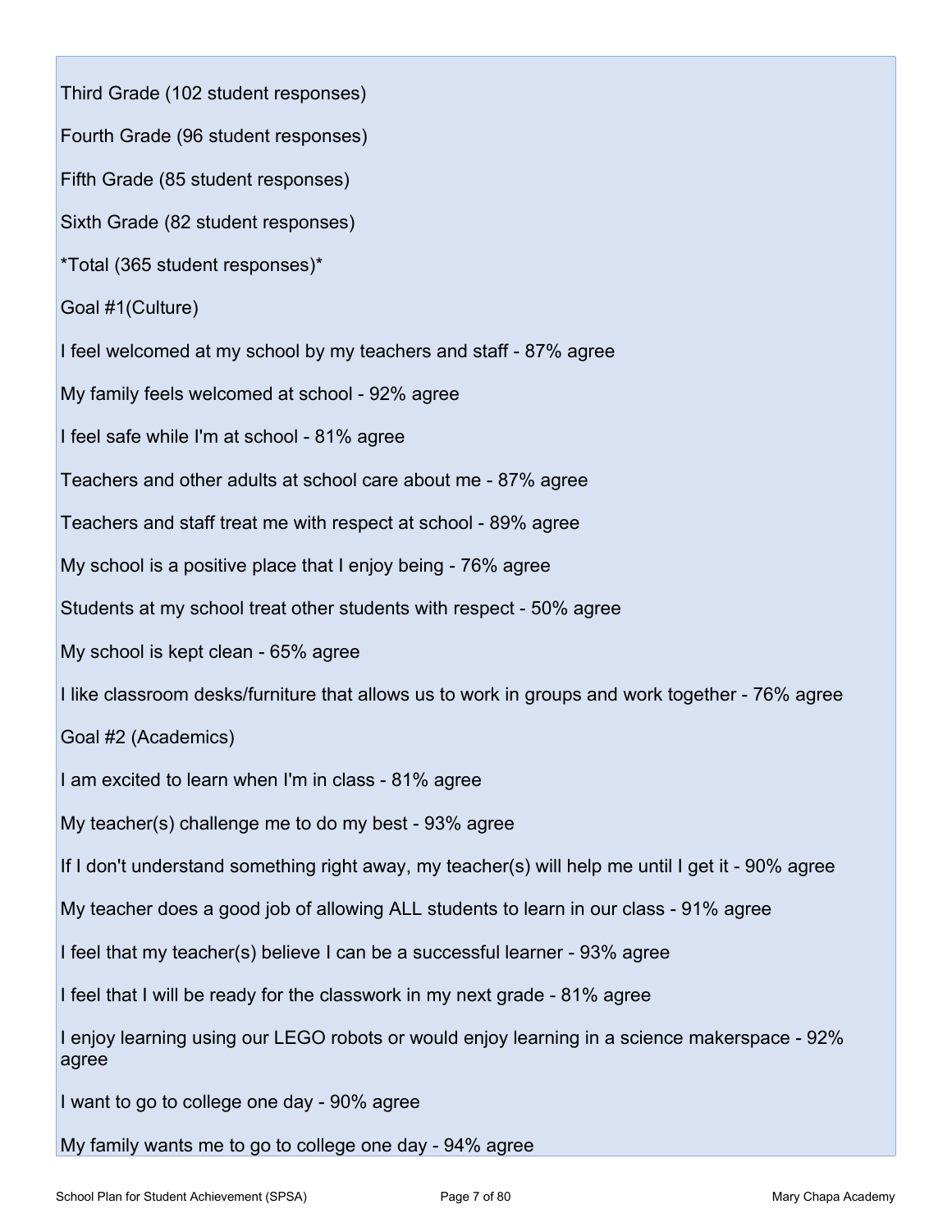Third Grade (102 student responses)

Fourth Grade (96 student responses)

Fifth Grade (85 student responses)

Sixth Grade (82 student responses)

*Total (365 student responses)*

Goal #1(Culture)

I feel welcomed at my school by my teachers and staff - 87% agree

My family feels welcomed at school - 92% agree

I feel safe while I'm at school - 81% agree

Teachers and other adults at school care about me - 87% agree

Teachers and staff treat me with respect at school - 89% agree

My school is a positive place that I enjoy being - 76% agree

Students at my school treat other students with respect - 50% agree

My school is kept clean - 65% agree

I like classroom desks/furniture that allows us to work in groups and work together - 76% agree

Goal #2 (Academics)

I am excited to learn when I'm in class - 81% agree

My teacher(s) challenge me to do my best - 93% agree

If I don't understand something right away, my teacher(s) will help me until I get it - 90% agree

My teacher does a good job of allowing ALL students to learn in our class - 91% agree

I feel that my teacher(s) believe I can be a successful learner - 93% agree

I feel that I will be ready for the classwork in my next grade - 81% agree

I enjoy learning using our LEGO robots or would enjoy learning in a science makerspace - 92% agree

I want to go to college one day - 90% agree

My family wants me to go to college one day - 94% agree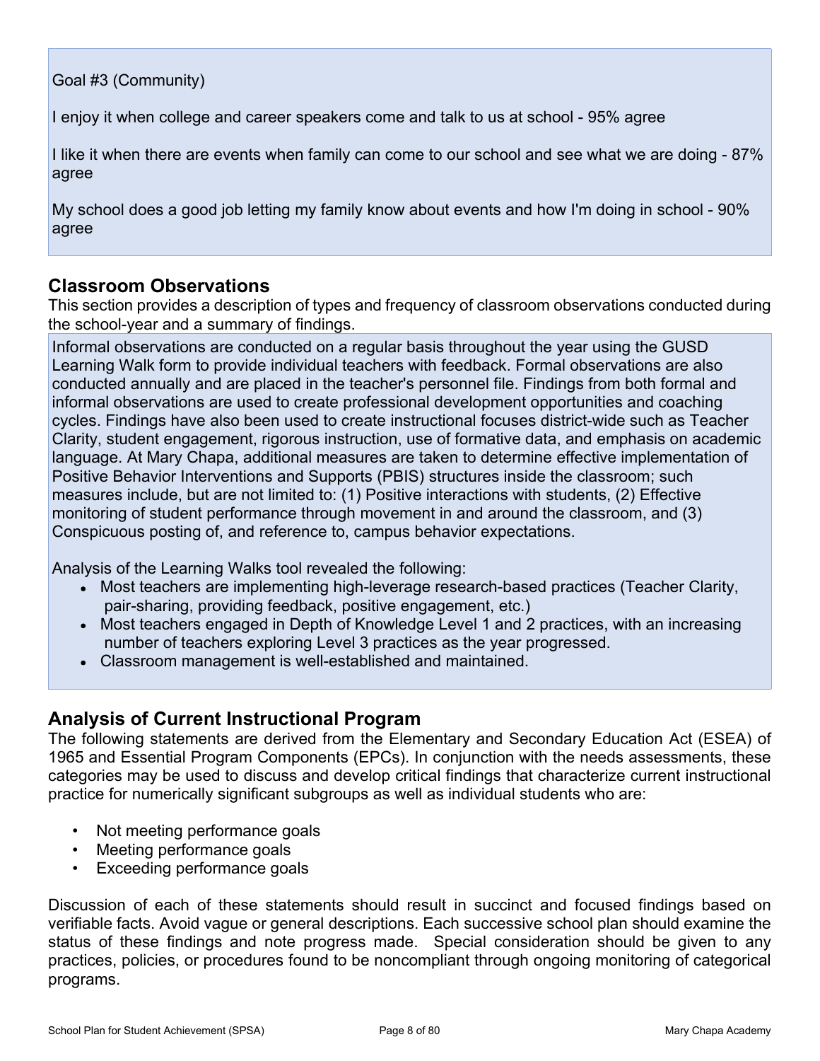Goal #3 (Community)

I enjoy it when college and career speakers come and talk to us at school - 95% agree

I like it when there are events when family can come to our school and see what we are doing - 87% agree

My school does a good job letting my family know about events and how I'm doing in school - 90% agree

## Classroom Observations

This section provides a description of types and frequency of classroom observations conducted during the school-year and a summary of findings.

Informal observations are conducted on a regular basis throughout the year using the GUSD Learning Walk form to provide individual teachers with feedback. Formal observations are also conducted annually and are placed in the teacher's personnel file. Findings from both formal and informal observations are used to create professional development opportunities and coaching cycles. Findings have also been used to create instructional focuses district-wide such as Teacher Clarity, student engagement, rigorous instruction, use of formative data, and emphasis on academic language. At Mary Chapa, additional measures are taken to determine effective implementation of Positive Behavior Interventions and Supports (PBIS) structures inside the classroom; such measures include, but are not limited to: (1) Positive interactions with students, (2) Effective monitoring of student performance through movement in and around the classroom, and (3) Conspicuous posting of, and reference to, campus behavior expectations.

Analysis of the Learning Walks tool revealed the following:

- Most teachers are implementing high-leverage research-based practices (Teacher Clarity, pair-sharing, providing feedback, positive engagement, etc.)
- Most teachers engaged in Depth of Knowledge Level 1 and 2 practices, with an increasing number of teachers exploring Level 3 practices as the year progressed.
- Classroom management is well-established and maintained.

## Analysis of Current Instructional Program

The following statements are derived from the Elementary and Secondary Education Act (ESEA) of 1965 and Essential Program Components (EPCs). In conjunction with the needs assessments, these categories may be used to discuss and develop critical findings that characterize current instructional practice for numerically significant subgroups as well as individual students who are:

- Not meeting performance goals
- Meeting performance goals
- Exceeding performance goals

Discussion of each of these statements should result in succinct and focused findings based on verifiable facts. Avoid vague or general descriptions. Each successive school plan should examine the status of these findings and note progress made. Special consideration should be given to any practices, policies, or procedures found to be noncompliant through ongoing monitoring of categorical programs.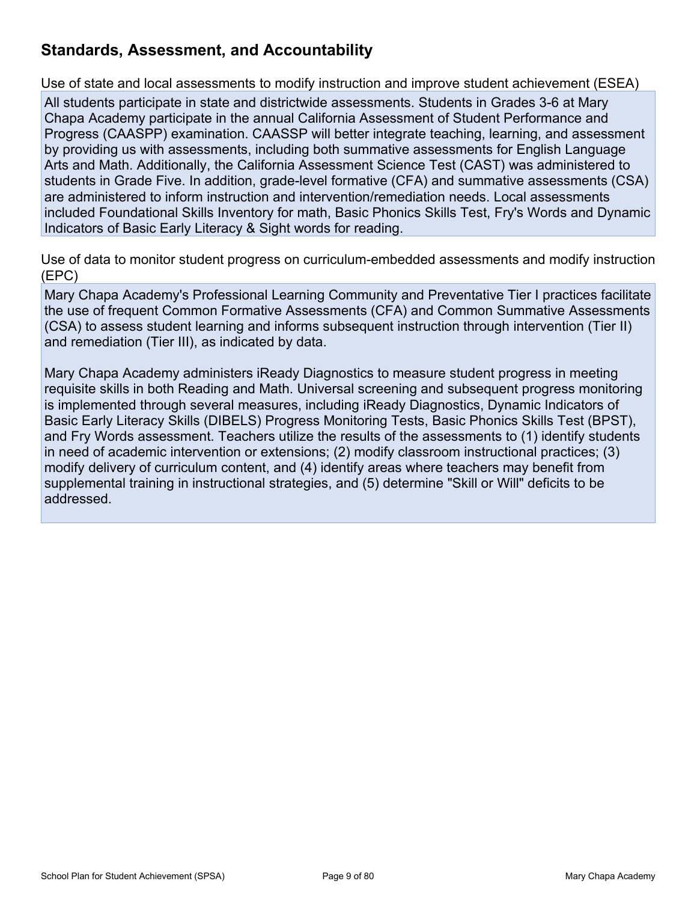## Standards, Assessment, and Accountability

Use of state and local assessments to modify instruction and improve student achievement (ESEA)

All students participate in state and districtwide assessments. Students in Grades 3-6 at Mary Chapa Academy participate in the annual California Assessment of Student Performance and Progress (CAASPP) examination. CAASSP will better integrate teaching, learning, and assessment by providing us with assessments, including both summative assessments for English Language Arts and Math. Additionally, the California Assessment Science Test (CAST) was administered to students in Grade Five. In addition, grade-level formative (CFA) and summative assessments (CSA) are administered to inform instruction and intervention/remediation needs. Local assessments included Foundational Skills Inventory for math, Basic Phonics Skills Test, Fry's Words and Dynamic Indicators of Basic Early Literacy & Sight words for reading.

Use of data to monitor student progress on curriculum-embedded assessments and modify instruction (EPC)

Mary Chapa Academy's Professional Learning Community and Preventative Tier I practices facilitate the use of frequent Common Formative Assessments (CFA) and Common Summative Assessments (CSA) to assess student learning and informs subsequent instruction through intervention (Tier II) and remediation (Tier III), as indicated by data.

Mary Chapa Academy administers iReady Diagnostics to measure student progress in meeting requisite skills in both Reading and Math. Universal screening and subsequent progress monitoring is implemented through several measures, including iReady Diagnostics, Dynamic Indicators of Basic Early Literacy Skills (DIBELS) Progress Monitoring Tests, Basic Phonics Skills Test (BPST), and Fry Words assessment. Teachers utilize the results of the assessments to (1) identify students in need of academic intervention or extensions; (2) modify classroom instructional practices; (3) modify delivery of curriculum content, and (4) identify areas where teachers may benefit from supplemental training in instructional strategies, and (5) determine "Skill or Will" deficits to be addressed.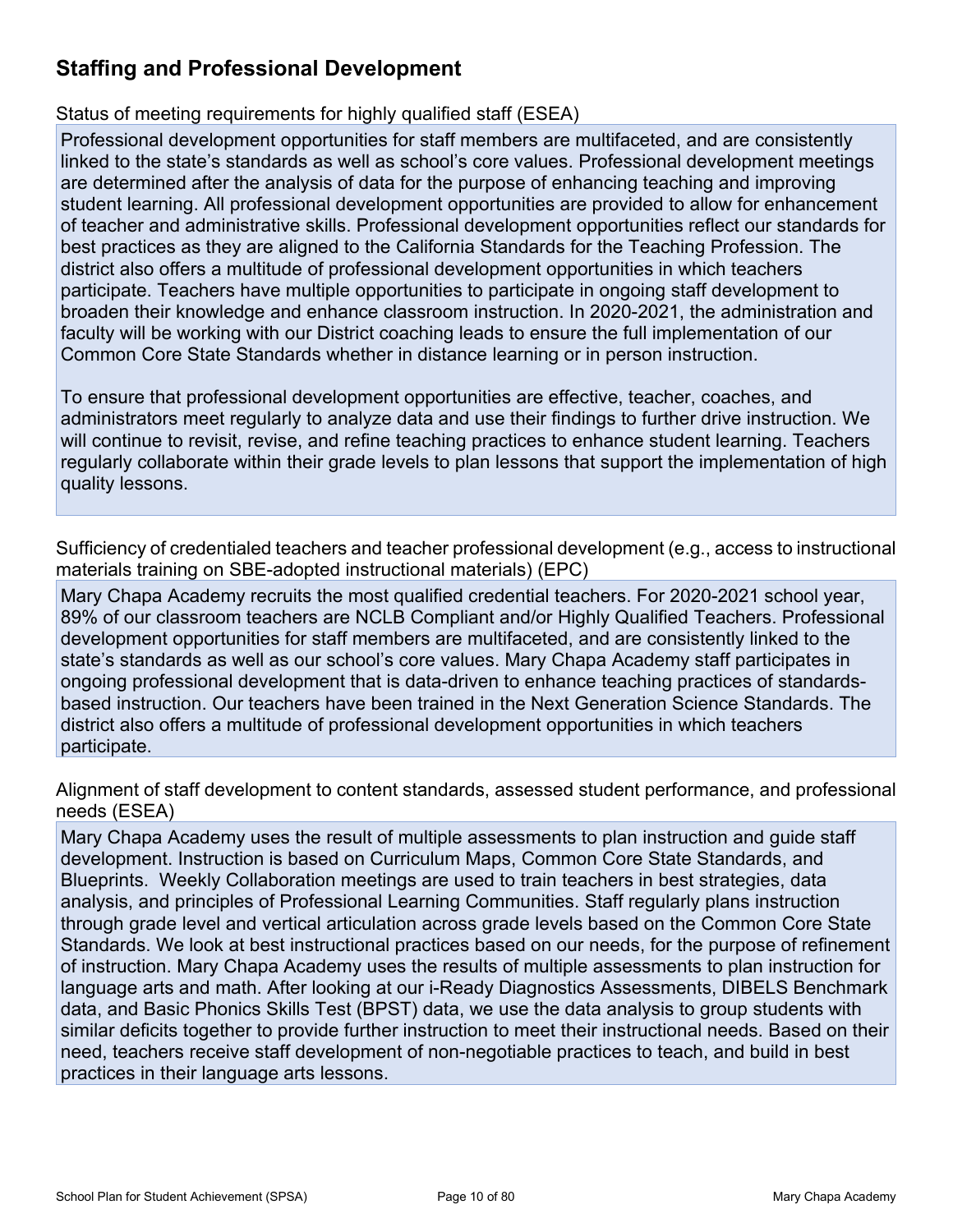## Staffing and Professional Development

Status of meeting requirements for highly qualified staff (ESEA)

Professional development opportunities for staff members are multifaceted, and are consistently linked to the state's standards as well as school's core values. Professional development meetings are determined after the analysis of data for the purpose of enhancing teaching and improving student learning. All professional development opportunities are provided to allow for enhancement of teacher and administrative skills. Professional development opportunities reflect our standards for best practices as they are aligned to the California Standards for the Teaching Profession. The district also offers a multitude of professional development opportunities in which teachers participate. Teachers have multiple opportunities to participate in ongoing staff development to broaden their knowledge and enhance classroom instruction. In 2020-2021, the administration and faculty will be working with our District coaching leads to ensure the full implementation of our Common Core State Standards whether in distance learning or in person instruction.

To ensure that professional development opportunities are effective, teacher, coaches, and administrators meet regularly to analyze data and use their findings to further drive instruction. We will continue to revisit, revise, and refine teaching practices to enhance student learning. Teachers regularly collaborate within their grade levels to plan lessons that support the implementation of high quality lessons.

Sufficiency of credentialed teachers and teacher professional development (e.g., access to instructional materials training on SBE-adopted instructional materials) (EPC)

Mary Chapa Academy recruits the most qualified credential teachers. For 2020-2021 school year, 89% of our classroom teachers are NCLB Compliant and/or Highly Qualified Teachers. Professional development opportunities for staff members are multifaceted, and are consistently linked to the state's standards as well as our school's core values. Mary Chapa Academy staff participates in ongoing professional development that is data-driven to enhance teaching practices of standards-based instruction. Our teachers have been trained in the Next Generation Science Standards. The district also offers a multitude of professional development opportunities in which teachers participate.

Alignment of staff development to content standards, assessed student performance, and professional needs (ESEA)

Mary Chapa Academy uses the result of multiple assessments to plan instruction and guide staff development. Instruction is based on Curriculum Maps, Common Core State Standards, and Blueprints. Weekly Collaboration meetings are used to train teachers in best strategies, data analysis, and principles of Professional Learning Communities. Staff regularly plans instruction through grade level and vertical articulation across grade levels based on the Common Core State Standards. We look at best instructional practices based on our needs, for the purpose of refinement of instruction. Mary Chapa Academy uses the results of multiple assessments to plan instruction for language arts and math. After looking at our i-Ready Diagnostics Assessments, DIBELS Benchmark data, and Basic Phonics Skills Test (BPST) data, we use the data analysis to group students with similar deficits together to provide further instruction to meet their instructional needs. Based on their need, teachers receive staff development of non-negotiable practices to teach, and build in best practices in their language arts lessons.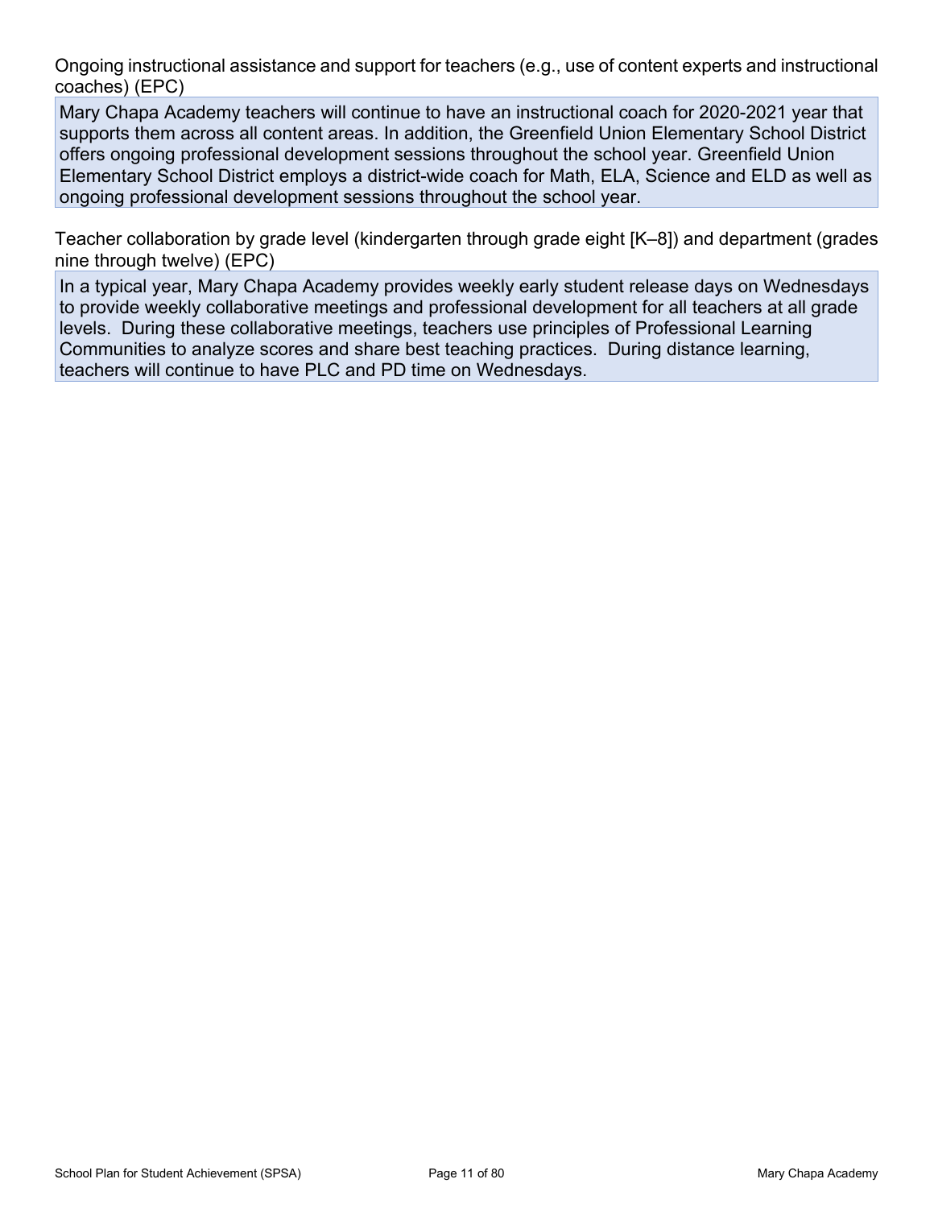Ongoing instructional assistance and support for teachers (e.g., use of content experts and instructional coaches) (EPC)

Mary Chapa Academy teachers will continue to have an instructional coach for 2020-2021 year that supports them across all content areas. In addition, the Greenfield Union Elementary School District offers ongoing professional development sessions throughout the school year. Greenfield Union Elementary School District employs a district-wide coach for Math, ELA, Science and ELD as well as ongoing professional development sessions throughout the school year.

Teacher collaboration by grade level (kindergarten through grade eight [K–8]) and department (grades nine through twelve) (EPC)

In a typical year, Mary Chapa Academy provides weekly early student release days on Wednesdays to provide weekly collaborative meetings and professional development for all teachers at all grade levels. During these collaborative meetings, teachers use principles of Professional Learning Communities to analyze scores and share best teaching practices. During distance learning, teachers will continue to have PLC and PD time on Wednesdays.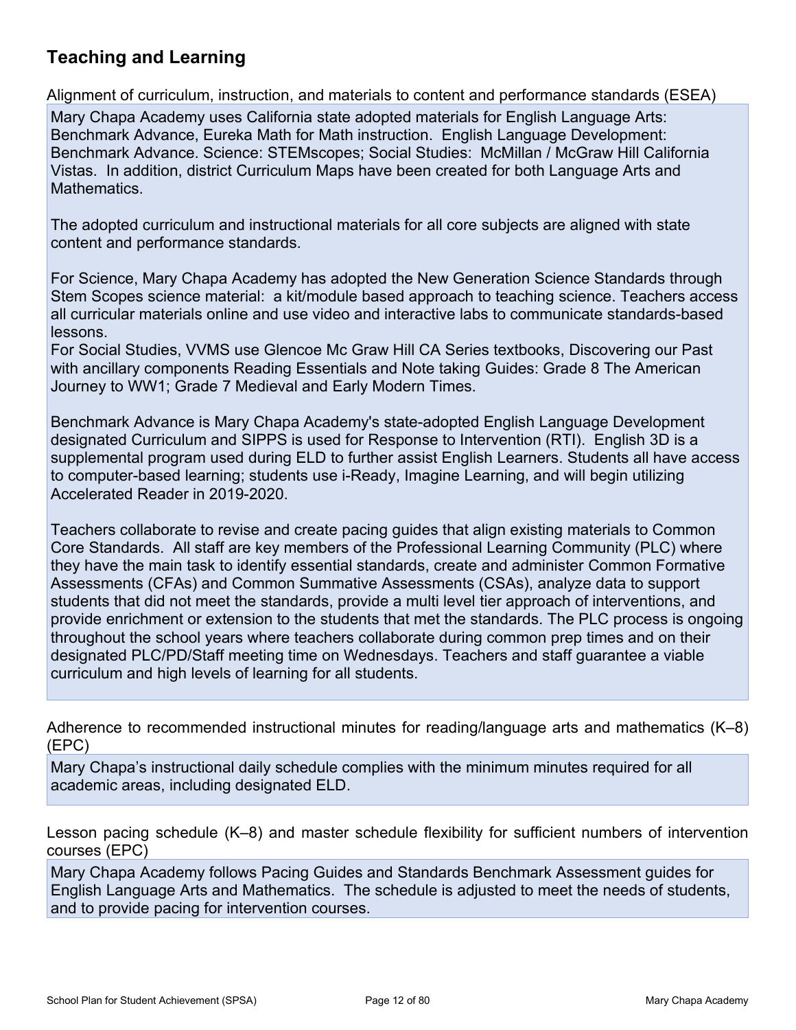## Teaching and Learning

Alignment of curriculum, instruction, and materials to content and performance standards (ESEA)

Mary Chapa Academy uses California state adopted materials for English Language Arts: Benchmark Advance, Eureka Math for Math instruction. English Language Development: Benchmark Advance. Science: STEMscopes; Social Studies: McMillan / McGraw Hill California Vistas. In addition, district Curriculum Maps have been created for both Language Arts and Mathematics.

The adopted curriculum and instructional materials for all core subjects are aligned with state content and performance standards.

For Science, Mary Chapa Academy has adopted the New Generation Science Standards through Stem Scopes science material: a kit/module based approach to teaching science. Teachers access all curricular materials online and use video and interactive labs to communicate standards-based lessons.
For Social Studies, VVMS use Glencoe Mc Graw Hill CA Series textbooks, Discovering our Past with ancillary components Reading Essentials and Note taking Guides: Grade 8 The American Journey to WW1; Grade 7 Medieval and Early Modern Times.

Benchmark Advance is Mary Chapa Academy's state-adopted English Language Development designated Curriculum and SIPPS is used for Response to Intervention (RTI). English 3D is a supplemental program used during ELD to further assist English Learners. Students all have access to computer-based learning; students use i-Ready, Imagine Learning, and will begin utilizing Accelerated Reader in 2019-2020.

Teachers collaborate to revise and create pacing guides that align existing materials to Common Core Standards. All staff are key members of the Professional Learning Community (PLC) where they have the main task to identify essential standards, create and administer Common Formative Assessments (CFAs) and Common Summative Assessments (CSAs), analyze data to support students that did not meet the standards, provide a multi level tier approach of interventions, and provide enrichment or extension to the students that met the standards. The PLC process is ongoing throughout the school years where teachers collaborate during common prep times and on their designated PLC/PD/Staff meeting time on Wednesdays. Teachers and staff guarantee a viable curriculum and high levels of learning for all students.

Adherence to recommended instructional minutes for reading/language arts and mathematics (K–8) (EPC)

Mary Chapa's instructional daily schedule complies with the minimum minutes required for all academic areas, including designated ELD.

Lesson pacing schedule (K–8) and master schedule flexibility for sufficient numbers of intervention courses (EPC)

Mary Chapa Academy follows Pacing Guides and Standards Benchmark Assessment guides for English Language Arts and Mathematics. The schedule is adjusted to meet the needs of students, and to provide pacing for intervention courses.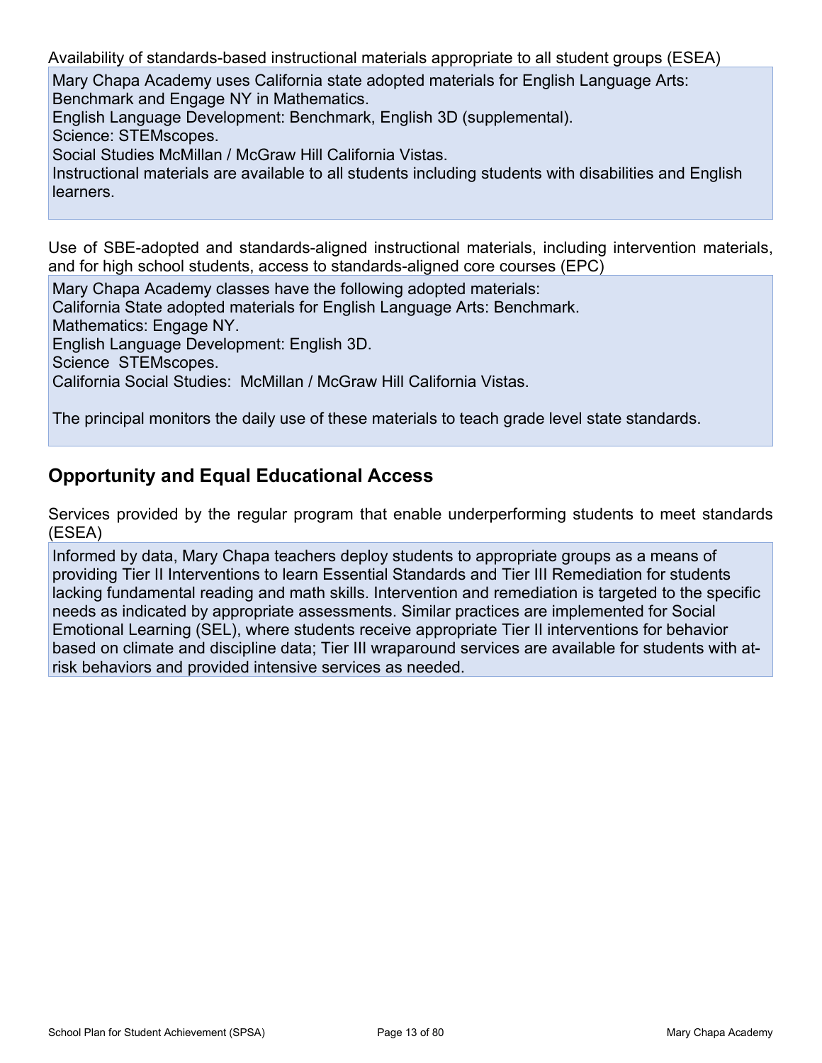Availability of standards-based instructional materials appropriate to all student groups (ESEA)

Mary Chapa Academy uses California state adopted materials for English Language Arts: Benchmark and Engage NY in Mathematics.
English Language Development: Benchmark, English 3D (supplemental).
Science: STEMscopes.
Social Studies McMillan / McGraw Hill California Vistas.
Instructional materials are available to all students including students with disabilities and English learners.

Use of SBE-adopted and standards-aligned instructional materials, including intervention materials, and for high school students, access to standards-aligned core courses (EPC)

Mary Chapa Academy classes have the following adopted materials:
California State adopted materials for English Language Arts: Benchmark.
Mathematics: Engage NY.
English Language Development: English 3D.
Science STEMscopes.
California Social Studies: McMillan / McGraw Hill California Vistas.

The principal monitors the daily use of these materials to teach grade level state standards.

## Opportunity and Equal Educational Access

Services provided by the regular program that enable underperforming students to meet standards (ESEA)

Informed by data, Mary Chapa teachers deploy students to appropriate groups as a means of providing Tier II Interventions to learn Essential Standards and Tier III Remediation for students lacking fundamental reading and math skills. Intervention and remediation is targeted to the specific needs as indicated by appropriate assessments. Similar practices are implemented for Social Emotional Learning (SEL), where students receive appropriate Tier II interventions for behavior based on climate and discipline data; Tier III wraparound services are available for students with at-risk behaviors and provided intensive services as needed.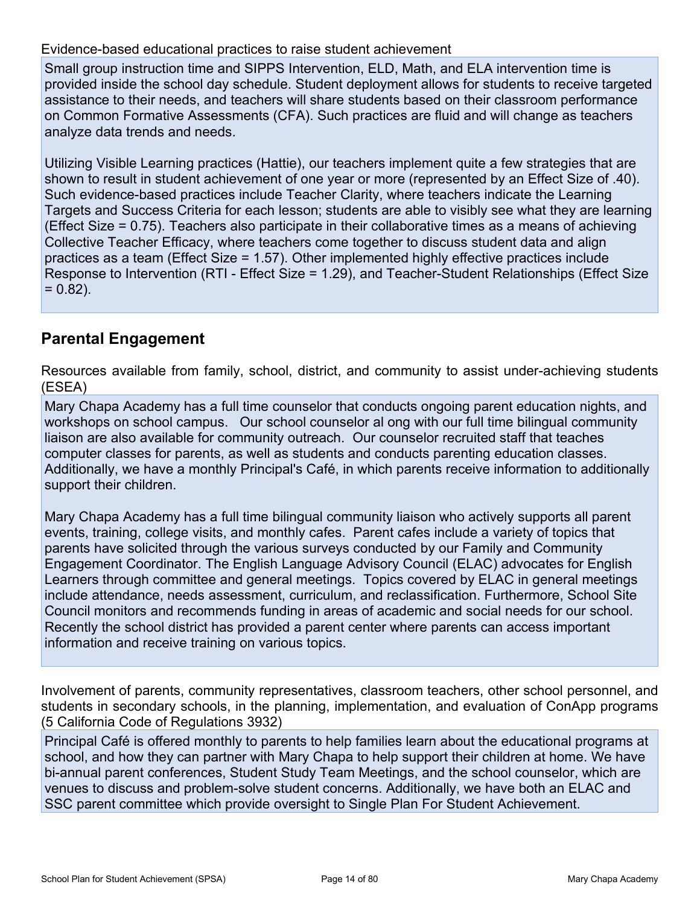Evidence-based educational practices to raise student achievement

Small group instruction time and SIPPS Intervention, ELD, Math, and ELA intervention time is provided inside the school day schedule. Student deployment allows for students to receive targeted assistance to their needs, and teachers will share students based on their classroom performance on Common Formative Assessments (CFA). Such practices are fluid and will change as teachers analyze data trends and needs.

Utilizing Visible Learning practices (Hattie), our teachers implement quite a few strategies that are shown to result in student achievement of one year or more (represented by an Effect Size of .40). Such evidence-based practices include Teacher Clarity, where teachers indicate the Learning Targets and Success Criteria for each lesson; students are able to visibly see what they are learning (Effect Size = 0.75). Teachers also participate in their collaborative times as a means of achieving Collective Teacher Efficacy, where teachers come together to discuss student data and align practices as a team (Effect Size = 1.57). Other implemented highly effective practices include Response to Intervention (RTI - Effect Size = 1.29), and Teacher-Student Relationships (Effect Size = 0.82).

## Parental Engagement

Resources available from family, school, district, and community to assist under-achieving students (ESEA)

Mary Chapa Academy has a full time counselor that conducts ongoing parent education nights, and workshops on school campus. Our school counselor al ong with our full time bilingual community liaison are also available for community outreach. Our counselor recruited staff that teaches computer classes for parents, as well as students and conducts parenting education classes. Additionally, we have a monthly Principal's Café, in which parents receive information to additionally support their children.

Mary Chapa Academy has a full time bilingual community liaison who actively supports all parent events, training, college visits, and monthly cafes. Parent cafes include a variety of topics that parents have solicited through the various surveys conducted by our Family and Community Engagement Coordinator. The English Language Advisory Council (ELAC) advocates for English Learners through committee and general meetings. Topics covered by ELAC in general meetings include attendance, needs assessment, curriculum, and reclassification. Furthermore, School Site Council monitors and recommends funding in areas of academic and social needs for our school. Recently the school district has provided a parent center where parents can access important information and receive training on various topics.

Involvement of parents, community representatives, classroom teachers, other school personnel, and students in secondary schools, in the planning, implementation, and evaluation of ConApp programs (5 California Code of Regulations 3932)

Principal Café is offered monthly to parents to help families learn about the educational programs at school, and how they can partner with Mary Chapa to help support their children at home. We have bi-annual parent conferences, Student Study Team Meetings, and the school counselor, which are venues to discuss and problem-solve student concerns. Additionally, we have both an ELAC and SSC parent committee which provide oversight to Single Plan For Student Achievement.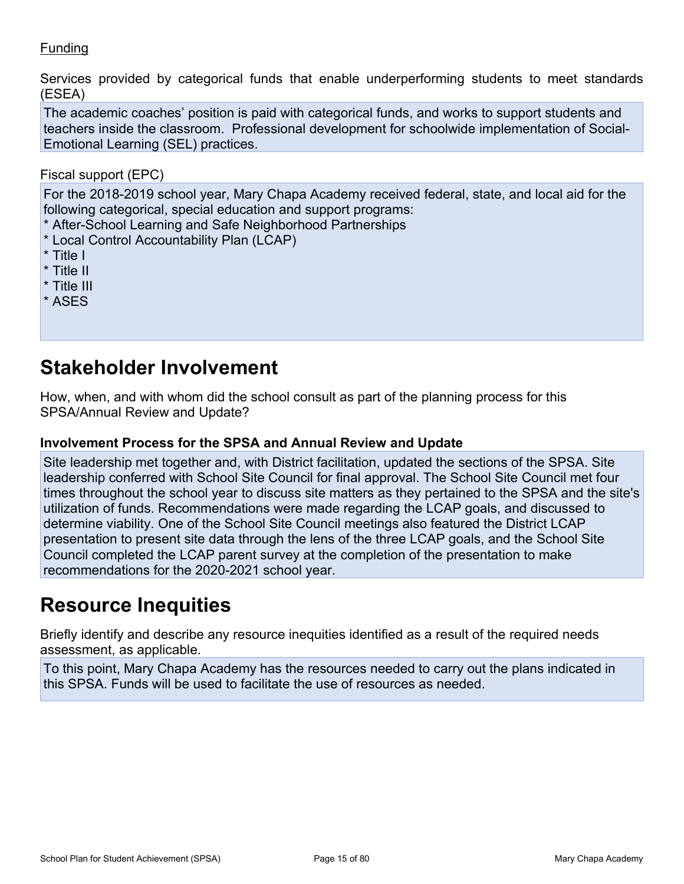Funding

Services provided by categorical funds that enable underperforming students to meet standards (ESEA)

The academic coaches' position is paid with categorical funds, and works to support students and teachers inside the classroom. Professional development for schoolwide implementation of Social-Emotional Learning (SEL) practices.

Fiscal support (EPC)

For the 2018-2019 school year, Mary Chapa Academy received federal, state, and local aid for the following categorical, special education and support programs:
* After-School Learning and Safe Neighborhood Partnerships
* Local Control Accountability Plan (LCAP)
* Title I
* Title II
* Title III
* ASES

# Stakeholder Involvement

How, when, and with whom did the school consult as part of the planning process for this SPSA/Annual Review and Update?

### Involvement Process for the SPSA and Annual Review and Update

Site leadership met together and, with District facilitation, updated the sections of the SPSA. Site leadership conferred with School Site Council for final approval. The School Site Council met four times throughout the school year to discuss site matters as they pertained to the SPSA and the site's utilization of funds. Recommendations were made regarding the LCAP goals, and discussed to determine viability. One of the School Site Council meetings also featured the District LCAP presentation to present site data through the lens of the three LCAP goals, and the School Site Council completed the LCAP parent survey at the completion of the presentation to make recommendations for the 2020-2021 school year.

# Resource Inequities

Briefly identify and describe any resource inequities identified as a result of the required needs assessment, as applicable.

To this point, Mary Chapa Academy has the resources needed to carry out the plans indicated in this SPSA. Funds will be used to facilitate the use of resources as needed.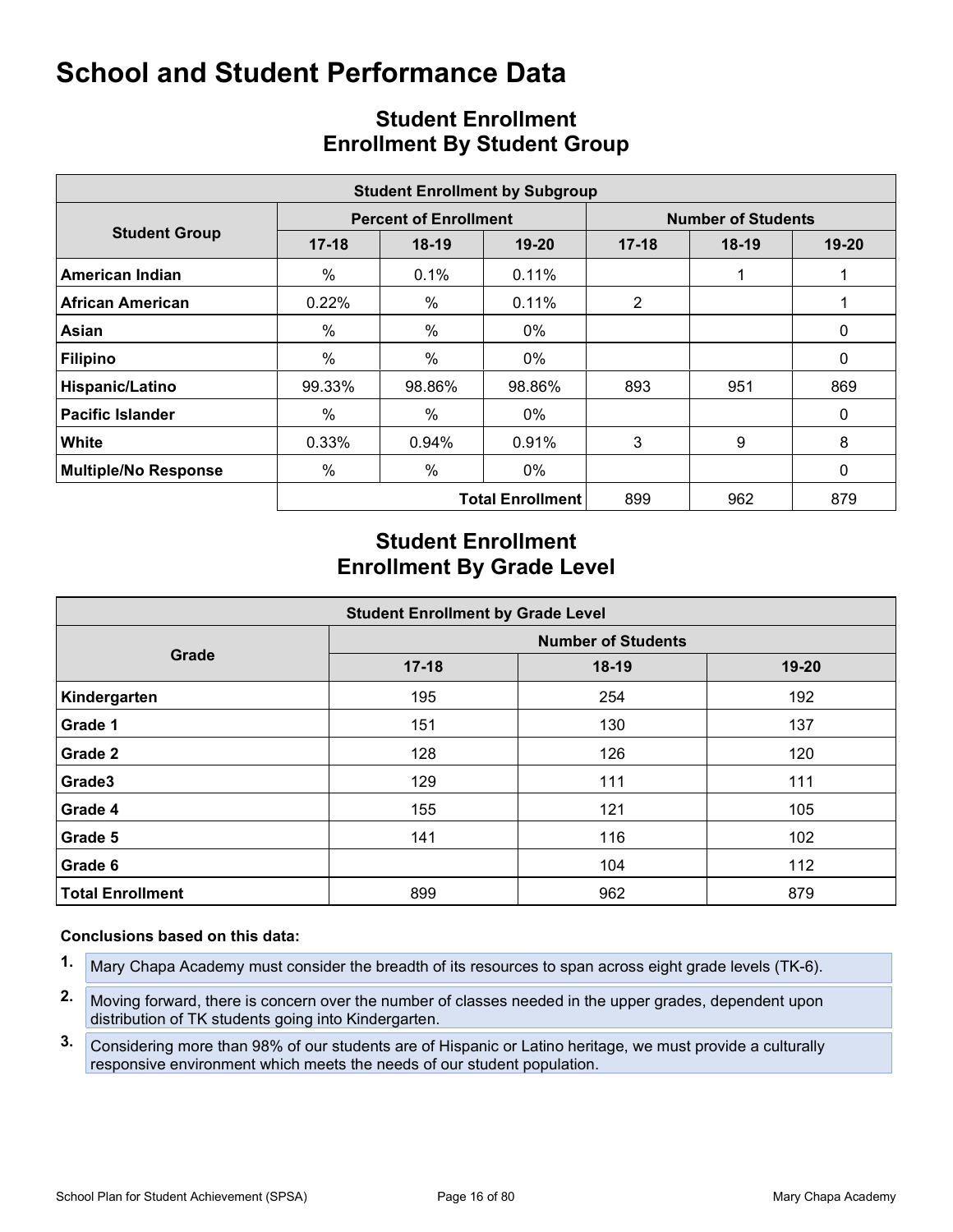# School and Student Performance Data

## Student Enrollment
## Enrollment By Student Group

| Student Enrollment by Subgroup | | | | | | |
|---|---|---|---|---|---|---|
| **Student Group** | **Percent of Enrollment** | | | **Number of Students** | | |
| | **17-18** | **18-19** | **19-20** | **17-18** | **18-19** | **19-20** |
| **American Indian** | % | 0.1% | 0.11% | | 1 | 1 |
| **African American** | 0.22% | % | 0.11% | 2 | | 1 |
| **Asian** | % | % | 0% | | | 0 |
| **Filipino** | % | % | 0% | | | 0 |
| **Hispanic/Latino** | 99.33% | 98.86% | 98.86% | 893 | 951 | 869 |
| **Pacific Islander** | % | % | 0% | | | 0 |
| **White** | 0.33% | 0.94% | 0.91% | 3 | 9 | 8 |
| **Multiple/No Response** | % | % | 0% | | | 0 |
| | | | **Total Enrollment** | 899 | 962 | 879 |

## Student Enrollment
## Enrollment By Grade Level

| Student Enrollment by Grade Level | | | |
|---|---|---|---|
| **Grade** | **Number of Students** | | |
| | **17-18** | **18-19** | **19-20** |
| **Kindergarten** | 195 | 254 | 192 |
| **Grade 1** | 151 | 130 | 137 |
| **Grade 2** | 128 | 126 | 120 |
| **Grade3** | 129 | 111 | 111 |
| **Grade 4** | 155 | 121 | 105 |
| **Grade 5** | 141 | 116 | 102 |
| **Grade 6** | | 104 | 112 |
| **Total Enrollment** | 899 | 962 | 879 |

**Conclusions based on this data:**

1. Mary Chapa Academy must consider the breadth of its resources to span across eight grade levels (TK-6).
2. Moving forward, there is concern over the number of classes needed in the upper grades, dependent upon distribution of TK students going into Kindergarten.
3. Considering more than 98% of our students are of Hispanic or Latino heritage, we must provide a culturally responsive environment which meets the needs of our student population.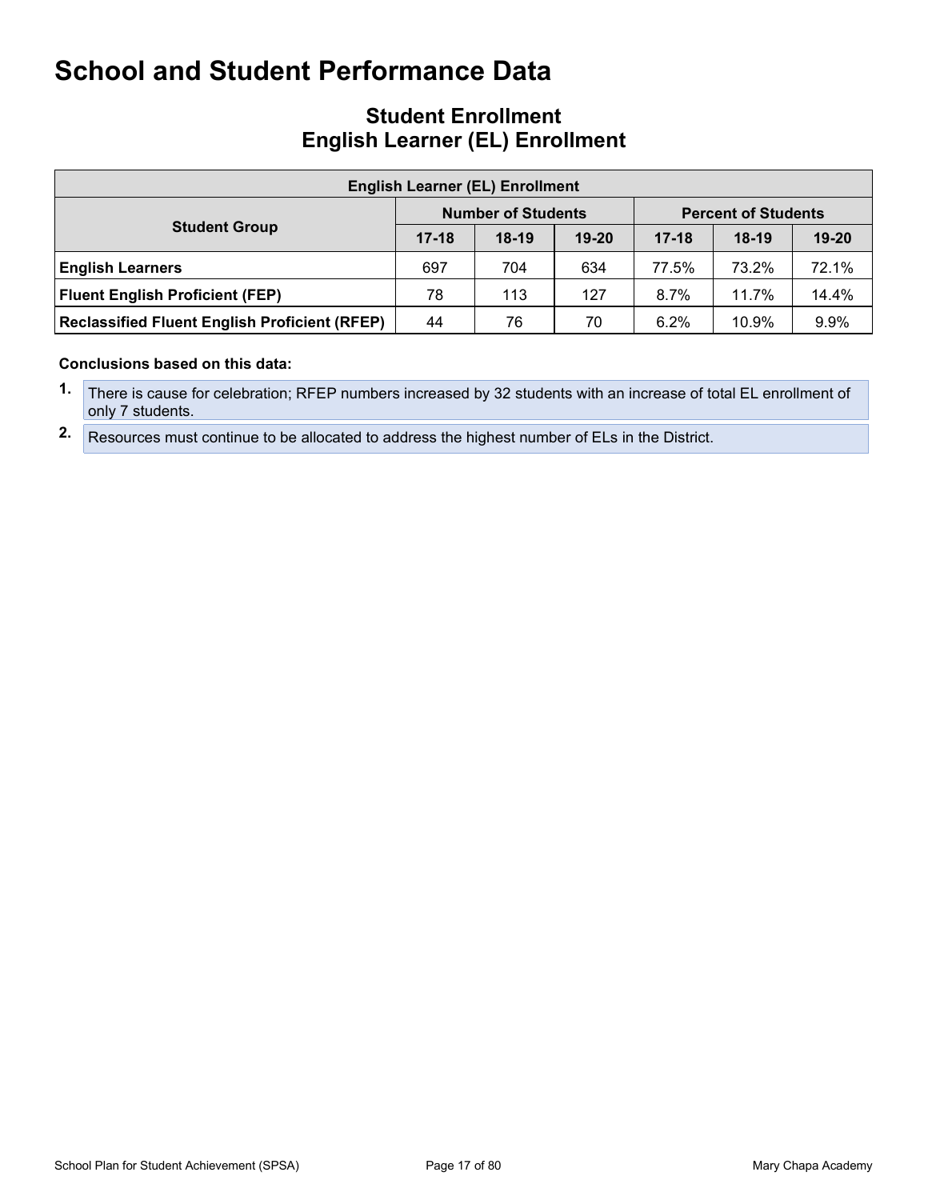# School and Student Performance Data

## Student Enrollment
## English Learner (EL) Enrollment

| English Learner (EL) Enrollment | | | | | | |
|---|---|---|---|---|---|---|
| **Student Group** | **Number of Students** | | | **Percent of Students** | | |
| | **17-18** | **18-19** | **19-20** | **17-18** | **18-19** | **19-20** |
| **English Learners** | 697 | 704 | 634 | 77.5% | 73.2% | 72.1% |
| **Fluent English Proficient (FEP)** | 78 | 113 | 127 | 8.7% | 11.7% | 14.4% |
| **Reclassified Fluent English Proficient (RFEP)** | 44 | 76 | 70 | 6.2% | 10.9% | 9.9% |

**Conclusions based on this data:**

1. There is cause for celebration; RFEP numbers increased by 32 students with an increase of total EL enrollment of only 7 students.
2. Resources must continue to be allocated to address the highest number of ELs in the District.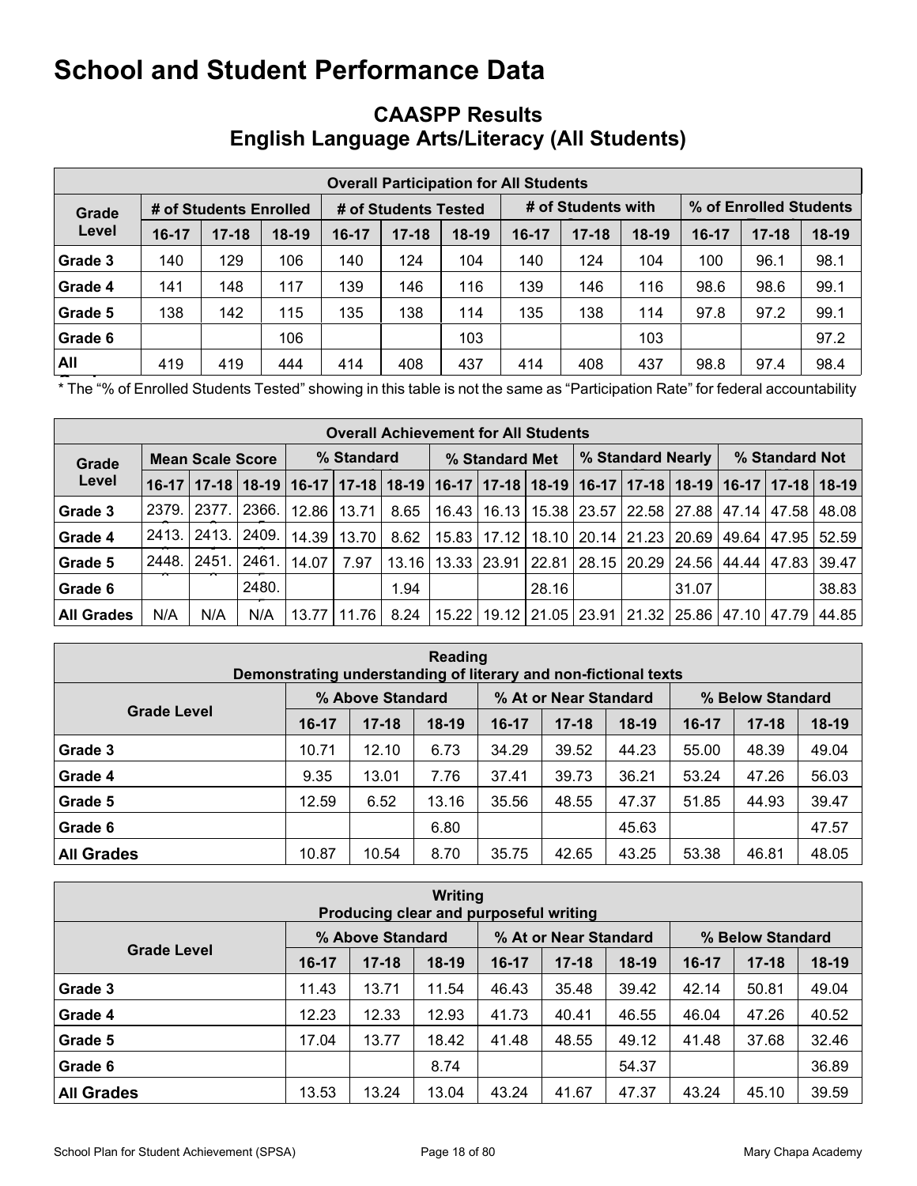# School and Student Performance Data

## CAASPP Results
## English Language Arts/Literacy (All Students)

| Overall Participation for All Students | | | | | | | | | | | | |
|---|---|---|---|---|---|---|---|---|---|---|---|---|
| Grade Level | # of Students Enrolled | | | # of Students Tested | | | # of Students with | | | % of Enrolled Students | | |
| | 16-17 | 17-18 | 18-19 | 16-17 | 17-18 | 18-19 | 16-17 | 17-18 | 18-19 | 16-17 | 17-18 | 18-19 |
| Grade 3 | 140 | 129 | 106 | 140 | 124 | 104 | 140 | 124 | 104 | 100 | 96.1 | 98.1 |
| Grade 4 | 141 | 148 | 117 | 139 | 146 | 116 | 139 | 146 | 116 | 98.6 | 98.6 | 99.1 |
| Grade 5 | 138 | 142 | 115 | 135 | 138 | 114 | 135 | 138 | 114 | 97.8 | 97.2 | 99.1 |
| Grade 6 | | | 106 | | | 103 | | | 103 | | | 97.2 |
| All | 419 | 419 | 444 | 414 | 408 | 437 | 414 | 408 | 437 | 98.8 | 97.4 | 98.4 |

* The "% of Enrolled Students Tested" showing in this table is not the same as "Participation Rate" for federal accountability

| Overall Achievement for All Students | | | | | | | | | | | | | | | |
|---|---|---|---|---|---|---|---|---|---|---|---|---|---|---|---|
| Grade Level | Mean Scale Score | | | % Standard | | | % Standard Met | | | % Standard Nearly | | | % Standard Not | | |
| | 16-17 | 17-18 | 18-19 | 16-17 | 17-18 | 18-19 | 16-17 | 17-18 | 18-19 | 16-17 | 17-18 | 18-19 | 16-17 | 17-18 | 18-19 |
| Grade 3 | 2379. | 2377. | 2366. | 12.86 | 13.71 | 8.65 | 16.43 | 16.13 | 15.38 | 23.57 | 22.58 | 27.88 | 47.14 | 47.58 | 48.08 |
| Grade 4 | 2413. | 2413. | 2409. | 14.39 | 13.70 | 8.62 | 15.83 | 17.12 | 18.10 | 20.14 | 21.23 | 20.69 | 49.64 | 47.95 | 52.59 |
| Grade 5 | 2448. | 2451. | 2461. | 14.07 | 7.97 | 13.16 | 13.33 | 23.91 | 22.81 | 28.15 | 20.29 | 24.56 | 44.44 | 47.83 | 39.47 |
| Grade 6 | | | 2480. | | | 1.94 | | | 28.16 | | | 31.07 | | | 38.83 |
| All Grades | N/A | N/A | N/A | 13.77 | 11.76 | 8.24 | 15.22 | 19.12 | 21.05 | 23.91 | 21.32 | 25.86 | 47.10 | 47.79 | 44.85 |

| Reading<br>Demonstrating understanding of literary and non-fictional texts | | | | | | | | | |
|---|---|---|---|---|---|---|---|---|---|
| Grade Level | % Above Standard | | | % At or Near Standard | | | % Below Standard | | |
| | 16-17 | 17-18 | 18-19 | 16-17 | 17-18 | 18-19 | 16-17 | 17-18 | 18-19 |
| Grade 3 | 10.71 | 12.10 | 6.73 | 34.29 | 39.52 | 44.23 | 55.00 | 48.39 | 49.04 |
| Grade 4 | 9.35 | 13.01 | 7.76 | 37.41 | 39.73 | 36.21 | 53.24 | 47.26 | 56.03 |
| Grade 5 | 12.59 | 6.52 | 13.16 | 35.56 | 48.55 | 47.37 | 51.85 | 44.93 | 39.47 |
| Grade 6 | | | 6.80 | | | 45.63 | | | 47.57 |
| All Grades | 10.87 | 10.54 | 8.70 | 35.75 | 42.65 | 43.25 | 53.38 | 46.81 | 48.05 |

| Writing<br>Producing clear and purposeful writing | | | | | | | | | |
|---|---|---|---|---|---|---|---|---|---|
| Grade Level | % Above Standard | | | % At or Near Standard | | | % Below Standard | | |
| | 16-17 | 17-18 | 18-19 | 16-17 | 17-18 | 18-19 | 16-17 | 17-18 | 18-19 |
| Grade 3 | 11.43 | 13.71 | 11.54 | 46.43 | 35.48 | 39.42 | 42.14 | 50.81 | 49.04 |
| Grade 4 | 12.23 | 12.33 | 12.93 | 41.73 | 40.41 | 46.55 | 46.04 | 47.26 | 40.52 |
| Grade 5 | 17.04 | 13.77 | 18.42 | 41.48 | 48.55 | 49.12 | 41.48 | 37.68 | 32.46 |
| Grade 6 | | | 8.74 | | | 54.37 | | | 36.89 |
| All Grades | 13.53 | 13.24 | 13.04 | 43.24 | 41.67 | 47.37 | 43.24 | 45.10 | 39.59 |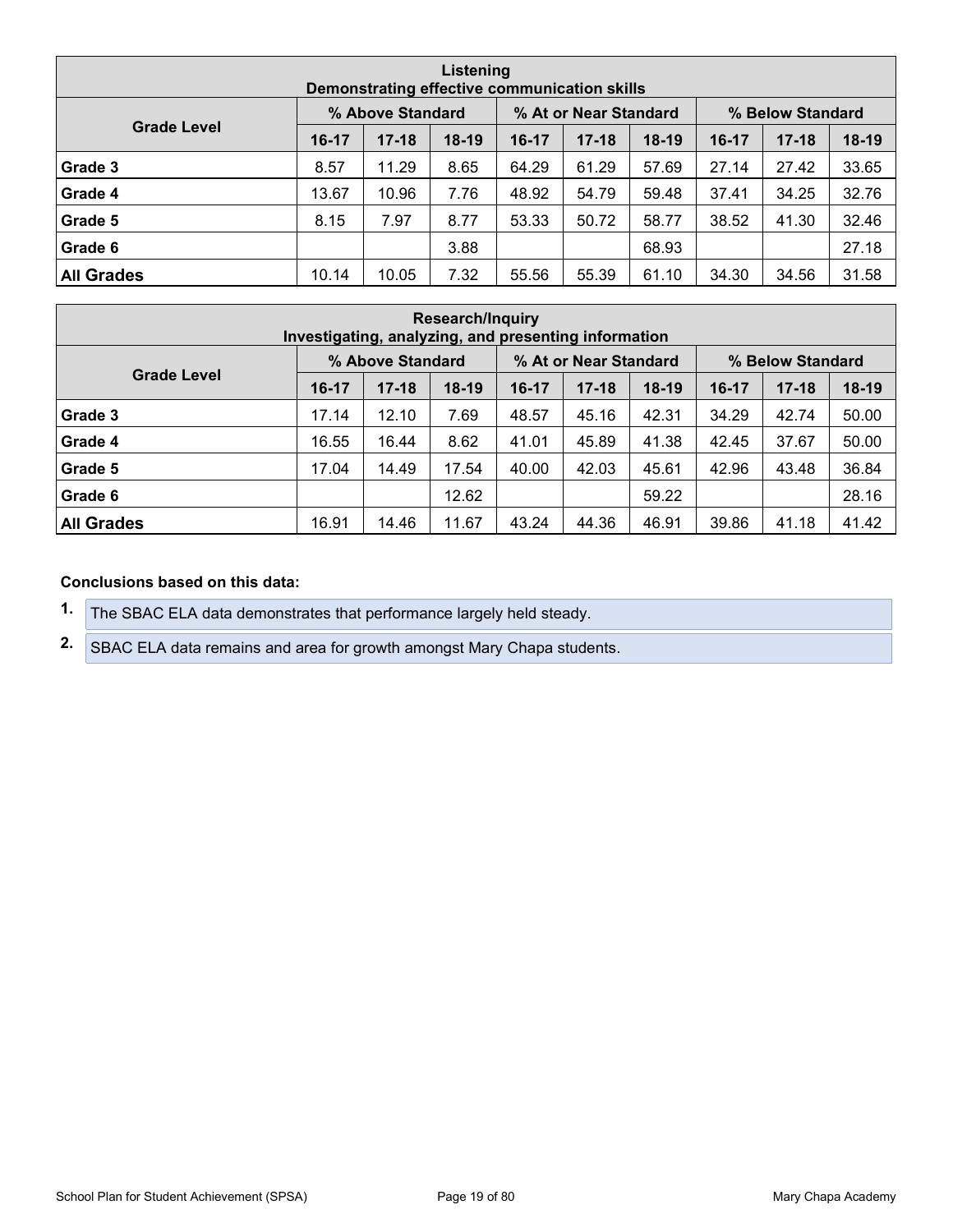| Listening<br>Demonstrating effective communication skills | | | | | | | | | |
|---|---|---|---|---|---|---|---|---|---|
| Grade Level | % Above Standard | | | % At or Near Standard | | | % Below Standard | | |
| | 16-17 | 17-18 | 18-19 | 16-17 | 17-18 | 18-19 | 16-17 | 17-18 | 18-19 |
| Grade 3 | 8.57 | 11.29 | 8.65 | 64.29 | 61.29 | 57.69 | 27.14 | 27.42 | 33.65 |
| Grade 4 | 13.67 | 10.96 | 7.76 | 48.92 | 54.79 | 59.48 | 37.41 | 34.25 | 32.76 |
| Grade 5 | 8.15 | 7.97 | 8.77 | 53.33 | 50.72 | 58.77 | 38.52 | 41.30 | 32.46 |
| Grade 6 | | | 3.88 | | | 68.93 | | | 27.18 |
| **All Grades** | 10.14 | 10.05 | 7.32 | 55.56 | 55.39 | 61.10 | 34.30 | 34.56 | 31.58 |

| Research/Inquiry<br>Investigating, analyzing, and presenting information | | | | | | | | | |
|---|---|---|---|---|---|---|---|---|---|
| Grade Level | % Above Standard | | | % At or Near Standard | | | % Below Standard | | |
| | 16-17 | 17-18 | 18-19 | 16-17 | 17-18 | 18-19 | 16-17 | 17-18 | 18-19 |
| Grade 3 | 17.14 | 12.10 | 7.69 | 48.57 | 45.16 | 42.31 | 34.29 | 42.74 | 50.00 |
| Grade 4 | 16.55 | 16.44 | 8.62 | 41.01 | 45.89 | 41.38 | 42.45 | 37.67 | 50.00 |
| Grade 5 | 17.04 | 14.49 | 17.54 | 40.00 | 42.03 | 45.61 | 42.96 | 43.48 | 36.84 |
| Grade 6 | | | 12.62 | | | 59.22 | | | 28.16 |
| **All Grades** | 16.91 | 14.46 | 11.67 | 43.24 | 44.36 | 46.91 | 39.86 | 41.18 | 41.42 |

**Conclusions based on this data:**

1. The SBAC ELA data demonstrates that performance largely held steady.
2. SBAC ELA data remains and area for growth amongst Mary Chapa students.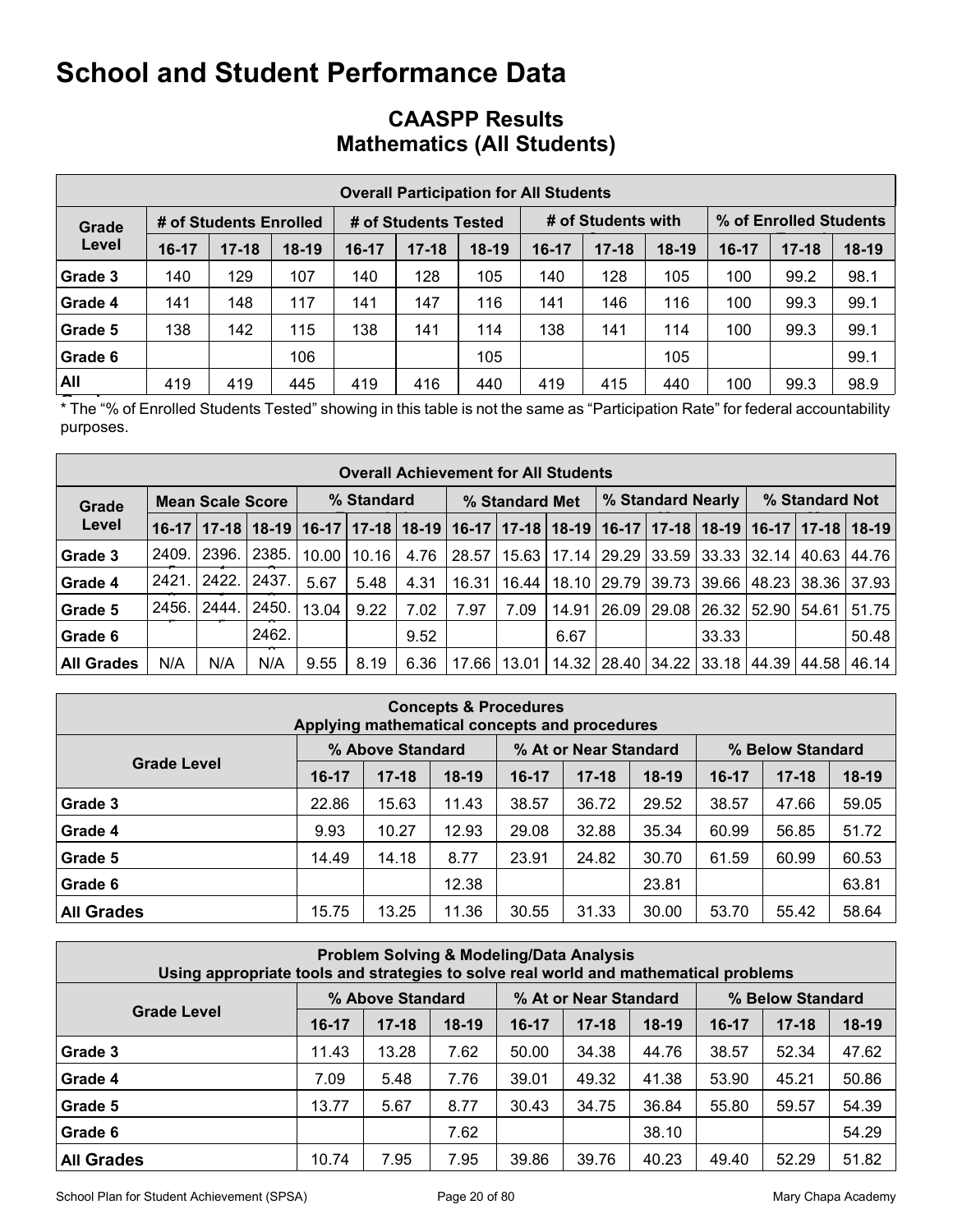# School and Student Performance Data

## CAASPP Results
## Mathematics (All Students)

| Overall Participation for All Students | | | | | | | | | | | | |
|---|---|---|---|---|---|---|---|---|---|---|---|---|
| Grade Level | # of Students Enrolled | | | # of Students Tested | | | # of Students with | | | % of Enrolled Students | | |
| | 16-17 | 17-18 | 18-19 | 16-17 | 17-18 | 18-19 | 16-17 | 17-18 | 18-19 | 16-17 | 17-18 | 18-19 |
| Grade 3 | 140 | 129 | 107 | 140 | 128 | 105 | 140 | 128 | 105 | 100 | 99.2 | 98.1 |
| Grade 4 | 141 | 148 | 117 | 141 | 147 | 116 | 141 | 146 | 116 | 100 | 99.3 | 99.1 |
| Grade 5 | 138 | 142 | 115 | 138 | 141 | 114 | 138 | 141 | 114 | 100 | 99.3 | 99.1 |
| Grade 6 | | | 106 | | | 105 | | | 105 | | | 99.1 |
| All | 419 | 419 | 445 | 419 | 416 | 440 | 419 | 415 | 440 | 100 | 99.3 | 98.9 |

* The "% of Enrolled Students Tested" showing in this table is not the same as "Participation Rate" for federal accountability purposes.

| Overall Achievement for All Students | | | | | | | | | | | | | | | |
|---|---|---|---|---|---|---|---|---|---|---|---|---|---|---|---|
| Grade Level | Mean Scale Score | | | % Standard | | | % Standard Met | | | % Standard Nearly | | | % Standard Not | | |
| | 16-17 | 17-18 | 18-19 | 16-17 | 17-18 | 18-19 | 16-17 | 17-18 | 18-19 | 16-17 | 17-18 | 18-19 | 16-17 | 17-18 | 18-19 |
| Grade 3 | 2409. | 2396. | 2385. | 10.00 | 10.16 | 4.76 | 28.57 | 15.63 | 17.14 | 29.29 | 33.59 | 33.33 | 32.14 | 40.63 | 44.76 |
| Grade 4 | 2421. | 2422. | 2437. | 5.67 | 5.48 | 4.31 | 16.31 | 16.44 | 18.10 | 29.79 | 39.73 | 39.66 | 48.23 | 38.36 | 37.93 |
| Grade 5 | 2456. | 2444. | 2450. | 13.04 | 9.22 | 7.02 | 7.97 | 7.09 | 14.91 | 26.09 | 29.08 | 26.32 | 52.90 | 54.61 | 51.75 |
| Grade 6 | | | 2462. | | | 9.52 | | | 6.67 | | | 33.33 | | | 50.48 |
| All Grades | N/A | N/A | N/A | 9.55 | 8.19 | 6.36 | 17.66 | 13.01 | 14.32 | 28.40 | 34.22 | 33.18 | 44.39 | 44.58 | 46.14 |

| Concepts & Procedures<br>Applying mathematical concepts and procedures | | | | | | | | | |
|---|---|---|---|---|---|---|---|---|---|
| Grade Level | % Above Standard | | | % At or Near Standard | | | % Below Standard | | |
| | 16-17 | 17-18 | 18-19 | 16-17 | 17-18 | 18-19 | 16-17 | 17-18 | 18-19 |
| Grade 3 | 22.86 | 15.63 | 11.43 | 38.57 | 36.72 | 29.52 | 38.57 | 47.66 | 59.05 |
| Grade 4 | 9.93 | 10.27 | 12.93 | 29.08 | 32.88 | 35.34 | 60.99 | 56.85 | 51.72 |
| Grade 5 | 14.49 | 14.18 | 8.77 | 23.91 | 24.82 | 30.70 | 61.59 | 60.99 | 60.53 |
| Grade 6 | | | 12.38 | | | 23.81 | | | 63.81 |
| All Grades | 15.75 | 13.25 | 11.36 | 30.55 | 31.33 | 30.00 | 53.70 | 55.42 | 58.64 |

| Problem Solving & Modeling/Data Analysis<br>Using appropriate tools and strategies to solve real world and mathematical problems | | | | | | | | | |
|---|---|---|---|---|---|---|---|---|---|
| Grade Level | % Above Standard | | | % At or Near Standard | | | % Below Standard | | |
| | 16-17 | 17-18 | 18-19 | 16-17 | 17-18 | 18-19 | 16-17 | 17-18 | 18-19 |
| Grade 3 | 11.43 | 13.28 | 7.62 | 50.00 | 34.38 | 44.76 | 38.57 | 52.34 | 47.62 |
| Grade 4 | 7.09 | 5.48 | 7.76 | 39.01 | 49.32 | 41.38 | 53.90 | 45.21 | 50.86 |
| Grade 5 | 13.77 | 5.67 | 8.77 | 30.43 | 34.75 | 36.84 | 55.80 | 59.57 | 54.39 |
| Grade 6 | | | 7.62 | | | 38.10 | | | 54.29 |
| All Grades | 10.74 | 7.95 | 7.95 | 39.86 | 39.76 | 40.23 | 49.40 | 52.29 | 51.82 |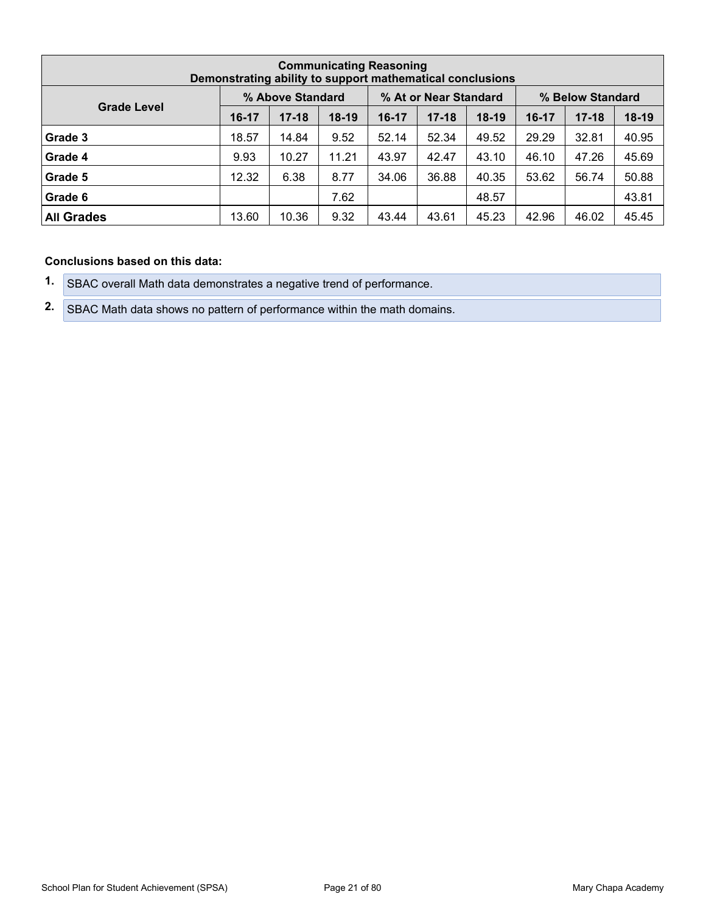| Communicating Reasoning<br>Demonstrating ability to support mathematical conclusions | | | | | | | | | |
|---|---|---|---|---|---|---|---|---|---|
| **Grade Level** | **% Above Standard** | | | **% At or Near Standard** | | | **% Below Standard** | | |
| | **16-17** | **17-18** | **18-19** | **16-17** | **17-18** | **18-19** | **16-17** | **17-18** | **18-19** |
| **Grade 3** | 18.57 | 14.84 | 9.52 | 52.14 | 52.34 | 49.52 | 29.29 | 32.81 | 40.95 |
| **Grade 4** | 9.93 | 10.27 | 11.21 | 43.97 | 42.47 | 43.10 | 46.10 | 47.26 | 45.69 |
| **Grade 5** | 12.32 | 6.38 | 8.77 | 34.06 | 36.88 | 40.35 | 53.62 | 56.74 | 50.88 |
| **Grade 6** | | | 7.62 | | | 48.57 | | | 43.81 |
| **All Grades** | 13.60 | 10.36 | 9.32 | 43.44 | 43.61 | 45.23 | 42.96 | 46.02 | 45.45 |

**Conclusions based on this data:**

1. SBAC overall Math data demonstrates a negative trend of performance.
2. SBAC Math data shows no pattern of performance within the math domains.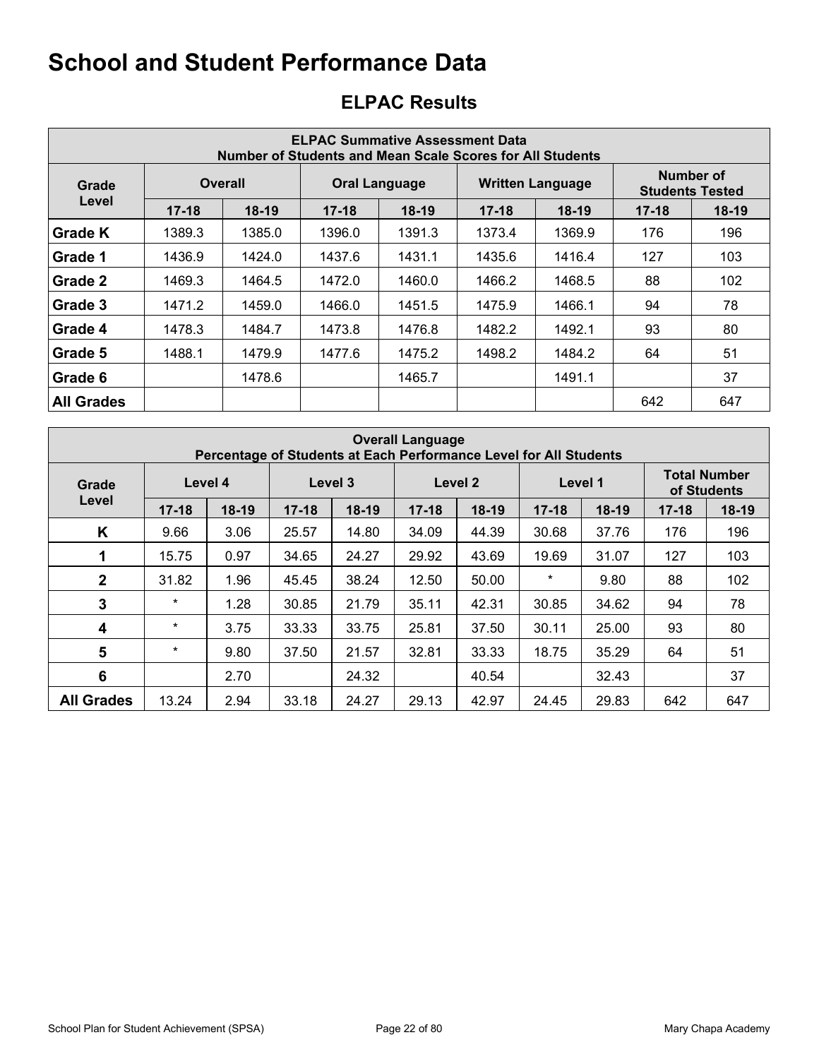# School and Student Performance Data

## ELPAC Results

| ELPAC Summative Assessment Data<br>Number of Students and Mean Scale Scores for All Students | | | | | | | | |
|---|---|---|---|---|---|---|---|---|
| Grade Level | Overall | | Oral Language | | Written Language | | Number of Students Tested | |
| | 17-18 | 18-19 | 17-18 | 18-19 | 17-18 | 18-19 | 17-18 | 18-19 |
| **Grade K** | 1389.3 | 1385.0 | 1396.0 | 1391.3 | 1373.4 | 1369.9 | 176 | 196 |
| **Grade 1** | 1436.9 | 1424.0 | 1437.6 | 1431.1 | 1435.6 | 1416.4 | 127 | 103 |
| **Grade 2** | 1469.3 | 1464.5 | 1472.0 | 1460.0 | 1466.2 | 1468.5 | 88 | 102 |
| **Grade 3** | 1471.2 | 1459.0 | 1466.0 | 1451.5 | 1475.9 | 1466.1 | 94 | 78 |
| **Grade 4** | 1478.3 | 1484.7 | 1473.8 | 1476.8 | 1482.2 | 1492.1 | 93 | 80 |
| **Grade 5** | 1488.1 | 1479.9 | 1477.6 | 1475.2 | 1498.2 | 1484.2 | 64 | 51 |
| **Grade 6** | | 1478.6 | | 1465.7 | | 1491.1 | | 37 |
| **All Grades** | | | | | | | 642 | 647 |

| Overall Language<br>Percentage of Students at Each Performance Level for All Students | | | | | | | | | | |
|---|---|---|---|---|---|---|---|---|---|---|
| Grade Level | Level 4 | | Level 3 | | Level 2 | | Level 1 | | Total Number of Students | |
| | 17-18 | 18-19 | 17-18 | 18-19 | 17-18 | 18-19 | 17-18 | 18-19 | 17-18 | 18-19 |
| **K** | 9.66 | 3.06 | 25.57 | 14.80 | 34.09 | 44.39 | 30.68 | 37.76 | 176 | 196 |
| **1** | 15.75 | 0.97 | 34.65 | 24.27 | 29.92 | 43.69 | 19.69 | 31.07 | 127 | 103 |
| **2** | 31.82 | 1.96 | 45.45 | 38.24 | 12.50 | 50.00 | * | 9.80 | 88 | 102 |
| **3** | * | 1.28 | 30.85 | 21.79 | 35.11 | 42.31 | 30.85 | 34.62 | 94 | 78 |
| **4** | * | 3.75 | 33.33 | 33.75 | 25.81 | 37.50 | 30.11 | 25.00 | 93 | 80 |
| **5** | * | 9.80 | 37.50 | 21.57 | 32.81 | 33.33 | 18.75 | 35.29 | 64 | 51 |
| **6** | | 2.70 | | 24.32 | | 40.54 | | 32.43 | | 37 |
| **All Grades** | 13.24 | 2.94 | 33.18 | 24.27 | 29.13 | 42.97 | 24.45 | 29.83 | 642 | 647 |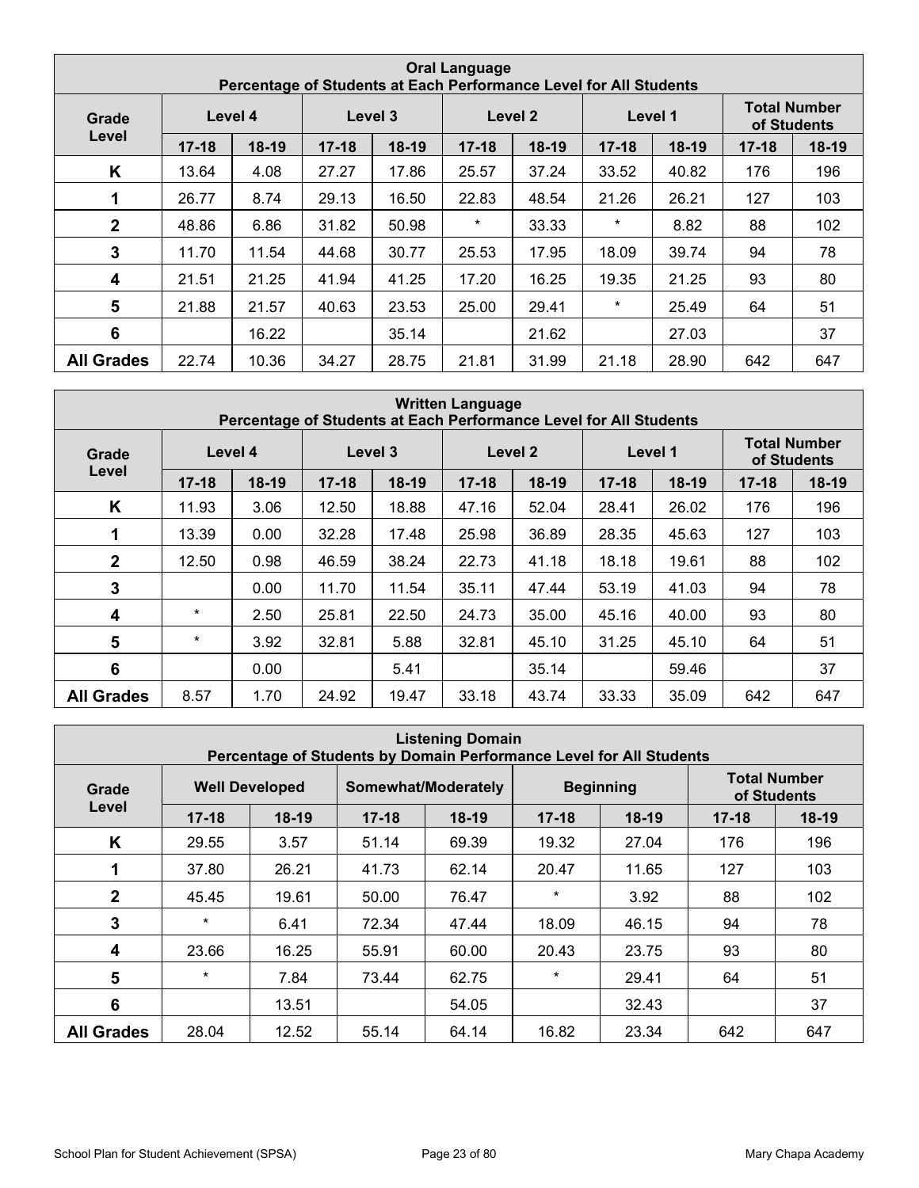| Oral Language<br>Percentage of Students at Each Performance Level for All Students | | | | | | | | | | |
|---|---|---|---|---|---|---|---|---|---|---|
| Grade Level | Level 4 | | Level 3 | | Level 2 | | Level 1 | | Total Number of Students | |
| | 17-18 | 18-19 | 17-18 | 18-19 | 17-18 | 18-19 | 17-18 | 18-19 | 17-18 | 18-19 |
| K | 13.64 | 4.08 | 27.27 | 17.86 | 25.57 | 37.24 | 33.52 | 40.82 | 176 | 196 |
| 1 | 26.77 | 8.74 | 29.13 | 16.50 | 22.83 | 48.54 | 21.26 | 26.21 | 127 | 103 |
| 2 | 48.86 | 6.86 | 31.82 | 50.98 | * | 33.33 | * | 8.82 | 88 | 102 |
| 3 | 11.70 | 11.54 | 44.68 | 30.77 | 25.53 | 17.95 | 18.09 | 39.74 | 94 | 78 |
| 4 | 21.51 | 21.25 | 41.94 | 41.25 | 17.20 | 16.25 | 19.35 | 21.25 | 93 | 80 |
| 5 | 21.88 | 21.57 | 40.63 | 23.53 | 25.00 | 29.41 | * | 25.49 | 64 | 51 |
| 6 | | 16.22 | | 35.14 | | 21.62 | | 27.03 | | 37 |
| All Grades | 22.74 | 10.36 | 34.27 | 28.75 | 21.81 | 31.99 | 21.18 | 28.90 | 642 | 647 |

| Written Language<br>Percentage of Students at Each Performance Level for All Students | | | | | | | | | | |
|---|---|---|---|---|---|---|---|---|---|---|
| Grade Level | Level 4 | | Level 3 | | Level 2 | | Level 1 | | Total Number of Students | |
| | 17-18 | 18-19 | 17-18 | 18-19 | 17-18 | 18-19 | 17-18 | 18-19 | 17-18 | 18-19 |
| K | 11.93 | 3.06 | 12.50 | 18.88 | 47.16 | 52.04 | 28.41 | 26.02 | 176 | 196 |
| 1 | 13.39 | 0.00 | 32.28 | 17.48 | 25.98 | 36.89 | 28.35 | 45.63 | 127 | 103 |
| 2 | 12.50 | 0.98 | 46.59 | 38.24 | 22.73 | 41.18 | 18.18 | 19.61 | 88 | 102 |
| 3 | | 0.00 | 11.70 | 11.54 | 35.11 | 47.44 | 53.19 | 41.03 | 94 | 78 |
| 4 | * | 2.50 | 25.81 | 22.50 | 24.73 | 35.00 | 45.16 | 40.00 | 93 | 80 |
| 5 | * | 3.92 | 32.81 | 5.88 | 32.81 | 45.10 | 31.25 | 45.10 | 64 | 51 |
| 6 | | 0.00 | | 5.41 | | 35.14 | | 59.46 | | 37 |
| All Grades | 8.57 | 1.70 | 24.92 | 19.47 | 33.18 | 43.74 | 33.33 | 35.09 | 642 | 647 |

| Listening Domain<br>Percentage of Students by Domain Performance Level for All Students | | | | | | | | |
|---|---|---|---|---|---|---|---|---|
| Grade Level | Well Developed | | Somewhat/Moderately | | Beginning | | Total Number of Students | |
| | 17-18 | 18-19 | 17-18 | 18-19 | 17-18 | 18-19 | 17-18 | 18-19 |
| K | 29.55 | 3.57 | 51.14 | 69.39 | 19.32 | 27.04 | 176 | 196 |
| 1 | 37.80 | 26.21 | 41.73 | 62.14 | 20.47 | 11.65 | 127 | 103 |
| 2 | 45.45 | 19.61 | 50.00 | 76.47 | * | 3.92 | 88 | 102 |
| 3 | * | 6.41 | 72.34 | 47.44 | 18.09 | 46.15 | 94 | 78 |
| 4 | 23.66 | 16.25 | 55.91 | 60.00 | 20.43 | 23.75 | 93 | 80 |
| 5 | * | 7.84 | 73.44 | 62.75 | * | 29.41 | 64 | 51 |
| 6 | | 13.51 | | 54.05 | | 32.43 | | 37 |
| All Grades | 28.04 | 12.52 | 55.14 | 64.14 | 16.82 | 23.34 | 642 | 647 |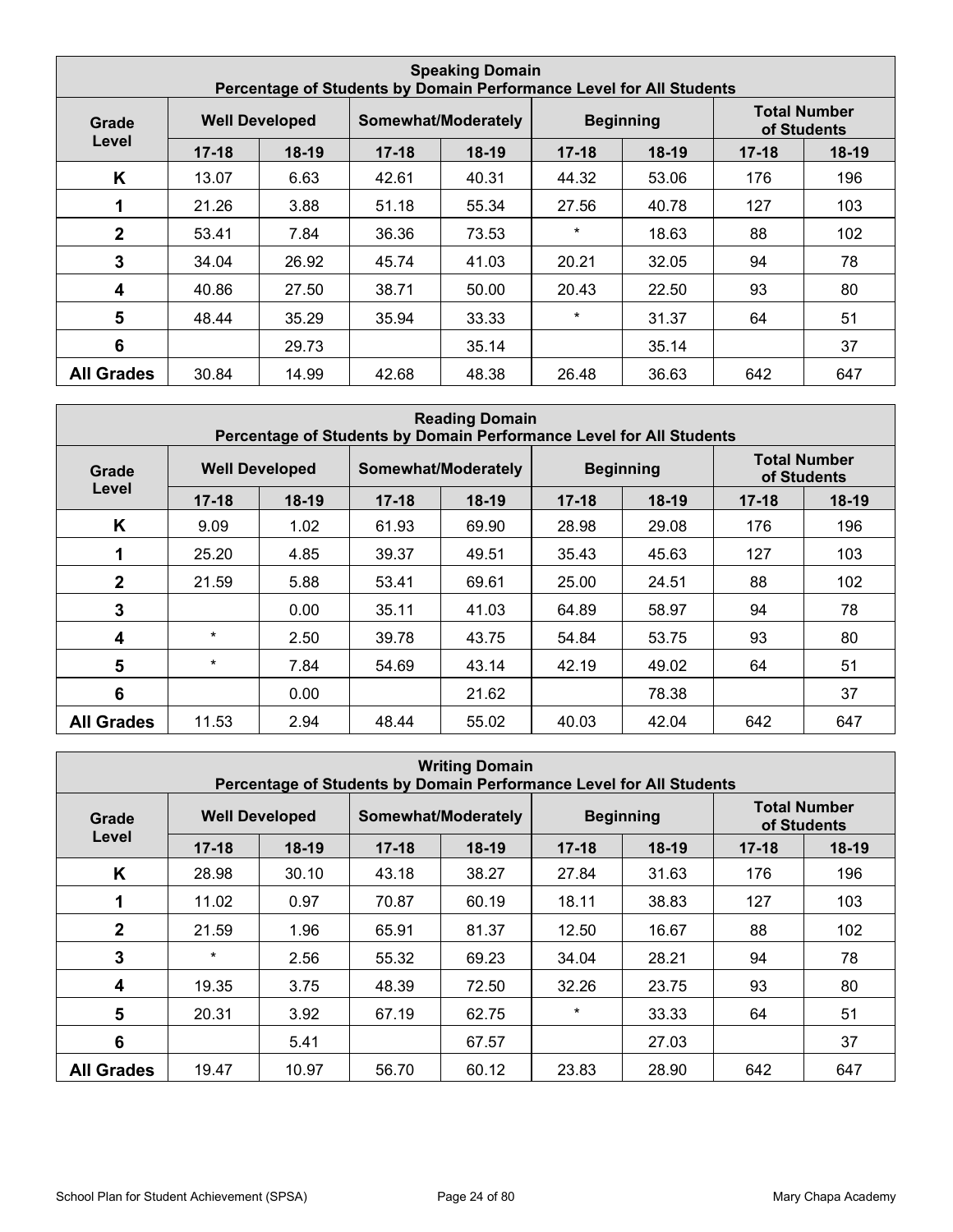| Speaking Domain<br>Percentage of Students by Domain Performance Level for All Students | | | | | | | | |
|---|---|---|---|---|---|---|---|---|
| **Grade Level** | **Well Developed** | | **Somewhat/Moderately** | | **Beginning** | | **Total Number of Students** | |
| | **17-18** | **18-19** | **17-18** | **18-19** | **17-18** | **18-19** | **17-18** | **18-19** |
| **K** | 13.07 | 6.63 | 42.61 | 40.31 | 44.32 | 53.06 | 176 | 196 |
| **1** | 21.26 | 3.88 | 51.18 | 55.34 | 27.56 | 40.78 | 127 | 103 |
| **2** | 53.41 | 7.84 | 36.36 | 73.53 | * | 18.63 | 88 | 102 |
| **3** | 34.04 | 26.92 | 45.74 | 41.03 | 20.21 | 32.05 | 94 | 78 |
| **4** | 40.86 | 27.50 | 38.71 | 50.00 | 20.43 | 22.50 | 93 | 80 |
| **5** | 48.44 | 35.29 | 35.94 | 33.33 | * | 31.37 | 64 | 51 |
| **6** | | 29.73 | | 35.14 | | 35.14 | | 37 |
| **All Grades** | 30.84 | 14.99 | 42.68 | 48.38 | 26.48 | 36.63 | 642 | 647 |

| Reading Domain<br>Percentage of Students by Domain Performance Level for All Students | | | | | | | | |
|---|---|---|---|---|---|---|---|---|
| **Grade Level** | **Well Developed** | | **Somewhat/Moderately** | | **Beginning** | | **Total Number of Students** | |
| | **17-18** | **18-19** | **17-18** | **18-19** | **17-18** | **18-19** | **17-18** | **18-19** |
| **K** | 9.09 | 1.02 | 61.93 | 69.90 | 28.98 | 29.08 | 176 | 196 |
| **1** | 25.20 | 4.85 | 39.37 | 49.51 | 35.43 | 45.63 | 127 | 103 |
| **2** | 21.59 | 5.88 | 53.41 | 69.61 | 25.00 | 24.51 | 88 | 102 |
| **3** | | 0.00 | 35.11 | 41.03 | 64.89 | 58.97 | 94 | 78 |
| **4** | * | 2.50 | 39.78 | 43.75 | 54.84 | 53.75 | 93 | 80 |
| **5** | * | 7.84 | 54.69 | 43.14 | 42.19 | 49.02 | 64 | 51 |
| **6** | | 0.00 | | 21.62 | | 78.38 | | 37 |
| **All Grades** | 11.53 | 2.94 | 48.44 | 55.02 | 40.03 | 42.04 | 642 | 647 |

| Writing Domain<br>Percentage of Students by Domain Performance Level for All Students | | | | | | | | |
|---|---|---|---|---|---|---|---|---|
| **Grade Level** | **Well Developed** | | **Somewhat/Moderately** | | **Beginning** | | **Total Number of Students** | |
| | **17-18** | **18-19** | **17-18** | **18-19** | **17-18** | **18-19** | **17-18** | **18-19** |
| **K** | 28.98 | 30.10 | 43.18 | 38.27 | 27.84 | 31.63 | 176 | 196 |
| **1** | 11.02 | 0.97 | 70.87 | 60.19 | 18.11 | 38.83 | 127 | 103 |
| **2** | 21.59 | 1.96 | 65.91 | 81.37 | 12.50 | 16.67 | 88 | 102 |
| **3** | * | 2.56 | 55.32 | 69.23 | 34.04 | 28.21 | 94 | 78 |
| **4** | 19.35 | 3.75 | 48.39 | 72.50 | 32.26 | 23.75 | 93 | 80 |
| **5** | 20.31 | 3.92 | 67.19 | 62.75 | * | 33.33 | 64 | 51 |
| **6** | | 5.41 | | 67.57 | | 27.03 | | 37 |
| **All Grades** | 19.47 | 10.97 | 56.70 | 60.12 | 23.83 | 28.90 | 642 | 647 |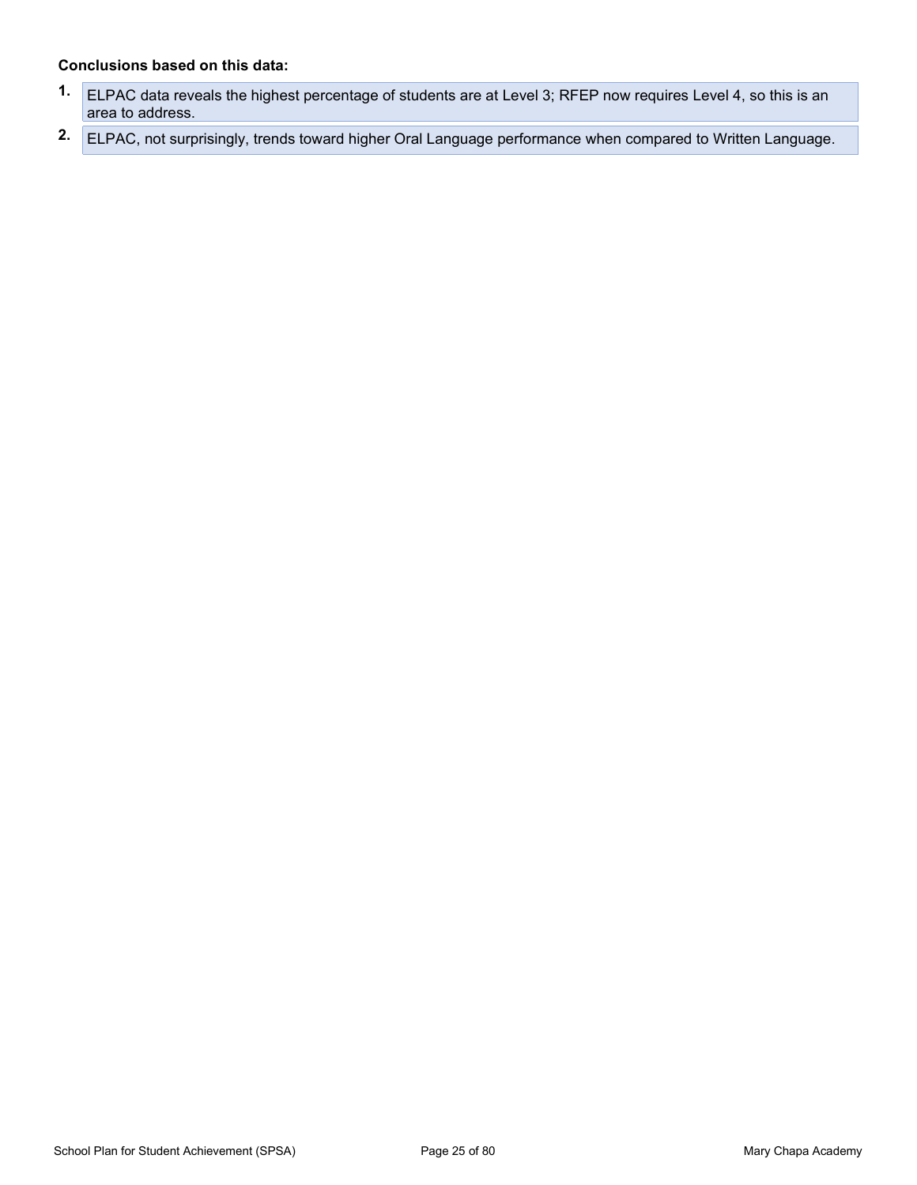**Conclusions based on this data:**

1. ELPAC data reveals the highest percentage of students are at Level 3; RFEP now requires Level 4, so this is an area to address.
2. ELPAC, not surprisingly, trends toward higher Oral Language performance when compared to Written Language.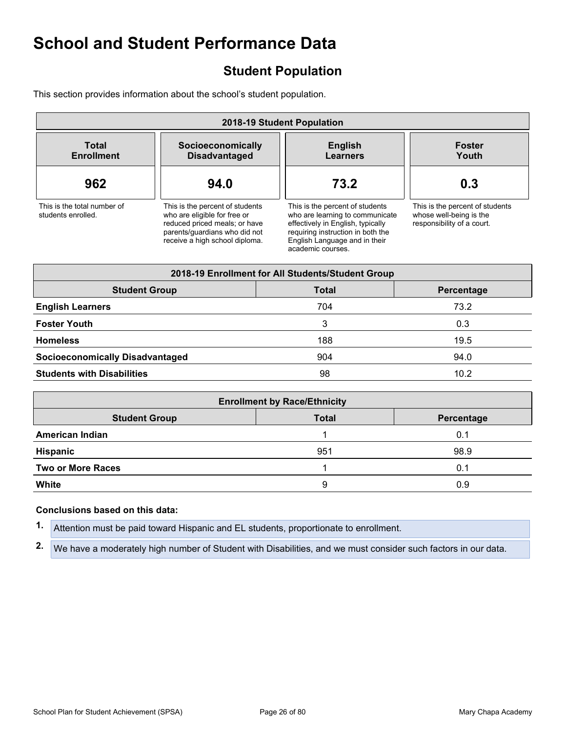# School and Student Performance Data

## Student Population

This section provides information about the school's student population.

| 2018-19 Student Population | | | |
|---|---|---|---|
| **Total Enrollment** | **Socioeconomically Disadvantaged** | **English Learners** | **Foster Youth** |
| **962** | **94.0** | **73.2** | **0.3** |
| This is the total number of students enrolled. | This is the percent of students who are eligible for free or reduced priced meals; or have parents/guardians who did not receive a high school diploma. | This is the percent of students who are learning to communicate effectively in English, typically requiring instruction in both the English Language and in their academic courses. | This is the percent of students whose well-being is the responsibility of a court. |

| 2018-19 Enrollment for All Students/Student Group | | |
|---|---|---|
| **Student Group** | **Total** | **Percentage** |
| **English Learners** | 704 | 73.2 |
| **Foster Youth** | 3 | 0.3 |
| **Homeless** | 188 | 19.5 |
| **Socioeconomically Disadvantaged** | 904 | 94.0 |
| **Students with Disabilities** | 98 | 10.2 |

| Enrollment by Race/Ethnicity | | |
|---|---|---|
| **Student Group** | **Total** | **Percentage** |
| **American Indian** | 1 | 0.1 |
| **Hispanic** | 951 | 98.9 |
| **Two or More Races** | 1 | 0.1 |
| **White** | 9 | 0.9 |

**Conclusions based on this data:**

1. Attention must be paid toward Hispanic and EL students, proportionate to enrollment.
2. We have a moderately high number of Student with Disabilities, and we must consider such factors in our data.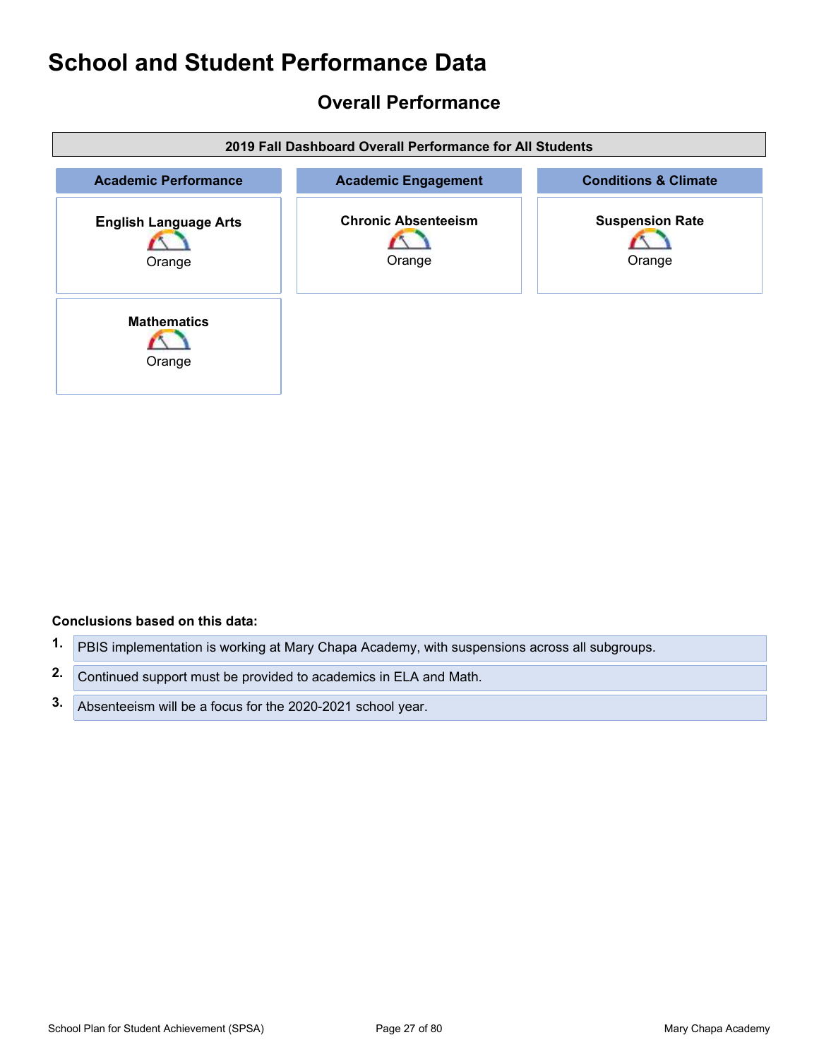# School and Student Performance Data

## Overall Performance

| 2019 Fall Dashboard Overall Performance for All Students | | |
|---|---|---|
| **Academic Performance** | **Academic Engagement** | **Conditions & Climate** |
| **English Language Arts** Orange | **Chronic Absenteeism** Orange | **Suspension Rate** Orange |
| **Mathematics** Orange | | |

**Conclusions based on this data:**

1. PBIS implementation is working at Mary Chapa Academy, with suspensions across all subgroups.
2. Continued support must be provided to academics in ELA and Math.
3. Absenteeism will be a focus for the 2020-2021 school year.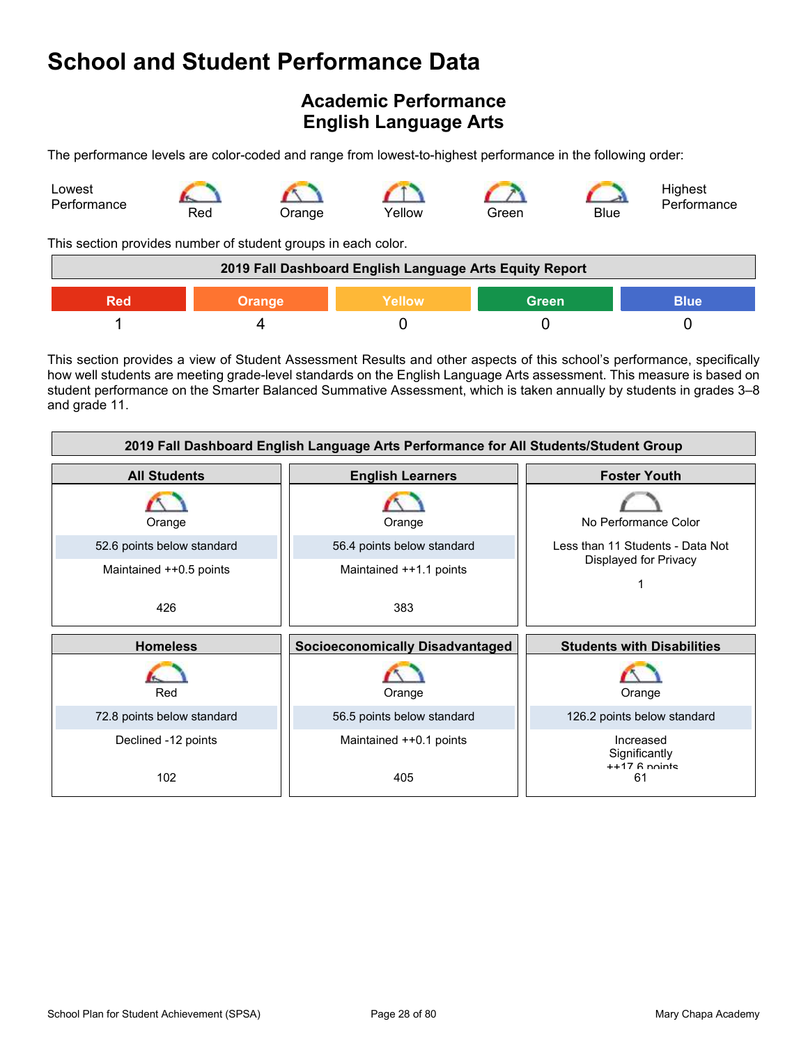# School and Student Performance Data

## Academic Performance
## English Language Arts

The performance levels are color-coded and range from lowest-to-highest performance in the following order:

Lowest Performance — Red — Orange — Yellow — Green — Blue — Highest Performance

This section provides number of student groups in each color.

| 2019 Fall Dashboard English Language Arts Equity Report | | | | |
|---|---|---|---|---|
| Red | Orange | Yellow | Green | Blue |
| 1 | 4 | 0 | 0 | 0 |

This section provides a view of Student Assessment Results and other aspects of this school's performance, specifically how well students are meeting grade-level standards on the English Language Arts assessment. This measure is based on student performance on the Smarter Balanced Summative Assessment, which is taken annually by students in grades 3–8 and grade 11.

**2019 Fall Dashboard English Language Arts Performance for All Students/Student Group**

| All Students | English Learners | Foster Youth |
|---|---|---|
| Orange | Orange | No Performance Color |
| 52.6 points below standard | 56.4 points below standard | Less than 11 Students - Data Not Displayed for Privacy |
| Maintained ++0.5 points | Maintained ++1.1 points | |
| 426 | 383 | 1 |

| Homeless | Socioeconomically Disadvantaged | Students with Disabilities |
|---|---|---|
| Red | Orange | Orange |
| 72.8 points below standard | 56.5 points below standard | 126.2 points below standard |
| Declined -12 points | Maintained ++0.1 points | Increased Significantly ++17.6 points |
| 102 | 405 | 61 |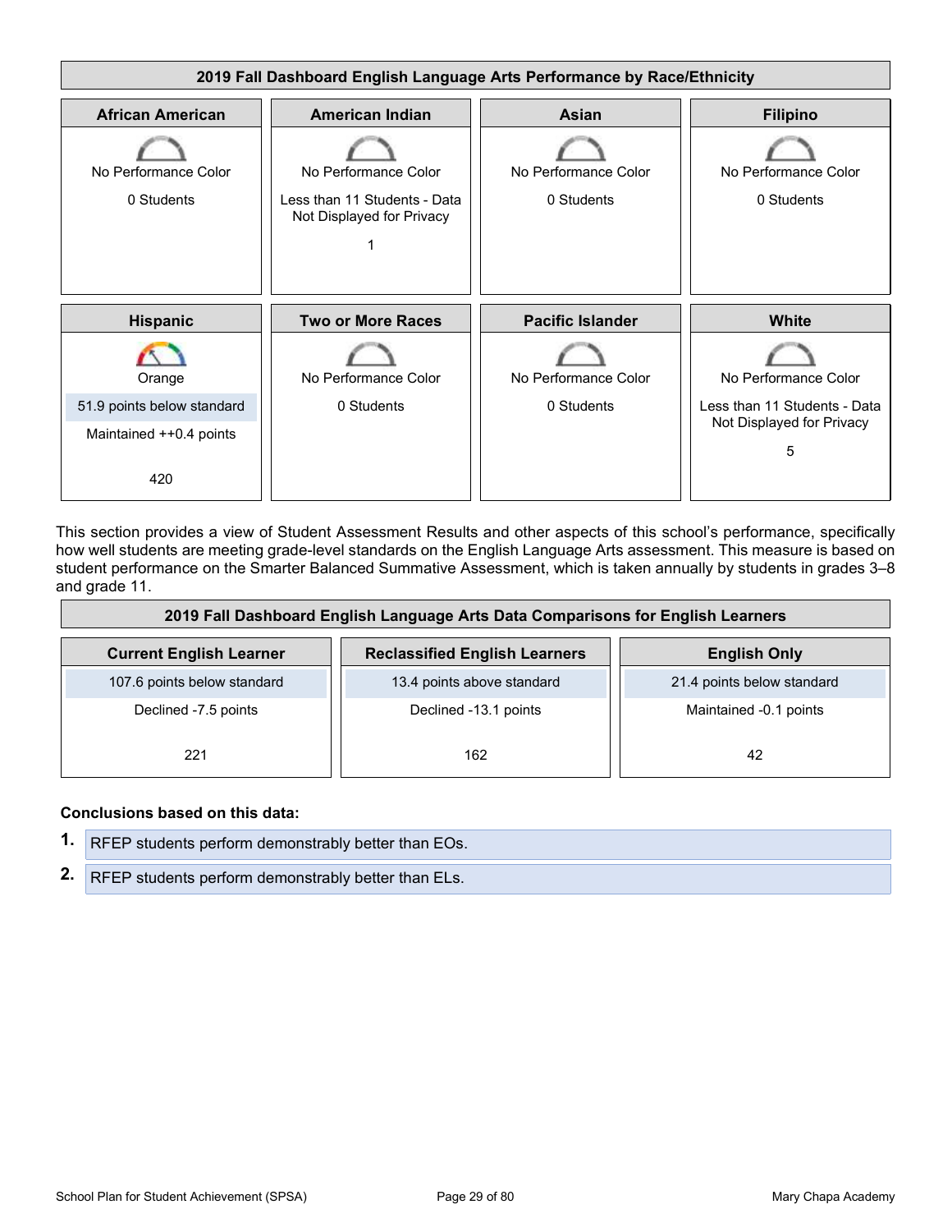## 2019 Fall Dashboard English Language Arts Performance by Race/Ethnicity

| African American | American Indian | Asian | Filipino |
|---|---|---|---|
| No Performance Color | No Performance Color | No Performance Color | No Performance Color |
| 0 Students | Less than 11 Students - Data Not Displayed for Privacy | 0 Students | 0 Students |
| | 1 | | |

| Hispanic | Two or More Races | Pacific Islander | White |
|---|---|---|---|
| Orange | No Performance Color | No Performance Color | No Performance Color |
| 51.9 points below standard | 0 Students | 0 Students | Less than 11 Students - Data Not Displayed for Privacy |
| Maintained ++0.4 points | | | 5 |
| 420 | | | |

This section provides a view of Student Assessment Results and other aspects of this school's performance, specifically how well students are meeting grade-level standards on the English Language Arts assessment. This measure is based on student performance on the Smarter Balanced Summative Assessment, which is taken annually by students in grades 3–8 and grade 11.

## 2019 Fall Dashboard English Language Arts Data Comparisons for English Learners

| Current English Learner | Reclassified English Learners | English Only |
|---|---|---|
| 107.6 points below standard | 13.4 points above standard | 21.4 points below standard |
| Declined -7.5 points | Declined -13.1 points | Maintained -0.1 points |
| 221 | 162 | 42 |

**Conclusions based on this data:**

1. RFEP students perform demonstrably better than EOs.
2. RFEP students perform demonstrably better than ELs.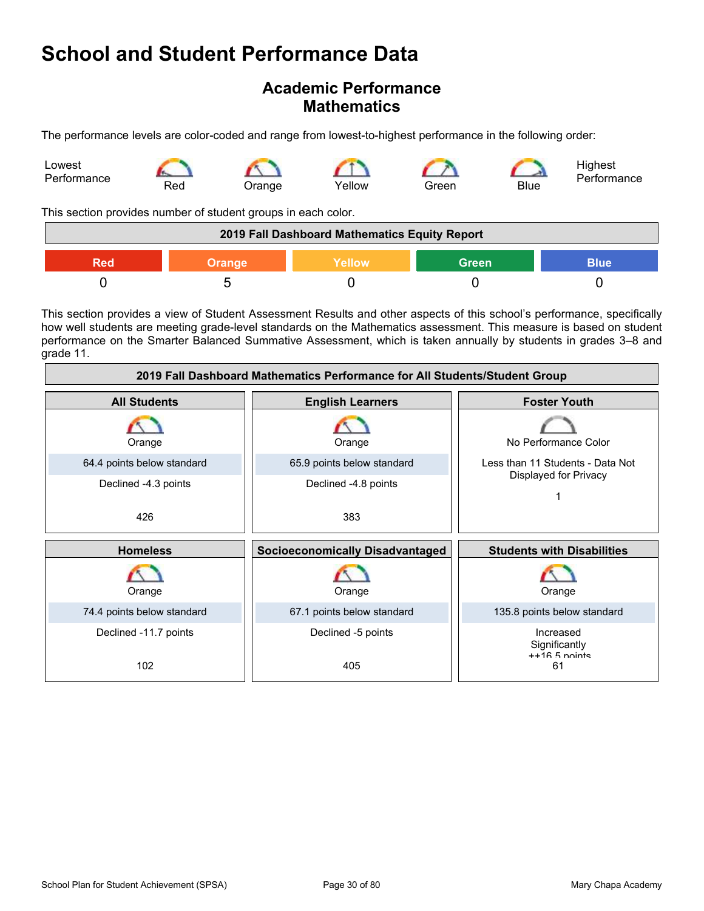# School and Student Performance Data

## Academic Performance
## Mathematics

The performance levels are color-coded and range from lowest-to-highest performance in the following order:

Lowest Performance — Red — Orange — Yellow — Green — Blue — Highest Performance

This section provides number of student groups in each color.

| 2019 Fall Dashboard Mathematics Equity Report | | | | |
|---|---|---|---|---|
| Red | Orange | Yellow | Green | Blue |
| 0 | 5 | 0 | 0 | 0 |

This section provides a view of Student Assessment Results and other aspects of this school's performance, specifically how well students are meeting grade-level standards on the Mathematics assessment. This measure is based on student performance on the Smarter Balanced Summative Assessment, which is taken annually by students in grades 3–8 and grade 11.

| 2019 Fall Dashboard Mathematics Performance for All Students/Student Group | | |
|---|---|---|
| **All Students** | **English Learners** | **Foster Youth** |
| Orange | Orange | No Performance Color |
| 64.4 points below standard | 65.9 points below standard | Less than 11 Students - Data Not Displayed for Privacy |
| Declined -4.3 points | Declined -4.8 points | |
| 426 | 383 | 1 |
| **Homeless** | **Socioeconomically Disadvantaged** | **Students with Disabilities** |
| Orange | Orange | Orange |
| 74.4 points below standard | 67.1 points below standard | 135.8 points below standard |
| Declined -11.7 points | Declined -5 points | Increased Significantly ++16.5 points |
| 102 | 405 | 61 |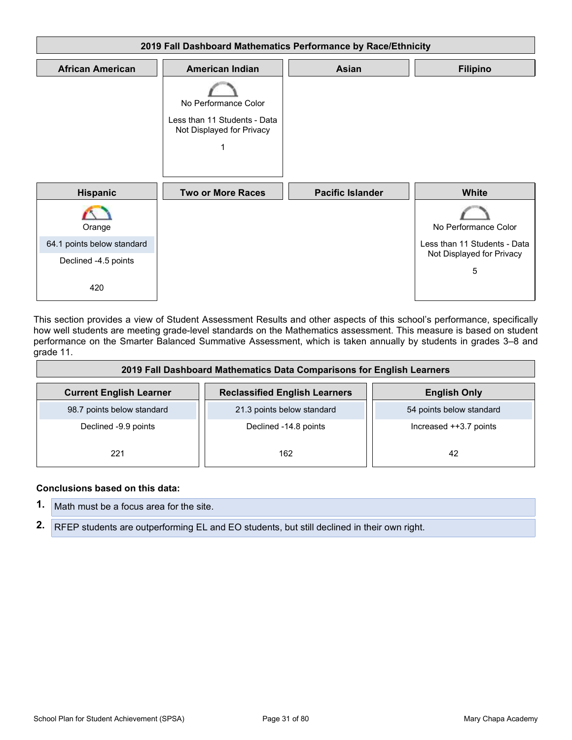| 2019 Fall Dashboard Mathematics Performance by Race/Ethnicity | | | |
|---|---|---|---|
| **African American** | **American Indian** | **Asian** | **Filipino** |
| | No Performance Color<br>Less than 11 Students - Data Not Displayed for Privacy<br>1 | | |
| **Hispanic** | **Two or More Races** | **Pacific Islander** | **White** |
| Orange<br>64.1 points below standard<br>Declined -4.5 points<br>420 | | | No Performance Color<br>Less than 11 Students - Data Not Displayed for Privacy<br>5 |

This section provides a view of Student Assessment Results and other aspects of this school's performance, specifically how well students are meeting grade-level standards on the Mathematics assessment. This measure is based on student performance on the Smarter Balanced Summative Assessment, which is taken annually by students in grades 3–8 and grade 11.

| 2019 Fall Dashboard Mathematics Data Comparisons for English Learners | | |
|---|---|---|
| **Current English Learner** | **Reclassified English Learners** | **English Only** |
| 98.7 points below standard | 21.3 points below standard | 54 points below standard |
| Declined -9.9 points | Declined -14.8 points | Increased ++3.7 points |
| 221 | 162 | 42 |

**Conclusions based on this data:**

1. Math must be a focus area for the site.
2. RFEP students are outperforming EL and EO students, but still declined in their own right.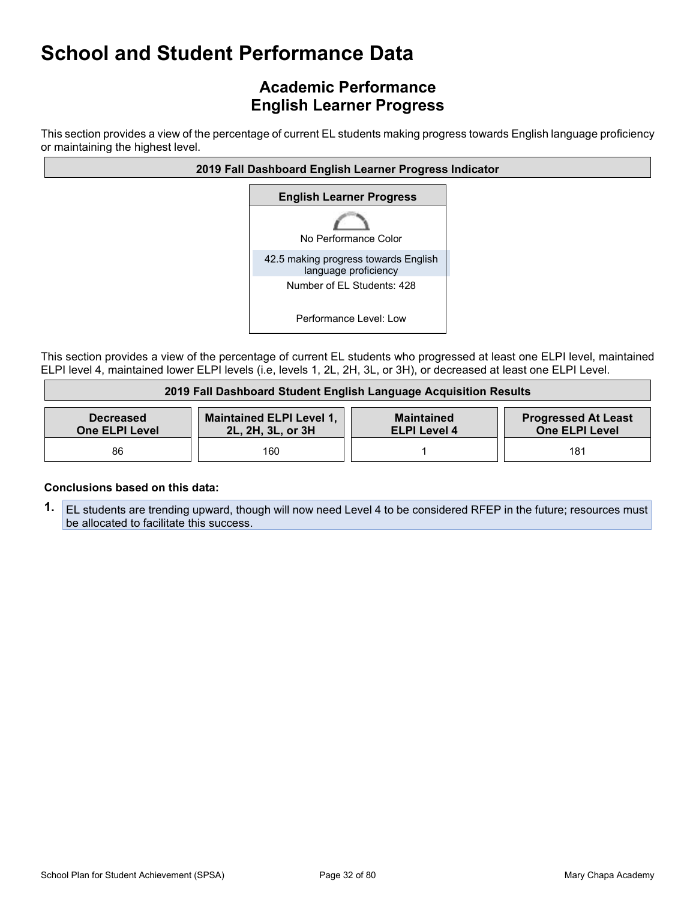# School and Student Performance Data

## Academic Performance
## English Learner Progress

This section provides a view of the percentage of current EL students making progress towards English language proficiency or maintaining the highest level.

| 2019 Fall Dashboard English Learner Progress Indicator |
|---|
| **English Learner Progress** |
| No Performance Color |
| 42.5 making progress towards English language proficiency |
| Number of EL Students: 428 |
| Performance Level: Low |

This section provides a view of the percentage of current EL students who progressed at least one ELPI level, maintained ELPI level 4, maintained lower ELPI levels (i.e, levels 1, 2L, 2H, 3L, or 3H), or decreased at least one ELPI Level.

**2019 Fall Dashboard Student English Language Acquisition Results**

| Decreased One ELPI Level | Maintained ELPI Level 1, 2L, 2H, 3L, or 3H | Maintained ELPI Level 4 | Progressed At Least One ELPI Level |
|---|---|---|---|
| 86 | 160 | 1 | 181 |

**Conclusions based on this data:**

1. EL students are trending upward, though will now need Level 4 to be considered RFEP in the future; resources must be allocated to facilitate this success.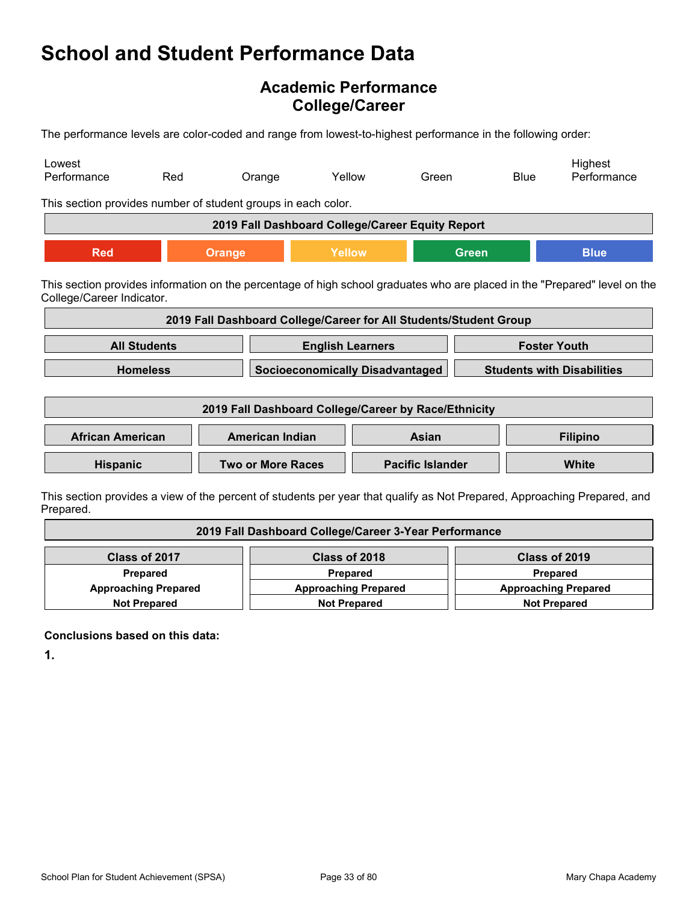# School and Student Performance Data

## Academic Performance
## College/Career

The performance levels are color-coded and range from lowest-to-highest performance in the following order:

Lowest Performance | Red | Orange | Yellow | Green | Blue | Highest Performance

This section provides number of student groups in each color.

| 2019 Fall Dashboard College/Career Equity Report | | | | |
|---|---|---|---|---|
| Red | Orange | Yellow | Green | Blue |

This section provides information on the percentage of high school graduates who are placed in the "Prepared" level on the College/Career Indicator.

| 2019 Fall Dashboard College/Career for All Students/Student Group | | |
|---|---|---|
| All Students | English Learners | Foster Youth |
| Homeless | Socioeconomically Disadvantaged | Students with Disabilities |

| 2019 Fall Dashboard College/Career by Race/Ethnicity | | | |
|---|---|---|---|
| African American | American Indian | Asian | Filipino |
| Hispanic | Two or More Races | Pacific Islander | White |

This section provides a view of the percent of students per year that qualify as Not Prepared, Approaching Prepared, and Prepared.

| 2019 Fall Dashboard College/Career 3-Year Performance | | |
|---|---|---|
| Class of 2017 | Class of 2018 | Class of 2019 |
| Prepared | Prepared | Prepared |
| Approaching Prepared | Approaching Prepared | Approaching Prepared |
| Not Prepared | Not Prepared | Not Prepared |

**Conclusions based on this data:**

**1.**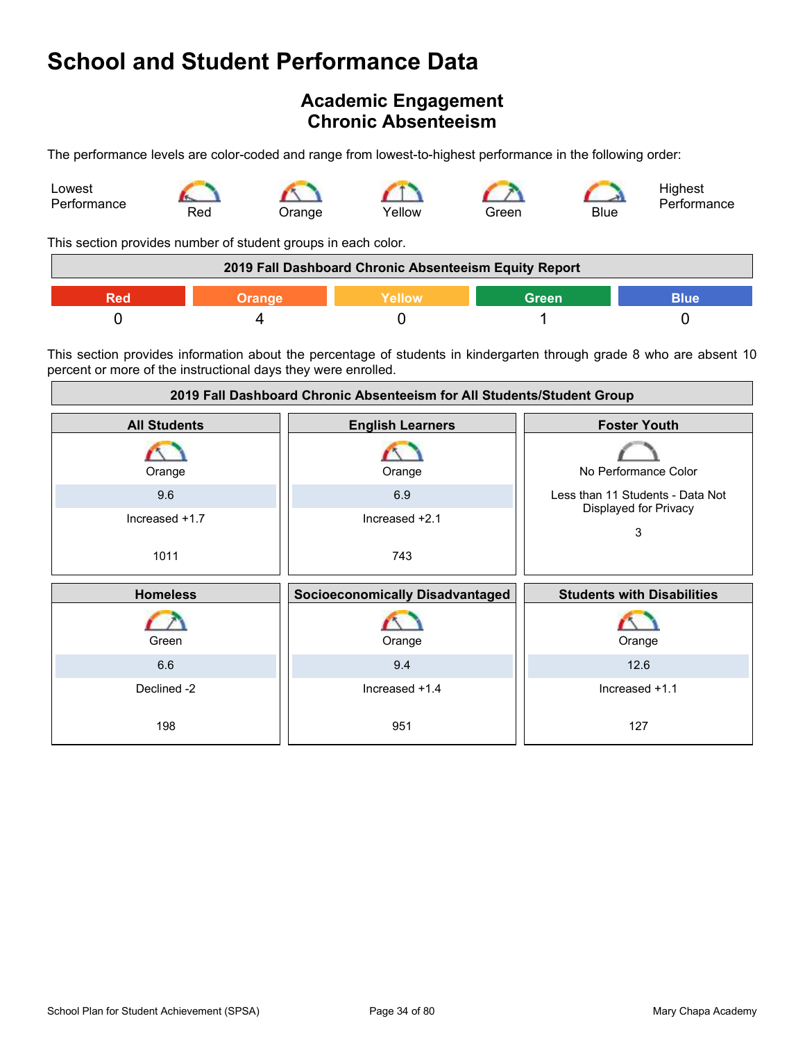# School and Student Performance Data

## Academic Engagement
## Chronic Absenteeism

The performance levels are color-coded and range from lowest-to-highest performance in the following order:

Lowest Performance — Red — Orange — Yellow — Green — Blue — Highest Performance

This section provides number of student groups in each color.

| 2019 Fall Dashboard Chronic Absenteeism Equity Report | | | | |
|---|---|---|---|---|
| Red | Orange | Yellow | Green | Blue |
| 0 | 4 | 0 | 1 | 0 |

This section provides information about the percentage of students in kindergarten through grade 8 who are absent 10 percent or more of the instructional days they were enrolled.

**2019 Fall Dashboard Chronic Absenteeism for All Students/Student Group**

| All Students | English Learners | Foster Youth |
|---|---|---|
| Orange | Orange | No Performance Color |
| 9.6 | 6.9 | Less than 11 Students - Data Not Displayed for Privacy |
| Increased +1.7 | Increased +2.1 | 3 |
| 1011 | 743 | |

| Homeless | Socioeconomically Disadvantaged | Students with Disabilities |
|---|---|---|
| Green | Orange | Orange |
| 6.6 | 9.4 | 12.6 |
| Declined -2 | Increased +1.4 | Increased +1.1 |
| 198 | 951 | 127 |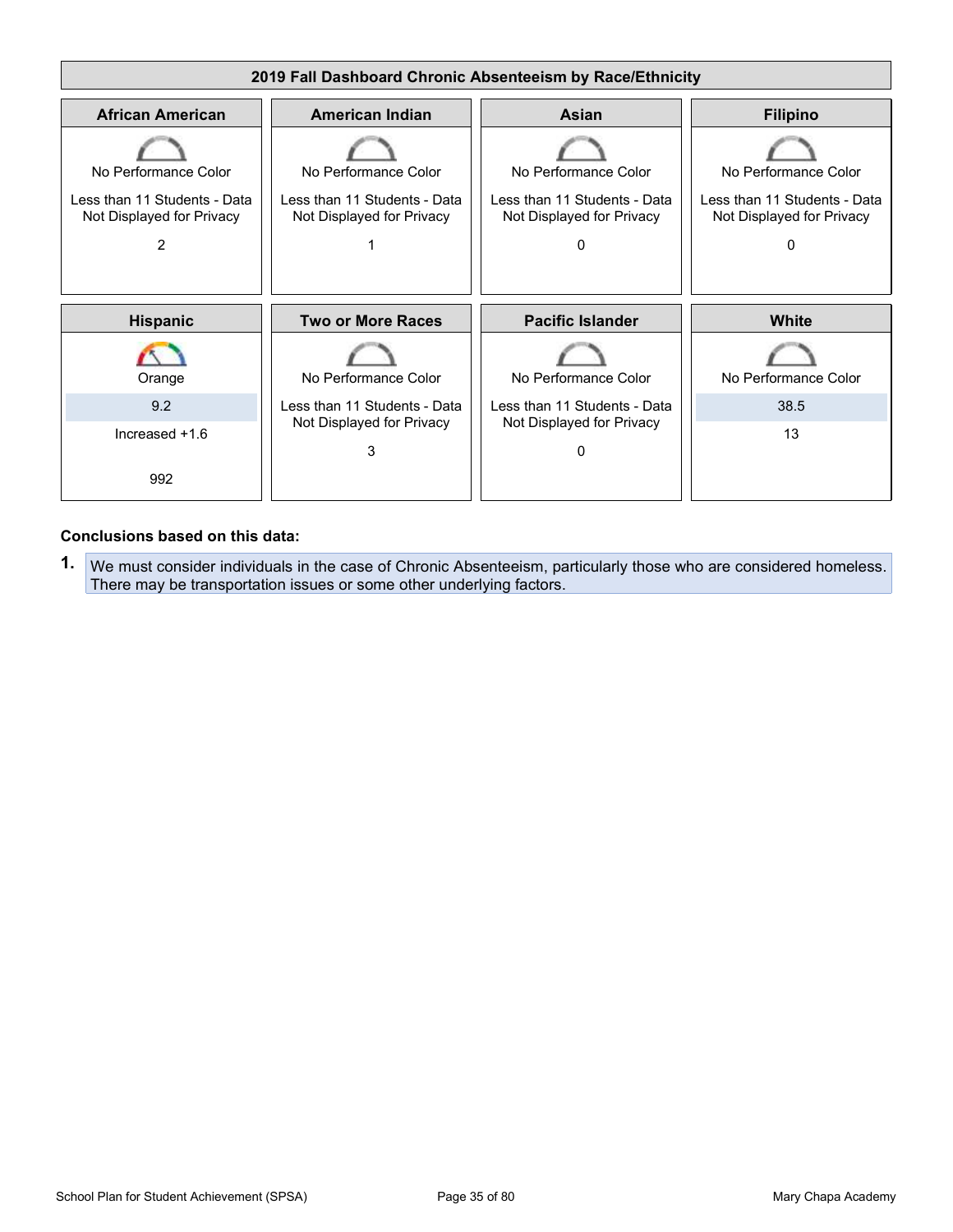## 2019 Fall Dashboard Chronic Absenteeism by Race/Ethnicity

| African American | American Indian | Asian | Filipino |
|---|---|---|---|
| No Performance Color | No Performance Color | No Performance Color | No Performance Color |
| Less than 11 Students - Data Not Displayed for Privacy | Less than 11 Students - Data Not Displayed for Privacy | Less than 11 Students - Data Not Displayed for Privacy | Less than 11 Students - Data Not Displayed for Privacy |
| 2 | 1 | 0 | 0 |

| Hispanic | Two or More Races | Pacific Islander | White |
|---|---|---|---|
| Orange | No Performance Color | No Performance Color | No Performance Color |
| 9.2 | Less than 11 Students - Data Not Displayed for Privacy | Less than 11 Students - Data Not Displayed for Privacy | 38.5 |
| Increased +1.6 | 3 | 0 | 13 |
| 992 | | | |

**Conclusions based on this data:**

1. We must consider individuals in the case of Chronic Absenteeism, particularly those who are considered homeless. There may be transportation issues or some other underlying factors.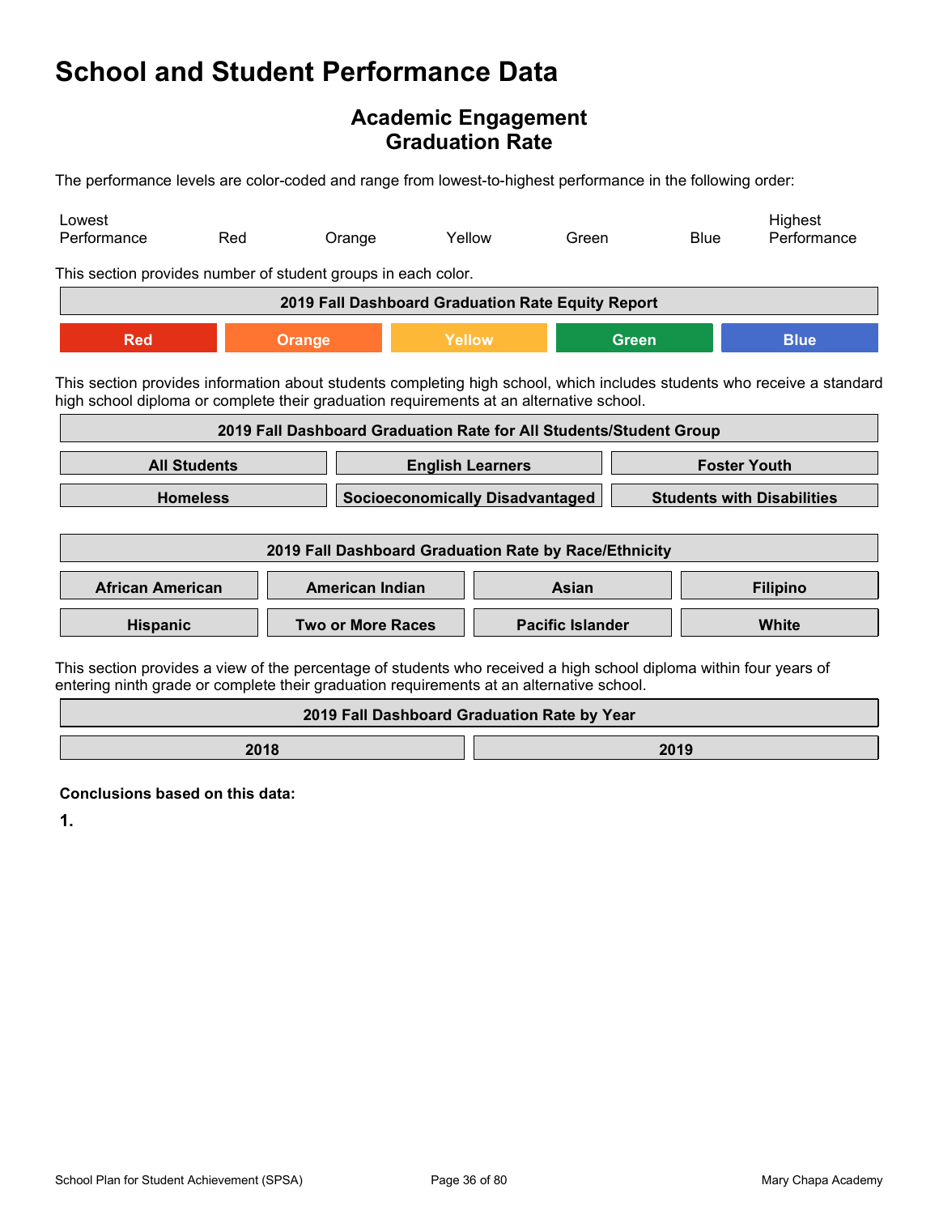# School and Student Performance Data

## Academic Engagement
## Graduation Rate

The performance levels are color-coded and range from lowest-to-highest performance in the following order:

| Lowest Performance | Red | Orange | Yellow | Green | Blue | Highest Performance |
|---|---|---|---|---|---|---|

This section provides number of student groups in each color.

| 2019 Fall Dashboard Graduation Rate Equity Report | | | | |
|---|---|---|---|---|
| Red | Orange | Yellow | Green | Blue |

This section provides information about students completing high school, which includes students who receive a standard high school diploma or complete their graduation requirements at an alternative school.

| 2019 Fall Dashboard Graduation Rate for All Students/Student Group | | |
|---|---|---|
| All Students | English Learners | Foster Youth |
| Homeless | Socioeconomically Disadvantaged | Students with Disabilities |

| 2019 Fall Dashboard Graduation Rate by Race/Ethnicity | | | |
|---|---|---|---|
| African American | American Indian | Asian | Filipino |
| Hispanic | Two or More Races | Pacific Islander | White |

This section provides a view of the percentage of students who received a high school diploma within four years of entering ninth grade or complete their graduation requirements at an alternative school.

| 2019 Fall Dashboard Graduation Rate by Year | |
|---|---|
| 2018 | 2019 |

**Conclusions based on this data:**

**1.**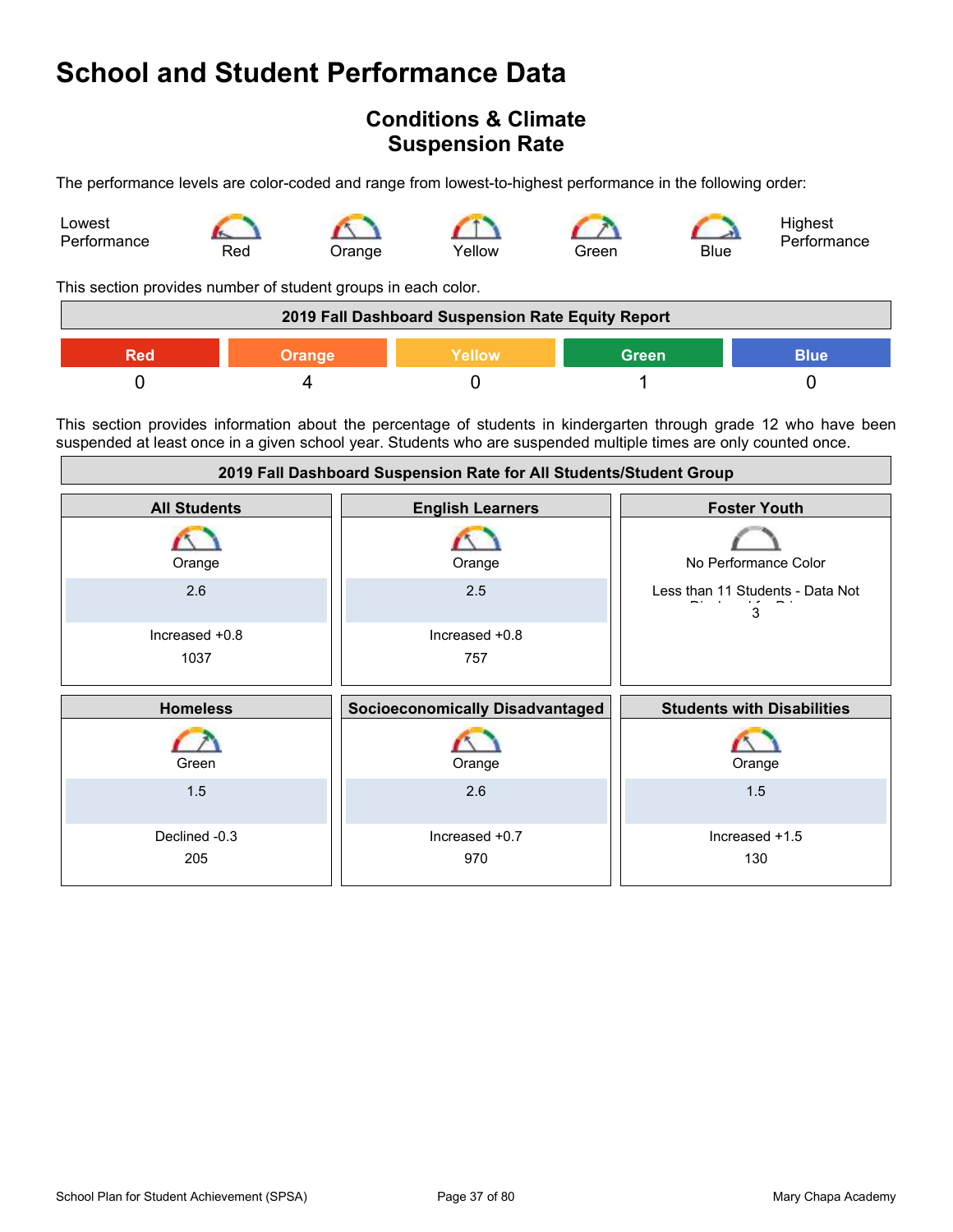# School and Student Performance Data

## Conditions & Climate
## Suspension Rate

The performance levels are color-coded and range from lowest-to-highest performance in the following order:

Lowest Performance — Red — Orange — Yellow — Green — Blue — Highest Performance

This section provides number of student groups in each color.

| 2019 Fall Dashboard Suspension Rate Equity Report | | | | |
|---|---|---|---|---|
| Red | Orange | Yellow | Green | Blue |
| 0 | 4 | 0 | 1 | 0 |

This section provides information about the percentage of students in kindergarten through grade 12 who have been suspended at least once in a given school year. Students who are suspended multiple times are only counted once.

| 2019 Fall Dashboard Suspension Rate for All Students/Student Group | | |
|---|---|---|
| **All Students** | **English Learners** | **Foster Youth** |
| Orange | Orange | No Performance Color |
| 2.6 | 2.5 | Less than 11 Students - Data Not Displayed for Privacy |
| Increased +0.8 | Increased +0.8 | 3 |
| 1037 | 757 | |
| **Homeless** | **Socioeconomically Disadvantaged** | **Students with Disabilities** |
| Green | Orange | Orange |
| 1.5 | 2.6 | 1.5 |
| Declined -0.3 | Increased +0.7 | Increased +1.5 |
| 205 | 970 | 130 |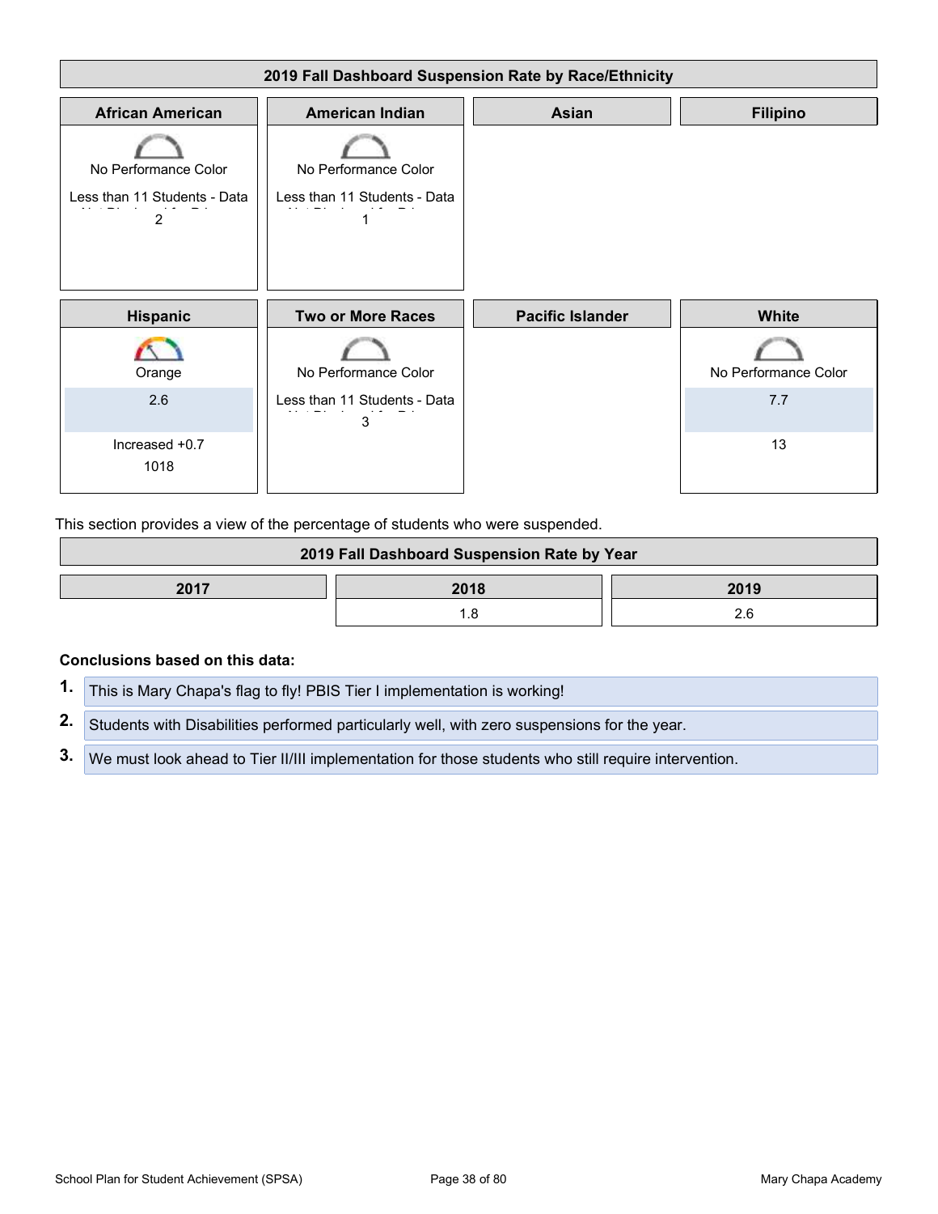### 2019 Fall Dashboard Suspension Rate by Race/Ethnicity

| African American | American Indian | Asian | Filipino |
|---|---|---|---|
| No Performance Color | No Performance Color | | |
| Less than 11 Students - Data Not Displayed for Privacy | Less than 11 Students - Data Not Displayed for Privacy | | |
| 2 | 1 | | |

| Hispanic | Two or More Races | Pacific Islander | White |
|---|---|---|---|
| Orange | No Performance Color | | No Performance Color |
| 2.6 | Less than 11 Students - Data Not Displayed for Privacy | | 7.7 |
| Increased +0.7 | 3 | | 13 |
| 1018 | | | |

This section provides a view of the percentage of students who were suspended.

### 2019 Fall Dashboard Suspension Rate by Year

| 2017 | 2018 | 2019 |
|---|---|---|
| | 1.8 | 2.6 |

**Conclusions based on this data:**

1. This is Mary Chapa's flag to fly! PBIS Tier I implementation is working!
2. Students with Disabilities performed particularly well, with zero suspensions for the year.
3. We must look ahead to Tier II/III implementation for those students who still require intervention.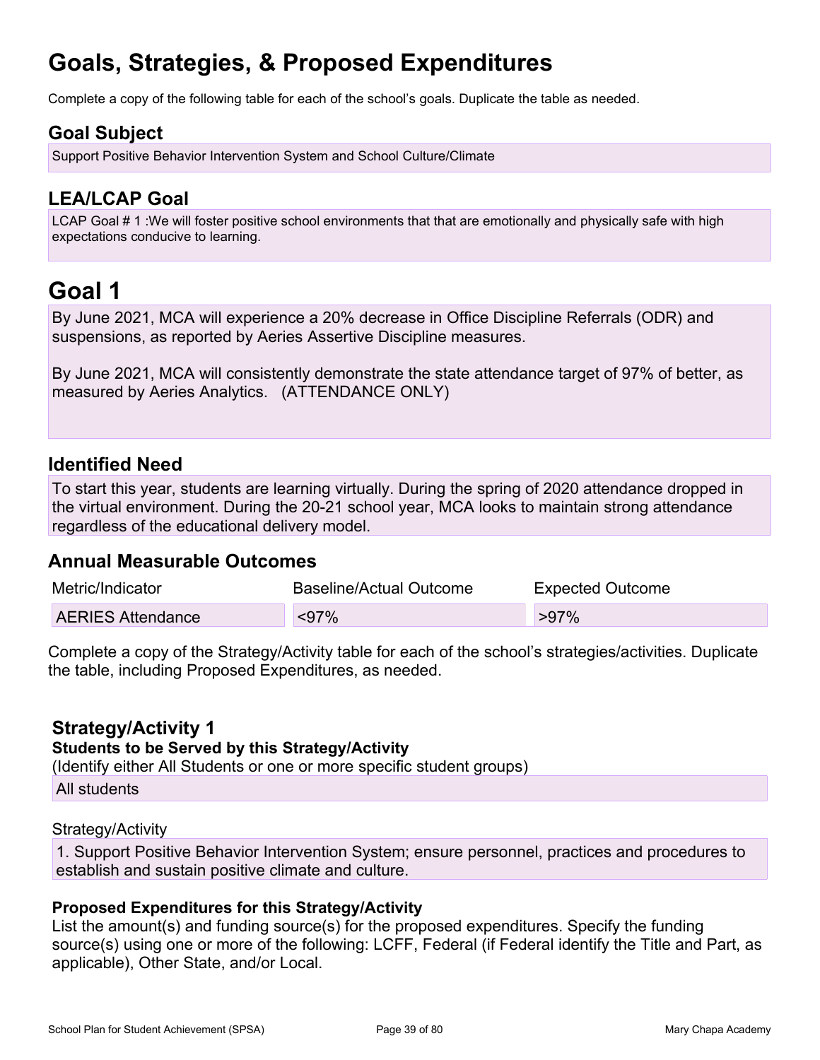# Goals, Strategies, & Proposed Expenditures

Complete a copy of the following table for each of the school's goals. Duplicate the table as needed.

## Goal Subject

Support Positive Behavior Intervention System and School Culture/Climate

## LEA/LCAP Goal

LCAP Goal # 1 :We will foster positive school environments that that are emotionally and physically safe with high expectations conducive to learning.

# Goal 1

By June 2021, MCA will experience a 20% decrease in Office Discipline Referrals (ODR) and suspensions, as reported by Aeries Assertive Discipline measures.

By June 2021, MCA will consistently demonstrate the state attendance target of 97% of better, as measured by Aeries Analytics. (ATTENDANCE ONLY)

## Identified Need

To start this year, students are learning virtually. During the spring of 2020 attendance dropped in the virtual environment. During the 20-21 school year, MCA looks to maintain strong attendance regardless of the educational delivery model.

## Annual Measurable Outcomes

| Metric/Indicator | Baseline/Actual Outcome | Expected Outcome |
| --- | --- | --- |
| AERIES Attendance | <97% | >97% |

Complete a copy of the Strategy/Activity table for each of the school's strategies/activities. Duplicate the table, including Proposed Expenditures, as needed.

## Strategy/Activity 1

### Students to be Served by this Strategy/Activity

(Identify either All Students or one or more specific student groups)

All students

Strategy/Activity

1. Support Positive Behavior Intervention System; ensure personnel, practices and procedures to establish and sustain positive climate and culture.

### Proposed Expenditures for this Strategy/Activity

List the amount(s) and funding source(s) for the proposed expenditures. Specify the funding source(s) using one or more of the following: LCFF, Federal (if Federal identify the Title and Part, as applicable), Other State, and/or Local.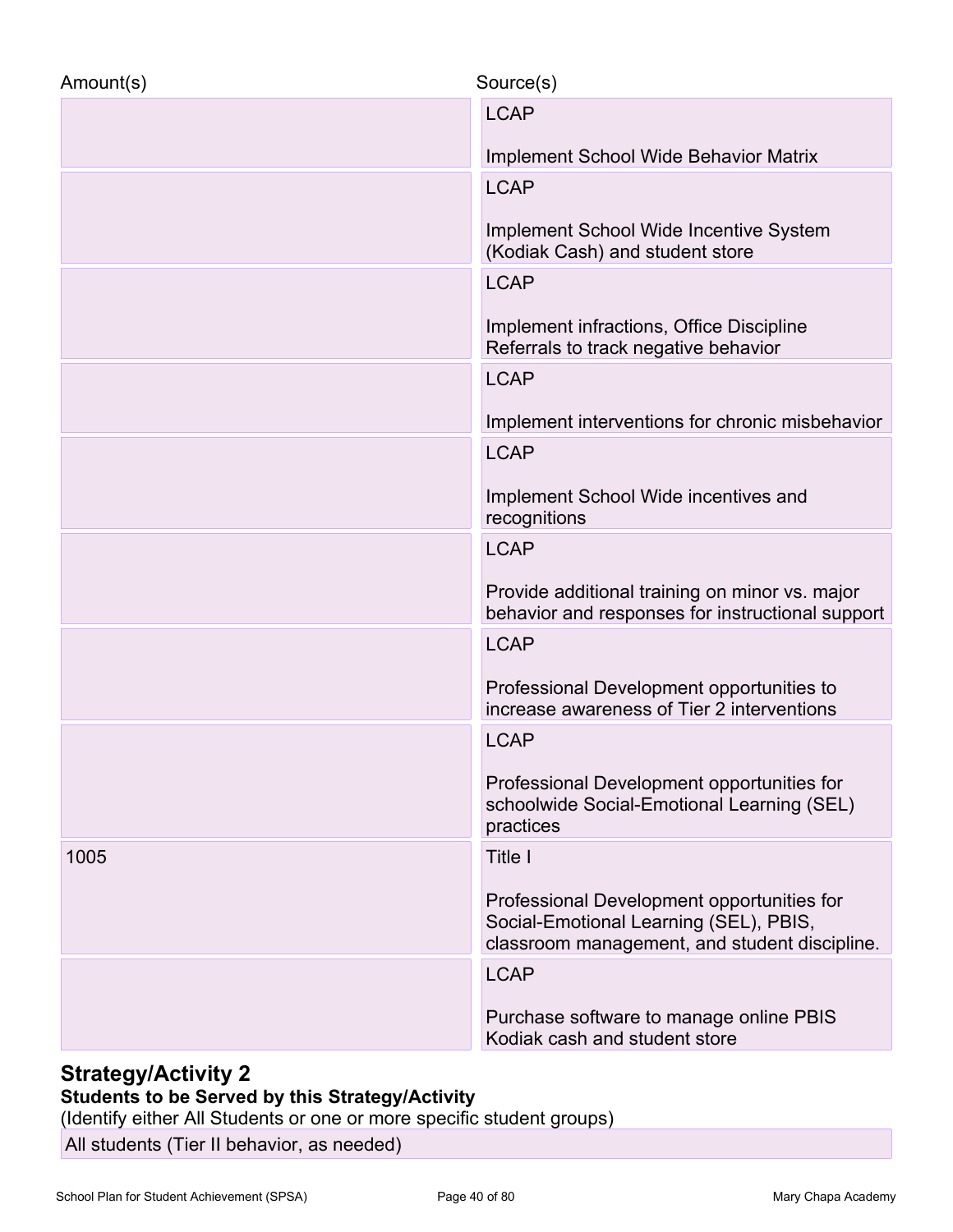| Amount(s) | Source(s) |
| --- | --- |
| | LCAP<br><br>Implement School Wide Behavior Matrix |
| | LCAP<br><br>Implement School Wide Incentive System (Kodiak Cash) and student store |
| | LCAP<br><br>Implement infractions, Office Discipline Referrals to track negative behavior |
| | LCAP<br><br>Implement interventions for chronic misbehavior |
| | LCAP<br><br>Implement School Wide incentives and recognitions |
| | LCAP<br><br>Provide additional training on minor vs. major behavior and responses for instructional support |
| | LCAP<br><br>Professional Development opportunities to increase awareness of Tier 2 interventions |
| | LCAP<br><br>Professional Development opportunities for schoolwide Social-Emotional Learning (SEL) practices |
| 1005 | Title I<br><br>Professional Development opportunities for Social-Emotional Learning (SEL), PBIS, classroom management, and student discipline. |
| | LCAP<br><br>Purchase software to manage online PBIS Kodiak cash and student store |

## Strategy/Activity 2

**Students to be Served by this Strategy/Activity**

(Identify either All Students or one or more specific student groups)

All students (Tier II behavior, as needed)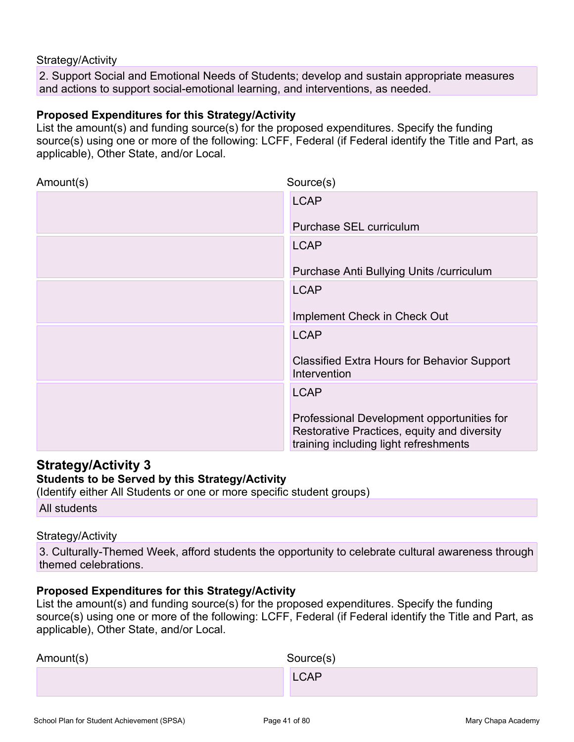Strategy/Activity

2. Support Social and Emotional Needs of Students; develop and sustain appropriate measures and actions to support social-emotional learning, and interventions, as needed.

**Proposed Expenditures for this Strategy/Activity**

List the amount(s) and funding source(s) for the proposed expenditures. Specify the funding source(s) using one or more of the following: LCFF, Federal (if Federal identify the Title and Part, as applicable), Other State, and/or Local.

| Amount(s) | Source(s) |
| --- | --- |
| | LCAP<br><br>Purchase SEL curriculum |
| | LCAP<br><br>Purchase Anti Bullying Units /curriculum |
| | LCAP<br><br>Implement Check in Check Out |
| | LCAP<br><br>Classified Extra Hours for Behavior Support Intervention |
| | LCAP<br><br>Professional Development opportunities for Restorative Practices, equity and diversity training including light refreshments |

## Strategy/Activity 3

**Students to be Served by this Strategy/Activity**

(Identify either All Students or one or more specific student groups)

All students

Strategy/Activity

3. Culturally-Themed Week, afford students the opportunity to celebrate cultural awareness through themed celebrations.

**Proposed Expenditures for this Strategy/Activity**

List the amount(s) and funding source(s) for the proposed expenditures. Specify the funding source(s) using one or more of the following: LCFF, Federal (if Federal identify the Title and Part, as applicable), Other State, and/or Local.

| Amount(s) | Source(s) |
| --- | --- |
| | LCAP |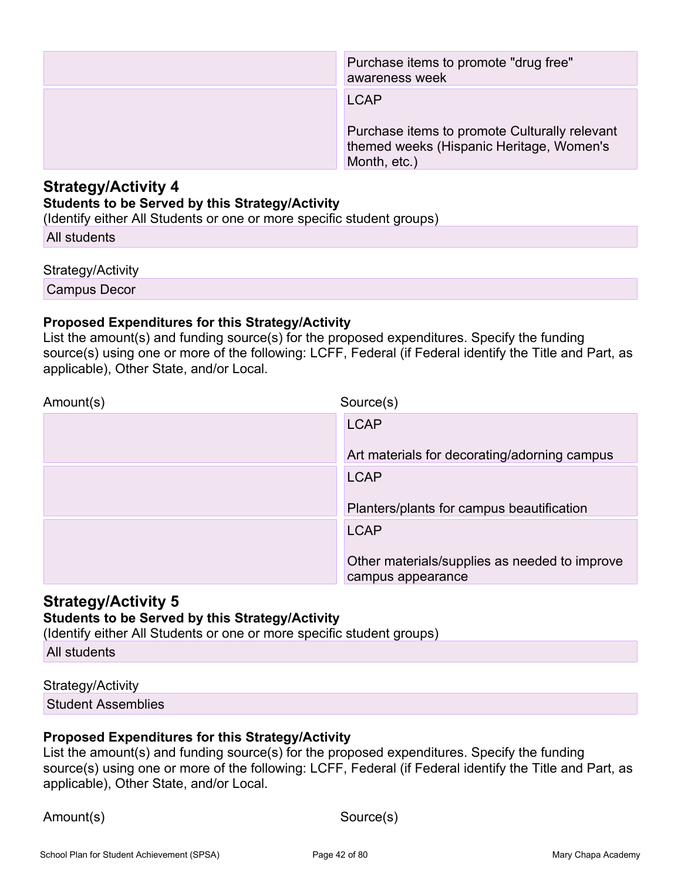| Amount(s) | Source(s) |
| --- | --- |
| | Purchase items to promote "drug free" awareness week |
| | LCAP<br><br>Purchase items to promote Culturally relevant themed weeks (Hispanic Heritage, Women's Month, etc.) |

## Strategy/Activity 4

**Students to be Served by this Strategy/Activity**

(Identify either All Students or one or more specific student groups)

All students

Strategy/Activity

Campus Decor

**Proposed Expenditures for this Strategy/Activity**

List the amount(s) and funding source(s) for the proposed expenditures. Specify the funding source(s) using one or more of the following: LCFF, Federal (if Federal identify the Title and Part, as applicable), Other State, and/or Local.

| Amount(s) | Source(s) |
| --- | --- |
| | LCAP<br><br>Art materials for decorating/adorning campus |
| | LCAP<br><br>Planters/plants for campus beautification |
| | LCAP<br><br>Other materials/supplies as needed to improve campus appearance |

## Strategy/Activity 5

**Students to be Served by this Strategy/Activity**

(Identify either All Students or one or more specific student groups)

All students

Strategy/Activity

Student Assemblies

**Proposed Expenditures for this Strategy/Activity**

List the amount(s) and funding source(s) for the proposed expenditures. Specify the funding source(s) using one or more of the following: LCFF, Federal (if Federal identify the Title and Part, as applicable), Other State, and/or Local.

Amount(s) Source(s)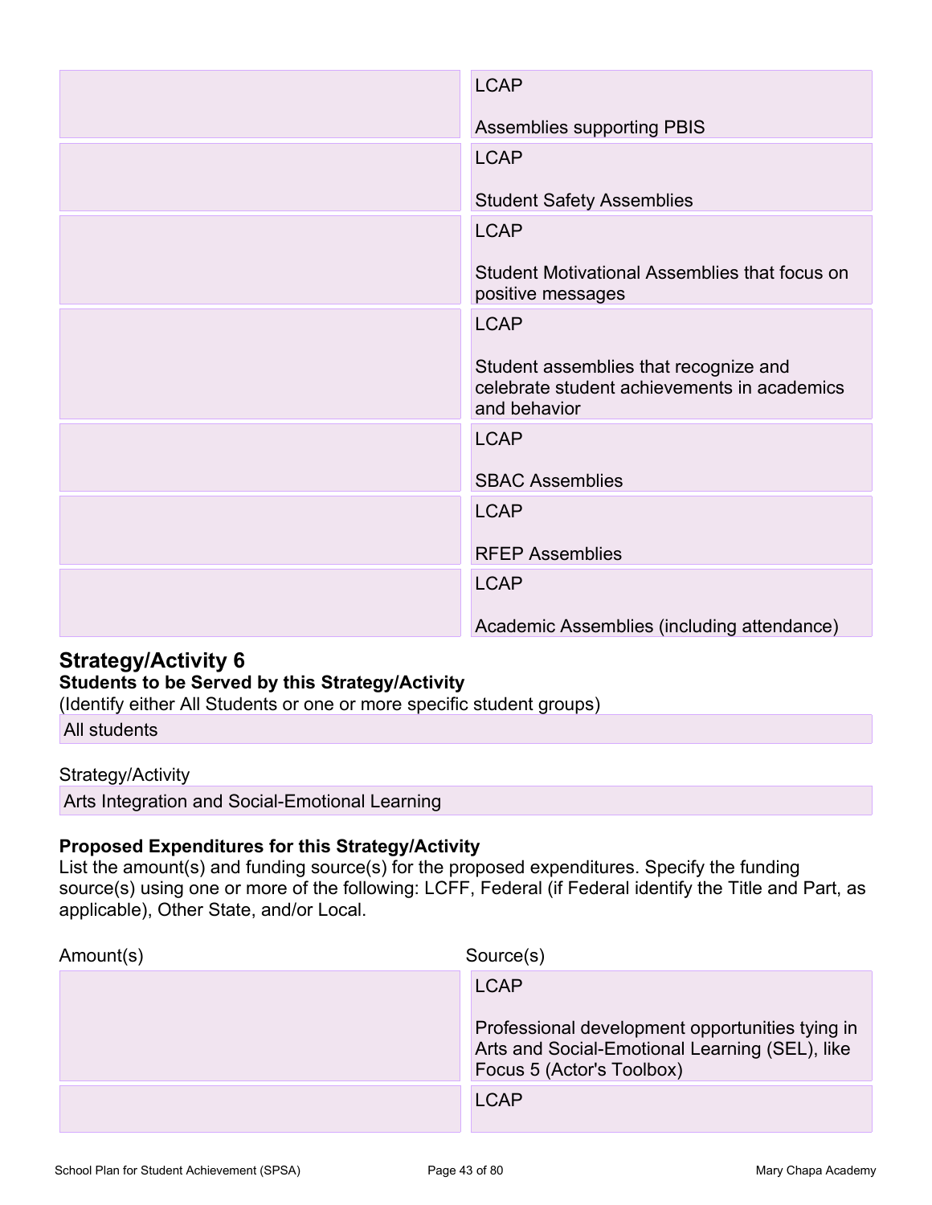| Amount(s) | Source(s) |
| --- | --- |
| | LCAP<br><br>Assemblies supporting PBIS |
| | LCAP<br><br>Student Safety Assemblies |
| | LCAP<br><br>Student Motivational Assemblies that focus on positive messages |
| | LCAP<br><br>Student assemblies that recognize and celebrate student achievements in academics and behavior |
| | LCAP<br><br>SBAC Assemblies |
| | LCAP<br><br>RFEP Assemblies |
| | LCAP<br><br>Academic Assemblies (including attendance) |

## Strategy/Activity 6

**Students to be Served by this Strategy/Activity**

(Identify either All Students or one or more specific student groups)

All students

Strategy/Activity

Arts Integration and Social-Emotional Learning

**Proposed Expenditures for this Strategy/Activity**

List the amount(s) and funding source(s) for the proposed expenditures. Specify the funding source(s) using one or more of the following: LCFF, Federal (if Federal identify the Title and Part, as applicable), Other State, and/or Local.

| Amount(s) | Source(s) |
| --- | --- |
| | LCAP<br><br>Professional development opportunities tying in Arts and Social-Emotional Learning (SEL), like Focus 5 (Actor's Toolbox) |
| | LCAP |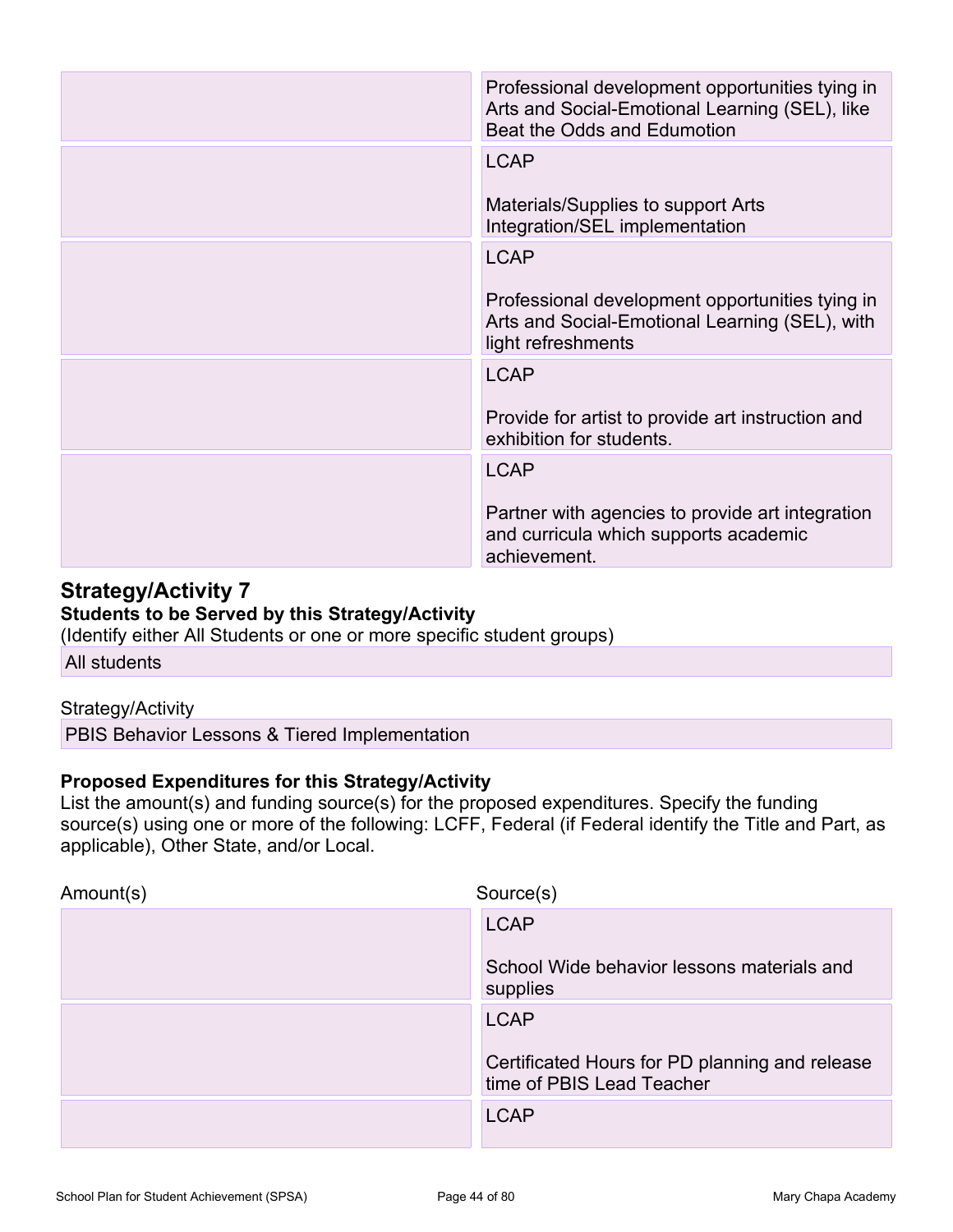| Amount(s) | Source(s) |
|---|---|
| | Professional development opportunities tying in Arts and Social-Emotional Learning (SEL), like Beat the Odds and Edumotion |
| | LCAP<br><br>Materials/Supplies to support Arts Integration/SEL implementation |
| | LCAP<br><br>Professional development opportunities tying in Arts and Social-Emotional Learning (SEL), with light refreshments |
| | LCAP<br><br>Provide for artist to provide art instruction and exhibition for students. |
| | LCAP<br><br>Partner with agencies to provide art integration and curricula which supports academic achievement. |

## Strategy/Activity 7

**Students to be Served by this Strategy/Activity**

(Identify either All Students or one or more specific student groups)

All students

Strategy/Activity

PBIS Behavior Lessons & Tiered Implementation

**Proposed Expenditures for this Strategy/Activity**

List the amount(s) and funding source(s) for the proposed expenditures. Specify the funding source(s) using one or more of the following: LCFF, Federal (if Federal identify the Title and Part, as applicable), Other State, and/or Local.

| Amount(s) | Source(s) |
|---|---|
| | LCAP<br><br>School Wide behavior lessons materials and supplies |
| | LCAP<br><br>Certificated Hours for PD planning and release time of PBIS Lead Teacher |
| | LCAP |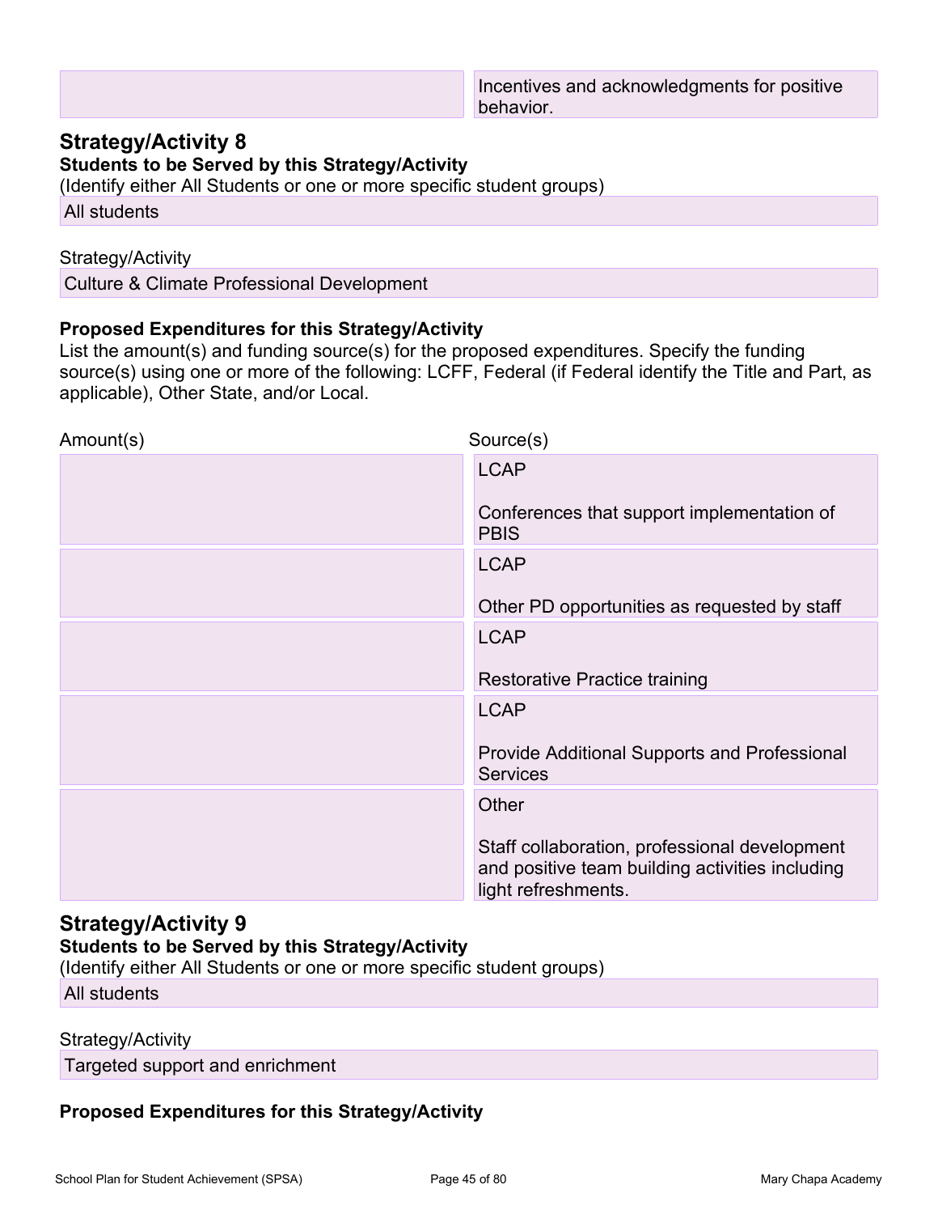| | |
|---|---|
| | Incentives and acknowledgments for positive behavior. |

## Strategy/Activity 8

**Students to be Served by this Strategy/Activity**

(Identify either All Students or one or more specific student groups)

All students

Strategy/Activity

Culture & Climate Professional Development

**Proposed Expenditures for this Strategy/Activity**

List the amount(s) and funding source(s) for the proposed expenditures. Specify the funding source(s) using one or more of the following: LCFF, Federal (if Federal identify the Title and Part, as applicable), Other State, and/or Local.

| Amount(s) | Source(s) |
|---|---|
| | LCAP<br><br>Conferences that support implementation of PBIS |
| | LCAP<br><br>Other PD opportunities as requested by staff |
| | LCAP<br><br>Restorative Practice training |
| | LCAP<br><br>Provide Additional Supports and Professional Services |
| | Other<br><br>Staff collaboration, professional development and positive team building activities including light refreshments. |

## Strategy/Activity 9

**Students to be Served by this Strategy/Activity**

(Identify either All Students or one or more specific student groups)

All students

Strategy/Activity

Targeted support and enrichment

**Proposed Expenditures for this Strategy/Activity**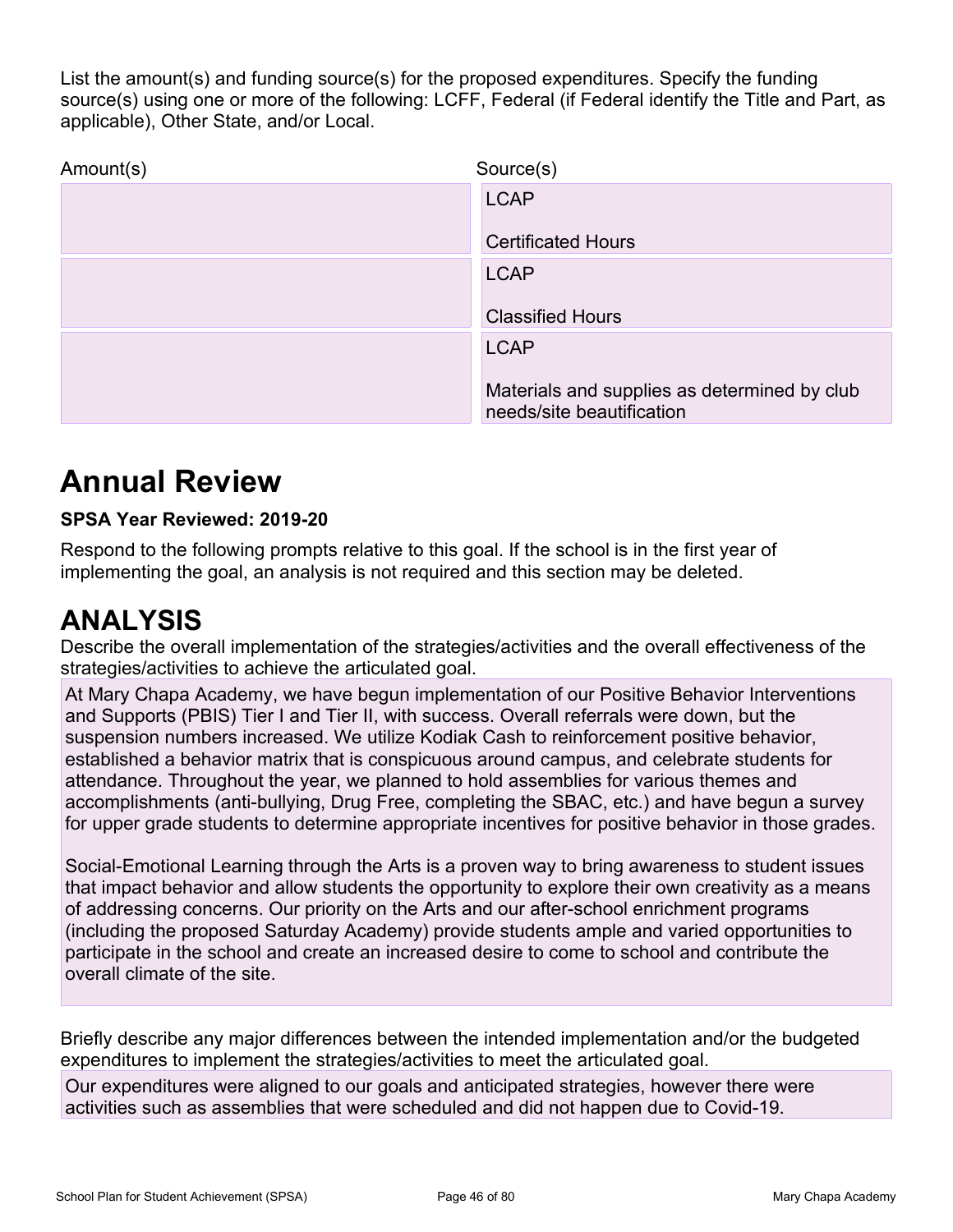List the amount(s) and funding source(s) for the proposed expenditures. Specify the funding source(s) using one or more of the following: LCFF, Federal (if Federal identify the Title and Part, as applicable), Other State, and/or Local.

| Amount(s) | Source(s) |
|---|---|
| | LCAP<br><br>Certificated Hours |
| | LCAP<br><br>Classified Hours |
| | LCAP<br><br>Materials and supplies as determined by club needs/site beautification |

# Annual Review

**SPSA Year Reviewed: 2019-20**

Respond to the following prompts relative to this goal. If the school is in the first year of implementing the goal, an analysis is not required and this section may be deleted.

# ANALYSIS

Describe the overall implementation of the strategies/activities and the overall effectiveness of the strategies/activities to achieve the articulated goal.

At Mary Chapa Academy, we have begun implementation of our Positive Behavior Interventions and Supports (PBIS) Tier I and Tier II, with success. Overall referrals were down, but the suspension numbers increased. We utilize Kodiak Cash to reinforcement positive behavior, established a behavior matrix that is conspicuous around campus, and celebrate students for attendance. Throughout the year, we planned to hold assemblies for various themes and accomplishments (anti-bullying, Drug Free, completing the SBAC, etc.) and have begun a survey for upper grade students to determine appropriate incentives for positive behavior in those grades.

Social-Emotional Learning through the Arts is a proven way to bring awareness to student issues that impact behavior and allow students the opportunity to explore their own creativity as a means of addressing concerns. Our priority on the Arts and our after-school enrichment programs (including the proposed Saturday Academy) provide students ample and varied opportunities to participate in the school and create an increased desire to come to school and contribute the overall climate of the site.

Briefly describe any major differences between the intended implementation and/or the budgeted expenditures to implement the strategies/activities to meet the articulated goal.

Our expenditures were aligned to our goals and anticipated strategies, however there were activities such as assemblies that were scheduled and did not happen due to Covid-19.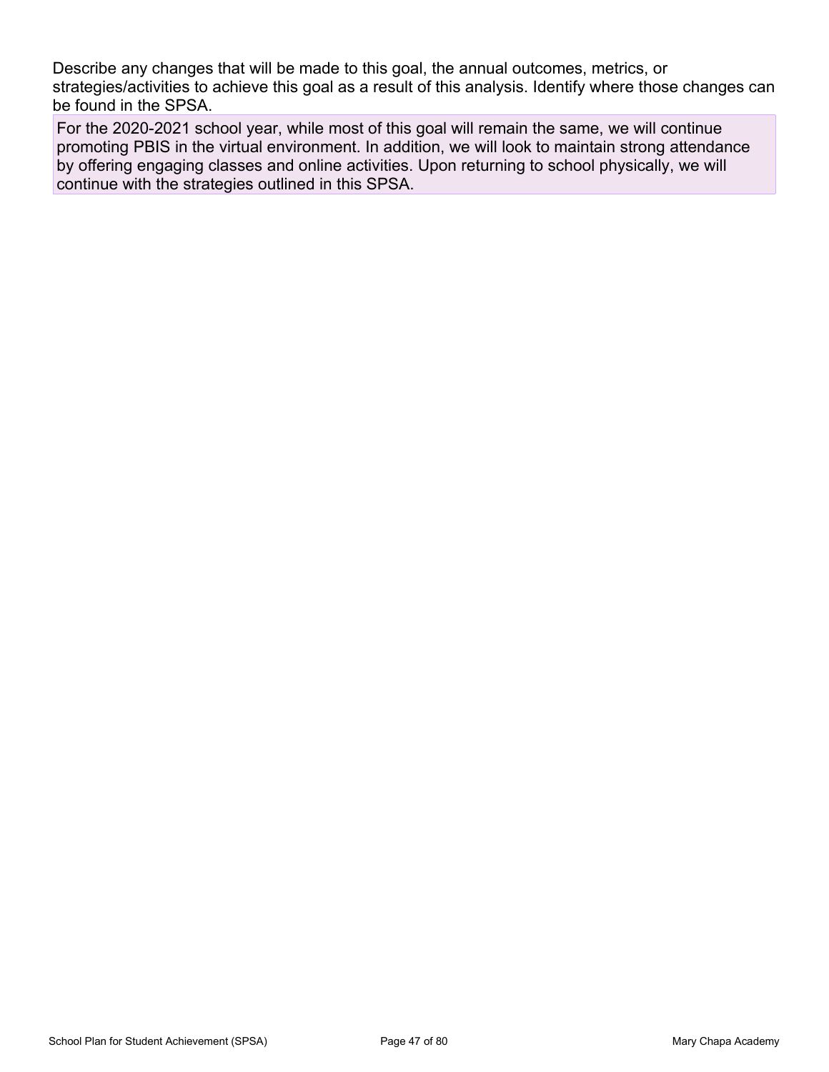Describe any changes that will be made to this goal, the annual outcomes, metrics, or strategies/activities to achieve this goal as a result of this analysis. Identify where those changes can be found in the SPSA.

For the 2020-2021 school year, while most of this goal will remain the same, we will continue promoting PBIS in the virtual environment. In addition, we will look to maintain strong attendance by offering engaging classes and online activities. Upon returning to school physically, we will continue with the strategies outlined in this SPSA.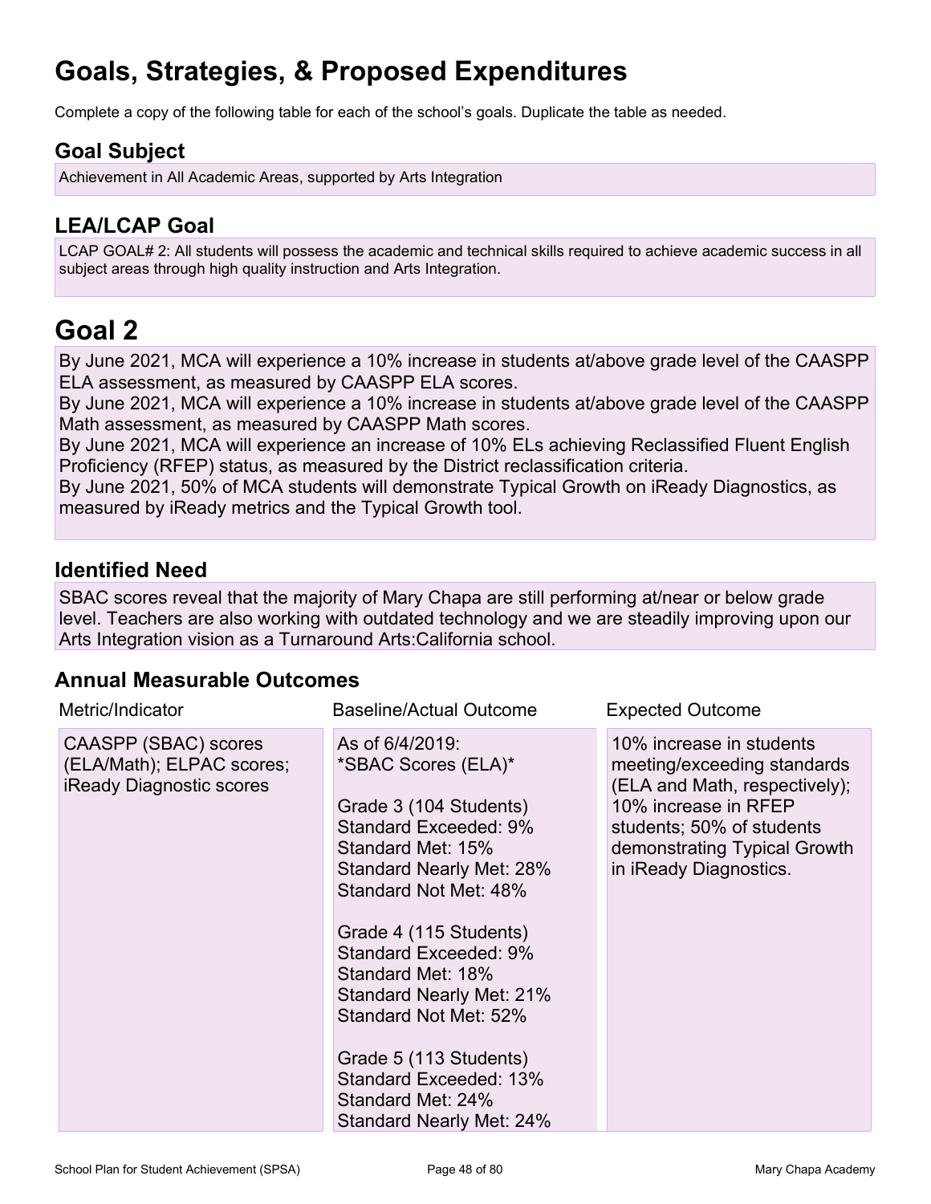# Goals, Strategies, & Proposed Expenditures

Complete a copy of the following table for each of the school's goals. Duplicate the table as needed.

## Goal Subject

Achievement in All Academic Areas, supported by Arts Integration

## LEA/LCAP Goal

LCAP GOAL# 2: All students will possess the academic and technical skills required to achieve academic success in all subject areas through high quality instruction and Arts Integration.

# Goal 2

By June 2021, MCA will experience a 10% increase in students at/above grade level of the CAASPP ELA assessment, as measured by CAASPP ELA scores.
By June 2021, MCA will experience a 10% increase in students at/above grade level of the CAASPP Math assessment, as measured by CAASPP Math scores.
By June 2021, MCA will experience an increase of 10% ELs achieving Reclassified Fluent English Proficiency (RFEP) status, as measured by the District reclassification criteria.
By June 2021, 50% of MCA students will demonstrate Typical Growth on iReady Diagnostics, as measured by iReady metrics and the Typical Growth tool.

## Identified Need

SBAC scores reveal that the majority of Mary Chapa are still performing at/near or below grade level. Teachers are also working with outdated technology and we are steadily improving upon our Arts Integration vision as a Turnaround Arts:California school.

## Annual Measurable Outcomes

| Metric/Indicator | Baseline/Actual Outcome | Expected Outcome |
| --- | --- | --- |
| CAASPP (SBAC) scores (ELA/Math); ELPAC scores; iReady Diagnostic scores | As of 6/4/2019:<br>*SBAC Scores (ELA)*<br><br>Grade 3 (104 Students)<br>Standard Exceeded: 9%<br>Standard Met: 15%<br>Standard Nearly Met: 28%<br>Standard Not Met: 48%<br><br>Grade 4 (115 Students)<br>Standard Exceeded: 9%<br>Standard Met: 18%<br>Standard Nearly Met: 21%<br>Standard Not Met: 52%<br><br>Grade 5 (113 Students)<br>Standard Exceeded: 13%<br>Standard Met: 24%<br>Standard Nearly Met: 24% | 10% increase in students meeting/exceeding standards (ELA and Math, respectively); 10% increase in RFEP students; 50% of students demonstrating Typical Growth in iReady Diagnostics. |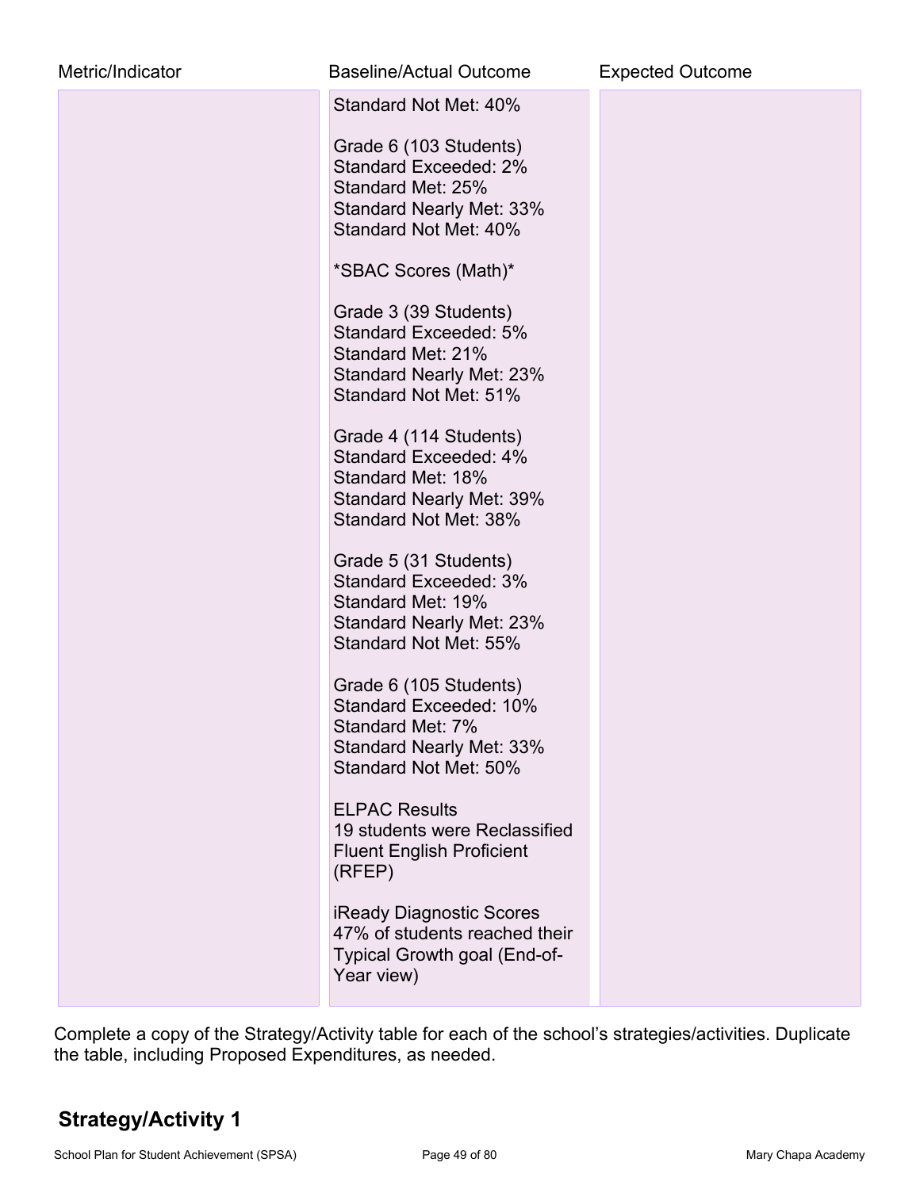| Metric/Indicator | Baseline/Actual Outcome | Expected Outcome |
| --- | --- | --- |
| | Standard Not Met: 40%<br><br>Grade 6 (103 Students)<br>Standard Exceeded: 2%<br>Standard Met: 25%<br>Standard Nearly Met: 33%<br>Standard Not Met: 40%<br><br>*SBAC Scores (Math)*<br><br>Grade 3 (39 Students)<br>Standard Exceeded: 5%<br>Standard Met: 21%<br>Standard Nearly Met: 23%<br>Standard Not Met: 51%<br><br>Grade 4 (114 Students)<br>Standard Exceeded: 4%<br>Standard Met: 18%<br>Standard Nearly Met: 39%<br>Standard Not Met: 38%<br><br>Grade 5 (31 Students)<br>Standard Exceeded: 3%<br>Standard Met: 19%<br>Standard Nearly Met: 23%<br>Standard Not Met: 55%<br><br>Grade 6 (105 Students)<br>Standard Exceeded: 10%<br>Standard Met: 7%<br>Standard Nearly Met: 33%<br>Standard Not Met: 50%<br><br>ELPAC Results<br>19 students were Reclassified Fluent English Proficient (RFEP)<br><br>iReady Diagnostic Scores<br>47% of students reached their Typical Growth goal (End-of-Year view) | |

Complete a copy of the Strategy/Activity table for each of the school's strategies/activities. Duplicate the table, including Proposed Expenditures, as needed.

## Strategy/Activity 1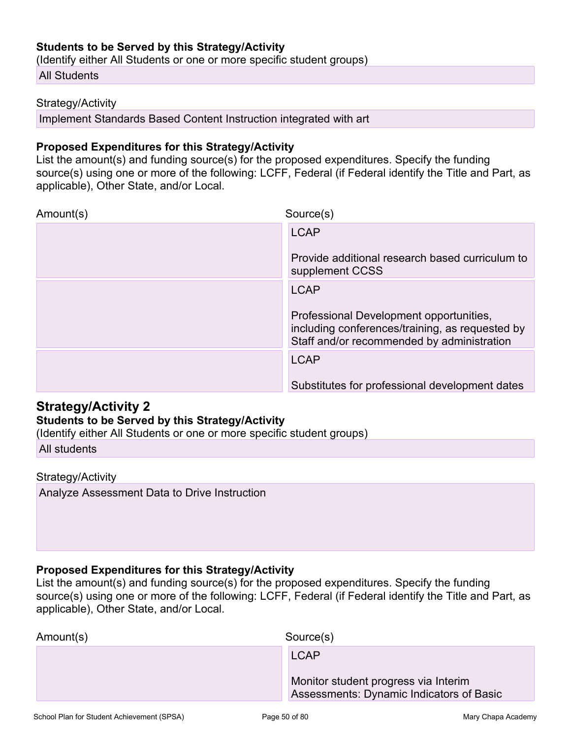**Students to be Served by this Strategy/Activity**
(Identify either All Students or one or more specific student groups)

All Students

Strategy/Activity

Implement Standards Based Content Instruction integrated with art

**Proposed Expenditures for this Strategy/Activity**
List the amount(s) and funding source(s) for the proposed expenditures. Specify the funding source(s) using one or more of the following: LCFF, Federal (if Federal identify the Title and Part, as applicable), Other State, and/or Local.

| Amount(s) | Source(s) |
|---|---|
| | LCAP<br><br>Provide additional research based curriculum to supplement CCSS |
| | LCAP<br><br>Professional Development opportunities, including conferences/training, as requested by Staff and/or recommended by administration |
| | LCAP<br><br>Substitutes for professional development dates |

## Strategy/Activity 2

**Students to be Served by this Strategy/Activity**
(Identify either All Students or one or more specific student groups)

All students

Strategy/Activity

Analyze Assessment Data to Drive Instruction

**Proposed Expenditures for this Strategy/Activity**
List the amount(s) and funding source(s) for the proposed expenditures. Specify the funding source(s) using one or more of the following: LCFF, Federal (if Federal identify the Title and Part, as applicable), Other State, and/or Local.

| Amount(s) | Source(s) |
|---|---|
| | LCAP<br><br>Monitor student progress via Interim Assessments: Dynamic Indicators of Basic |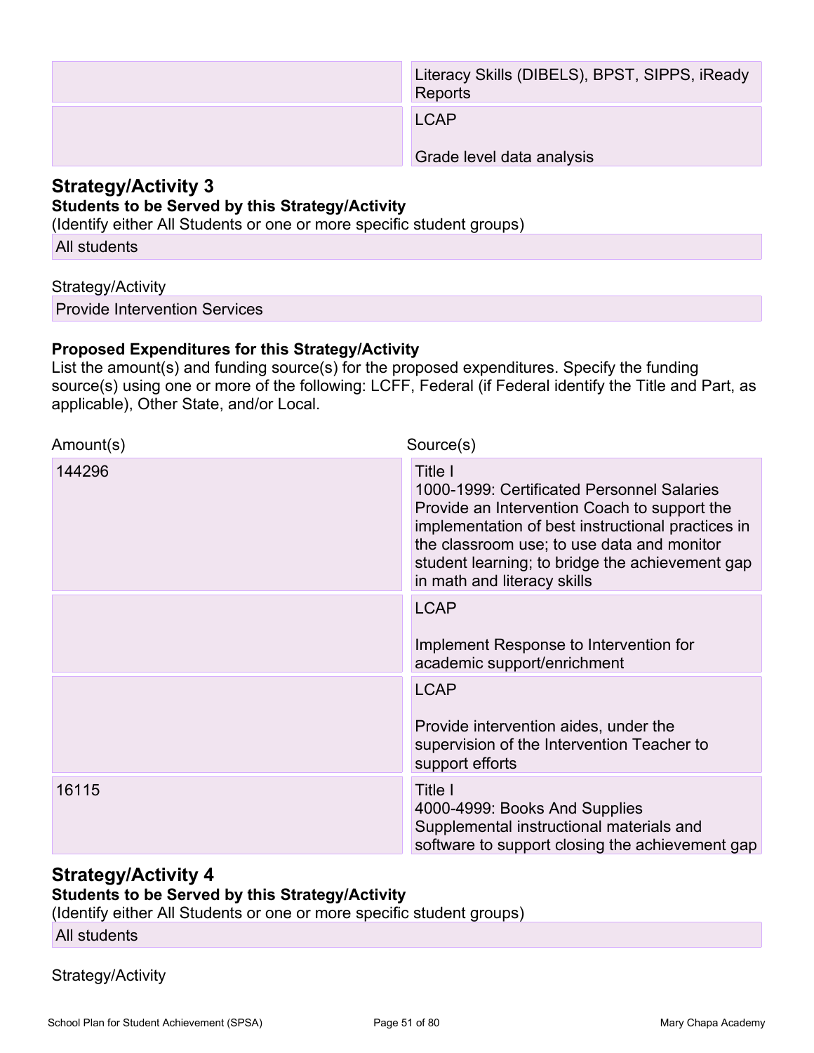| | |
|---|---|
| | Literacy Skills (DIBELS), BPST, SIPPS, iReady Reports |
| | LCAP<br><br>Grade level data analysis |

## Strategy/Activity 3

**Students to be Served by this Strategy/Activity**

(Identify either All Students or one or more specific student groups)

All students

Strategy/Activity

Provide Intervention Services

**Proposed Expenditures for this Strategy/Activity**

List the amount(s) and funding source(s) for the proposed expenditures. Specify the funding source(s) using one or more of the following: LCFF, Federal (if Federal identify the Title and Part, as applicable), Other State, and/or Local.

| Amount(s) | Source(s) |
|---|---|
| 144296 | Title I<br>1000-1999: Certificated Personnel Salaries<br>Provide an Intervention Coach to support the implementation of best instructional practices in the classroom use; to use data and monitor student learning; to bridge the achievement gap in math and literacy skills |
| | LCAP<br><br>Implement Response to Intervention for academic support/enrichment |
| | LCAP<br><br>Provide intervention aides, under the supervision of the Intervention Teacher to support efforts |
| 16115 | Title I<br>4000-4999: Books And Supplies<br>Supplemental instructional materials and software to support closing the achievement gap |

## Strategy/Activity 4

**Students to be Served by this Strategy/Activity**

(Identify either All Students or one or more specific student groups)

All students

Strategy/Activity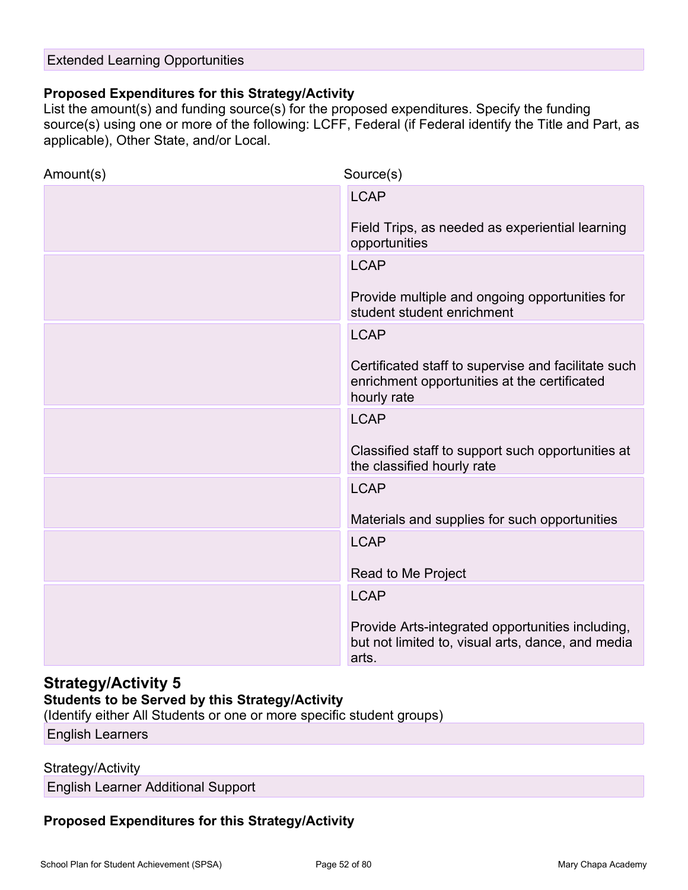Extended Learning Opportunities

**Proposed Expenditures for this Strategy/Activity**

List the amount(s) and funding source(s) for the proposed expenditures. Specify the funding source(s) using one or more of the following: LCFF, Federal (if Federal identify the Title and Part, as applicable), Other State, and/or Local.

| Amount(s) | Source(s) |
|---|---|
| | LCAP<br><br>Field Trips, as needed as experiential learning opportunities |
| | LCAP<br><br>Provide multiple and ongoing opportunities for student student enrichment |
| | LCAP<br><br>Certificated staff to supervise and facilitate such enrichment opportunities at the certificated hourly rate |
| | LCAP<br><br>Classified staff to support such opportunities at the classified hourly rate |
| | LCAP<br><br>Materials and supplies for such opportunities |
| | LCAP<br><br>Read to Me Project |
| | LCAP<br><br>Provide Arts-integrated opportunities including, but not limited to, visual arts, dance, and media arts. |

## Strategy/Activity 5

**Students to be Served by this Strategy/Activity**

(Identify either All Students or one or more specific student groups)

English Learners

Strategy/Activity

English Learner Additional Support

**Proposed Expenditures for this Strategy/Activity**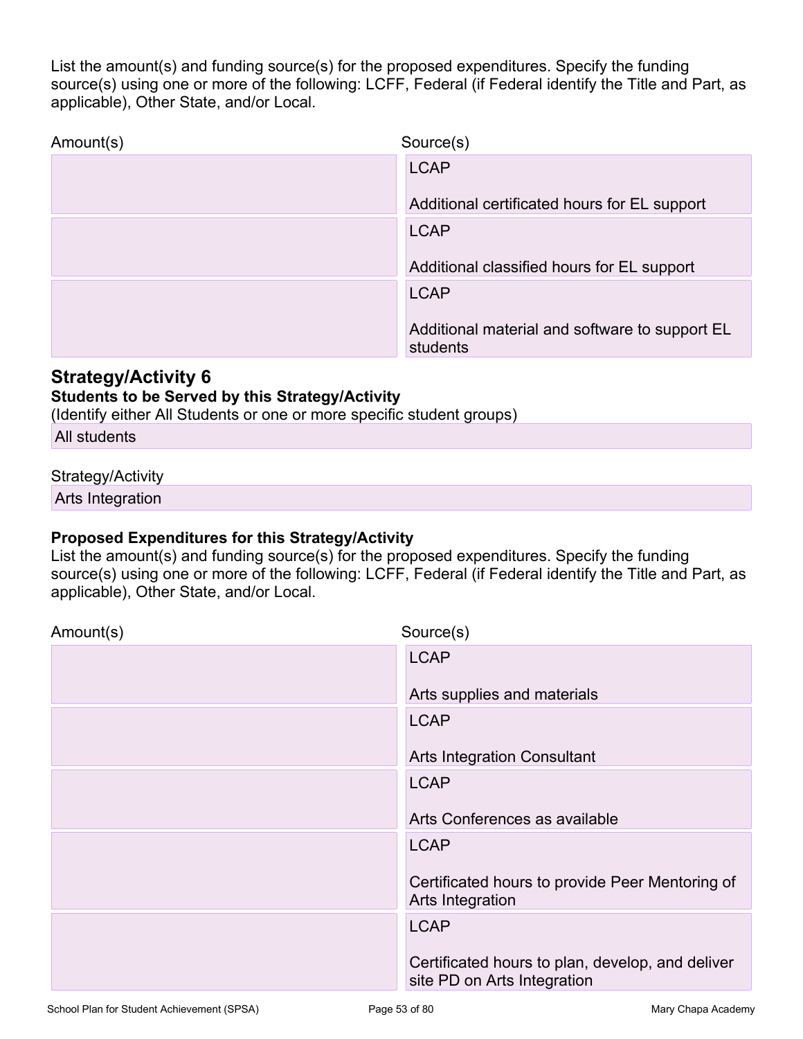List the amount(s) and funding source(s) for the proposed expenditures. Specify the funding source(s) using one or more of the following: LCFF, Federal (if Federal identify the Title and Part, as applicable), Other State, and/or Local.

| Amount(s) | Source(s) |
| --- | --- |
| | LCAP<br><br>Additional certificated hours for EL support |
| | LCAP<br><br>Additional classified hours for EL support |
| | LCAP<br><br>Additional material and software to support EL students |

## Strategy/Activity 6

**Students to be Served by this Strategy/Activity**

(Identify either All Students or one or more specific student groups)

All students

Strategy/Activity

Arts Integration

**Proposed Expenditures for this Strategy/Activity**

List the amount(s) and funding source(s) for the proposed expenditures. Specify the funding source(s) using one or more of the following: LCFF, Federal (if Federal identify the Title and Part, as applicable), Other State, and/or Local.

| Amount(s) | Source(s) |
| --- | --- |
| | LCAP<br><br>Arts supplies and materials |
| | LCAP<br><br>Arts Integration Consultant |
| | LCAP<br><br>Arts Conferences as available |
| | LCAP<br><br>Certificated hours to provide Peer Mentoring of Arts Integration |
| | LCAP<br><br>Certificated hours to plan, develop, and deliver site PD on Arts Integration |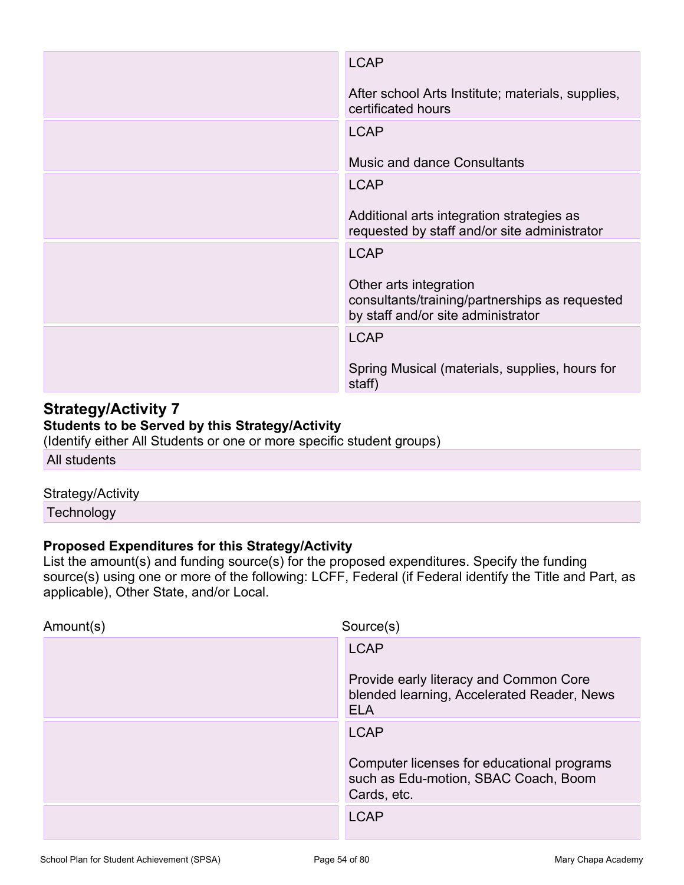| Amount(s) | Source(s) |
|---|---|
| | LCAP<br><br>After school Arts Institute; materials, supplies, certificated hours |
| | LCAP<br><br>Music and dance Consultants |
| | LCAP<br><br>Additional arts integration strategies as requested by staff and/or site administrator |
| | LCAP<br><br>Other arts integration consultants/training/partnerships as requested by staff and/or site administrator |
| | LCAP<br><br>Spring Musical (materials, supplies, hours for staff) |

## Strategy/Activity 7

**Students to be Served by this Strategy/Activity**

(Identify either All Students or one or more specific student groups)

All students

Strategy/Activity

Technology

**Proposed Expenditures for this Strategy/Activity**

List the amount(s) and funding source(s) for the proposed expenditures. Specify the funding source(s) using one or more of the following: LCFF, Federal (if Federal identify the Title and Part, as applicable), Other State, and/or Local.

| Amount(s) | Source(s) |
|---|---|
| | LCAP<br><br>Provide early literacy and Common Core blended learning, Accelerated Reader, News ELA |
| | LCAP<br><br>Computer licenses for educational programs such as Edu-motion, SBAC Coach, Boom Cards, etc. |
| | LCAP |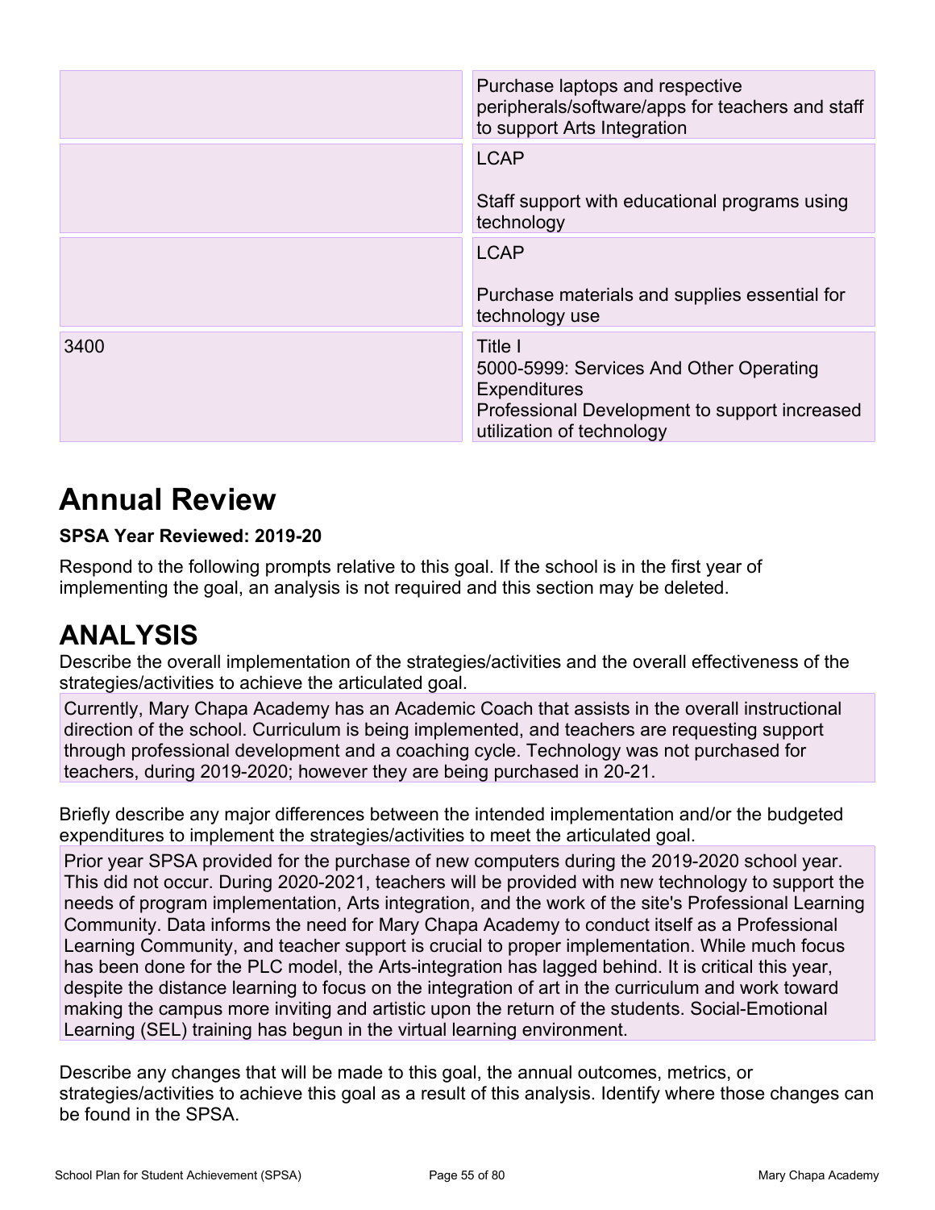| | |
|---|---|
| | Purchase laptops and respective peripherals/software/apps for teachers and staff to support Arts Integration |
| | LCAP<br><br>Staff support with educational programs using technology |
| | LCAP<br><br>Purchase materials and supplies essential for technology use |
| 3400 | Title I<br>5000-5999: Services And Other Operating Expenditures<br>Professional Development to support increased utilization of technology |

# Annual Review

**SPSA Year Reviewed: 2019-20**

Respond to the following prompts relative to this goal. If the school is in the first year of implementing the goal, an analysis is not required and this section may be deleted.

# ANALYSIS

Describe the overall implementation of the strategies/activities and the overall effectiveness of the strategies/activities to achieve the articulated goal.

Currently, Mary Chapa Academy has an Academic Coach that assists in the overall instructional direction of the school. Curriculum is being implemented, and teachers are requesting support through professional development and a coaching cycle. Technology was not purchased for teachers, during 2019-2020; however they are being purchased in 20-21.

Briefly describe any major differences between the intended implementation and/or the budgeted expenditures to implement the strategies/activities to meet the articulated goal.

Prior year SPSA provided for the purchase of new computers during the 2019-2020 school year. This did not occur. During 2020-2021, teachers will be provided with new technology to support the needs of program implementation, Arts integration, and the work of the site's Professional Learning Community. Data informs the need for Mary Chapa Academy to conduct itself as a Professional Learning Community, and teacher support is crucial to proper implementation. While much focus has been done for the PLC model, the Arts-integration has lagged behind. It is critical this year, despite the distance learning to focus on the integration of art in the curriculum and work toward making the campus more inviting and artistic upon the return of the students. Social-Emotional Learning (SEL) training has begun in the virtual learning environment.

Describe any changes that will be made to this goal, the annual outcomes, metrics, or strategies/activities to achieve this goal as a result of this analysis. Identify where those changes can be found in the SPSA.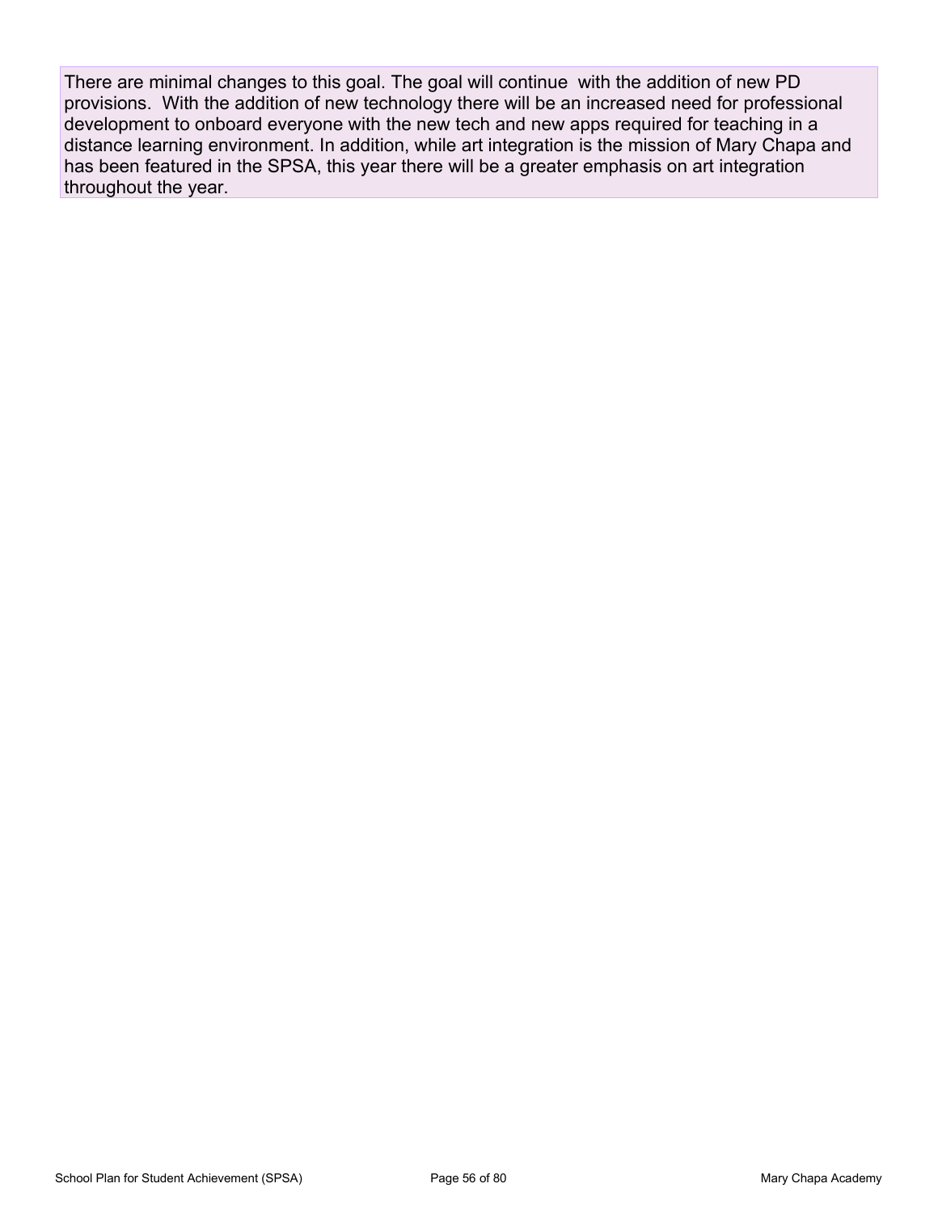There are minimal changes to this goal. The goal will continue  with the addition of new PD provisions.  With the addition of new technology there will be an increased need for professional development to onboard everyone with the new tech and new apps required for teaching in a distance learning environment. In addition, while art integration is the mission of Mary Chapa and has been featured in the SPSA, this year there will be a greater emphasis on art integration throughout the year.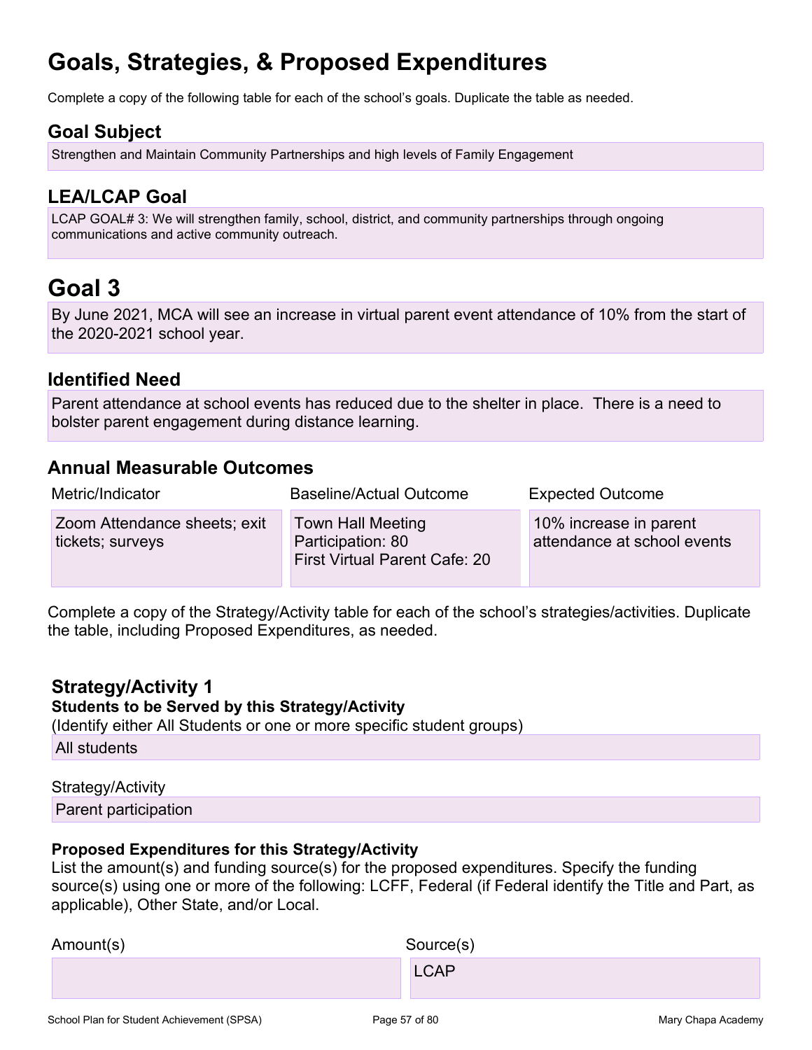# Goals, Strategies, & Proposed Expenditures

Complete a copy of the following table for each of the school's goals. Duplicate the table as needed.

## Goal Subject

Strengthen and Maintain Community Partnerships and high levels of Family Engagement

## LEA/LCAP Goal

LCAP GOAL# 3: We will strengthen family, school, district, and community partnerships through ongoing communications and active community outreach.

# Goal 3

By June 2021, MCA will see an increase in virtual parent event attendance of 10% from the start of the 2020-2021 school year.

## Identified Need

Parent attendance at school events has reduced due to the shelter in place. There is a need to bolster parent engagement during distance learning.

## Annual Measurable Outcomes

| Metric/Indicator | Baseline/Actual Outcome | Expected Outcome |
| --- | --- | --- |
| Zoom Attendance sheets; exit tickets; surveys | Town Hall Meeting Participation: 80<br>First Virtual Parent Cafe: 20 | 10% increase in parent attendance at school events |

Complete a copy of the Strategy/Activity table for each of the school's strategies/activities. Duplicate the table, including Proposed Expenditures, as needed.

### Strategy/Activity 1

**Students to be Served by this Strategy/Activity**

(Identify either All Students or one or more specific student groups)

All students

Strategy/Activity

Parent participation

**Proposed Expenditures for this Strategy/Activity**

List the amount(s) and funding source(s) for the proposed expenditures. Specify the funding source(s) using one or more of the following: LCFF, Federal (if Federal identify the Title and Part, as applicable), Other State, and/or Local.

| Amount(s) | Source(s) |
| --- | --- |
| | LCAP |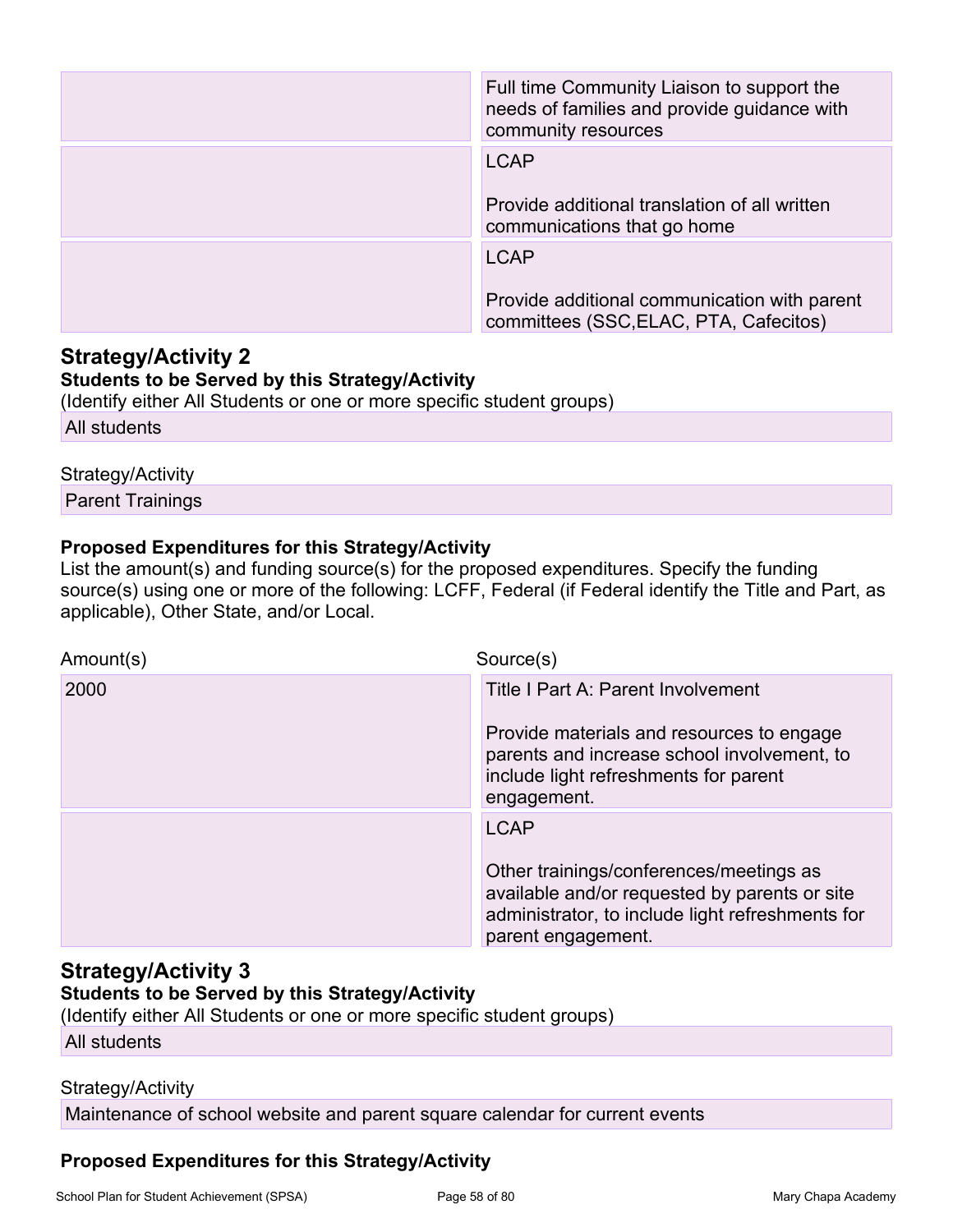| | |
|---|---|
| | Full time Community Liaison to support the needs of families and provide guidance with community resources |
| | LCAP<br><br>Provide additional translation of all written communications that go home |
| | LCAP<br><br>Provide additional communication with parent committees (SSC,ELAC, PTA, Cafecitos) |

## Strategy/Activity 2

**Students to be Served by this Strategy/Activity**

(Identify either All Students or one or more specific student groups)

All students

Strategy/Activity

Parent Trainings

**Proposed Expenditures for this Strategy/Activity**

List the amount(s) and funding source(s) for the proposed expenditures. Specify the funding source(s) using one or more of the following: LCFF, Federal (if Federal identify the Title and Part, as applicable), Other State, and/or Local.

| Amount(s) | Source(s) |
|---|---|
| 2000 | Title I Part A: Parent Involvement<br><br>Provide materials and resources to engage parents and increase school involvement, to include light refreshments for parent engagement. |
| | LCAP<br><br>Other trainings/conferences/meetings as available and/or requested by parents or site administrator, to include light refreshments for parent engagement. |

## Strategy/Activity 3

**Students to be Served by this Strategy/Activity**

(Identify either All Students or one or more specific student groups)

All students

Strategy/Activity

Maintenance of school website and parent square calendar for current events

**Proposed Expenditures for this Strategy/Activity**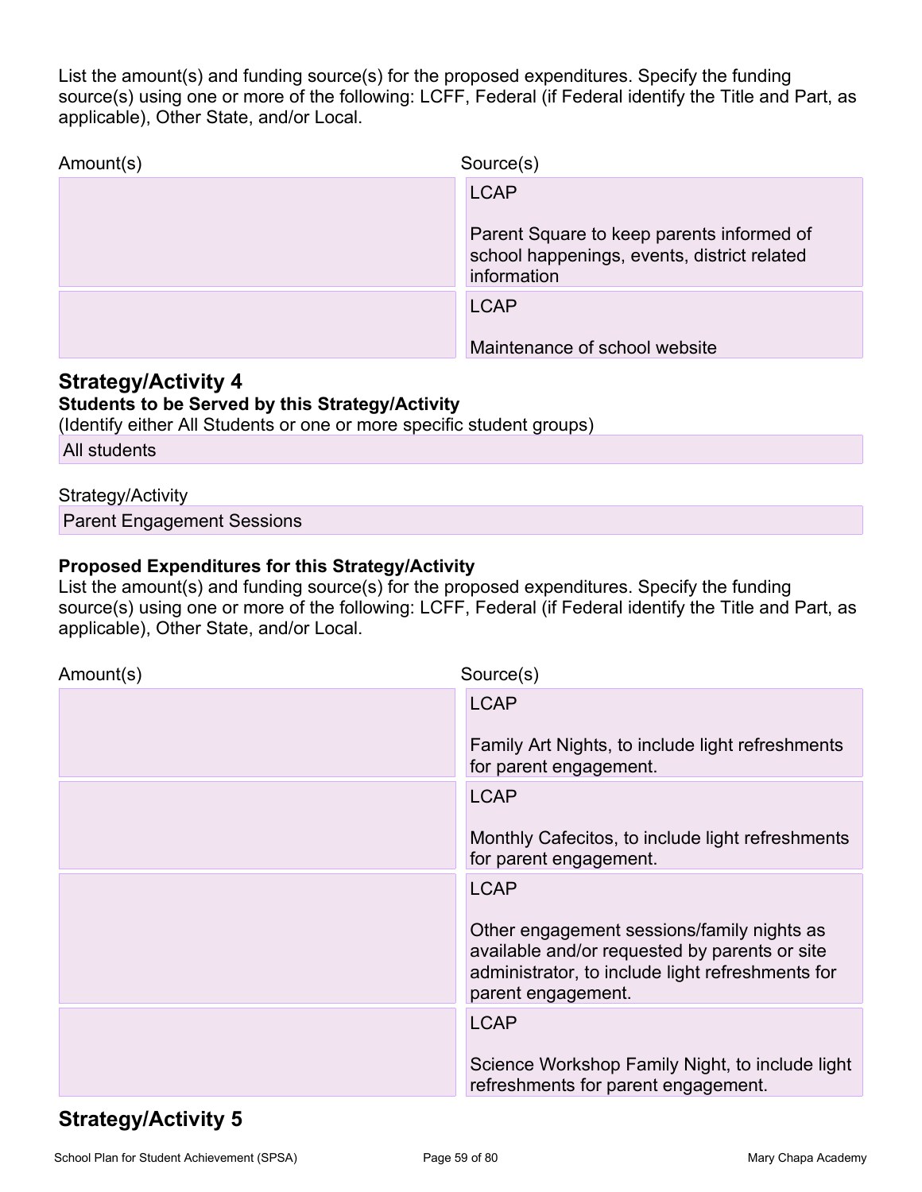List the amount(s) and funding source(s) for the proposed expenditures. Specify the funding source(s) using one or more of the following: LCFF, Federal (if Federal identify the Title and Part, as applicable), Other State, and/or Local.

| Amount(s) | Source(s) |
|---|---|
| | LCAP<br><br>Parent Square to keep parents informed of school happenings, events, district related information |
| | LCAP<br><br>Maintenance of school website |

## Strategy/Activity 4

**Students to be Served by this Strategy/Activity**

(Identify either All Students or one or more specific student groups)

All students

Strategy/Activity

Parent Engagement Sessions

**Proposed Expenditures for this Strategy/Activity**

List the amount(s) and funding source(s) for the proposed expenditures. Specify the funding source(s) using one or more of the following: LCFF, Federal (if Federal identify the Title and Part, as applicable), Other State, and/or Local.

| Amount(s) | Source(s) |
|---|---|
| | LCAP<br><br>Family Art Nights, to include light refreshments for parent engagement. |
| | LCAP<br><br>Monthly Cafecitos, to include light refreshments for parent engagement. |
| | LCAP<br><br>Other engagement sessions/family nights as available and/or requested by parents or site administrator, to include light refreshments for parent engagement. |
| | LCAP<br><br>Science Workshop Family Night, to include light refreshments for parent engagement. |

## Strategy/Activity 5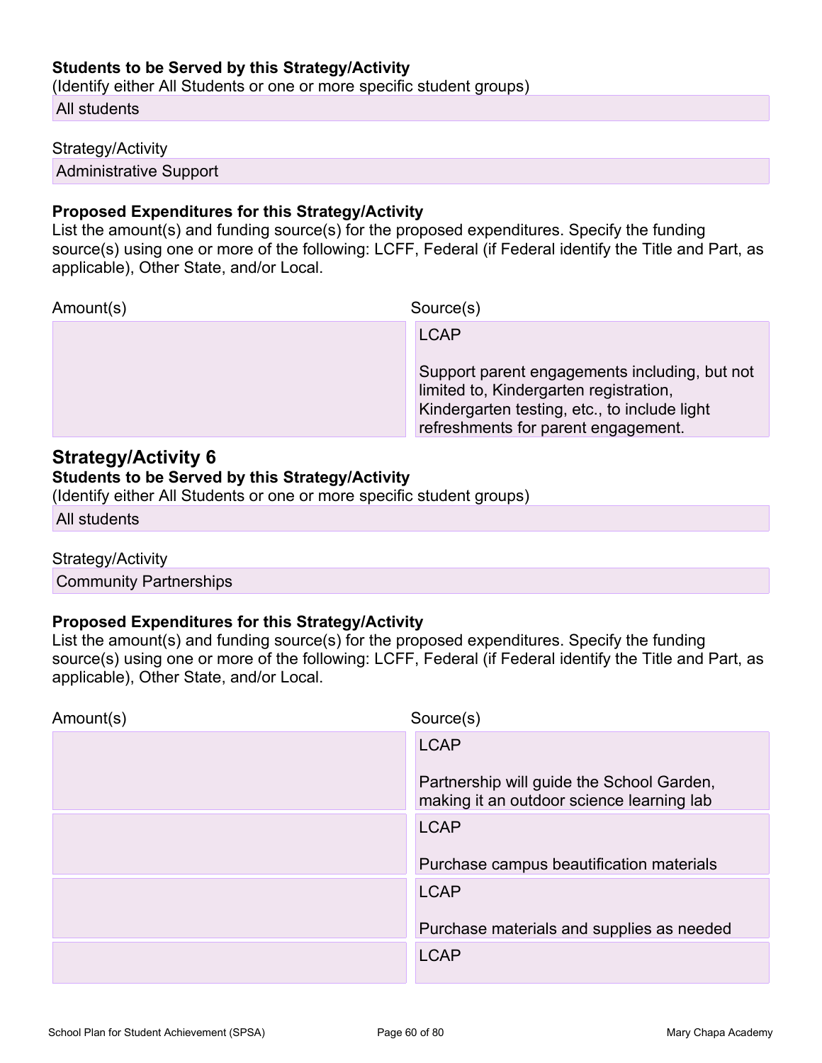**Students to be Served by this Strategy/Activity**
(Identify either All Students or one or more specific student groups)

All students

Strategy/Activity

Administrative Support

**Proposed Expenditures for this Strategy/Activity**
List the amount(s) and funding source(s) for the proposed expenditures. Specify the funding source(s) using one or more of the following: LCFF, Federal (if Federal identify the Title and Part, as applicable), Other State, and/or Local.

| Amount(s) | Source(s) |
|---|---|
| | LCAP<br><br>Support parent engagements including, but not limited to, Kindergarten registration, Kindergarten testing, etc., to include light refreshments for parent engagement. |

## Strategy/Activity 6

**Students to be Served by this Strategy/Activity**
(Identify either All Students or one or more specific student groups)

All students

Strategy/Activity

Community Partnerships

**Proposed Expenditures for this Strategy/Activity**
List the amount(s) and funding source(s) for the proposed expenditures. Specify the funding source(s) using one or more of the following: LCFF, Federal (if Federal identify the Title and Part, as applicable), Other State, and/or Local.

| Amount(s) | Source(s) |
|---|---|
| | LCAP<br><br>Partnership will guide the School Garden, making it an outdoor science learning lab |
| | LCAP<br><br>Purchase campus beautification materials |
| | LCAP<br><br>Purchase materials and supplies as needed |
| | LCAP |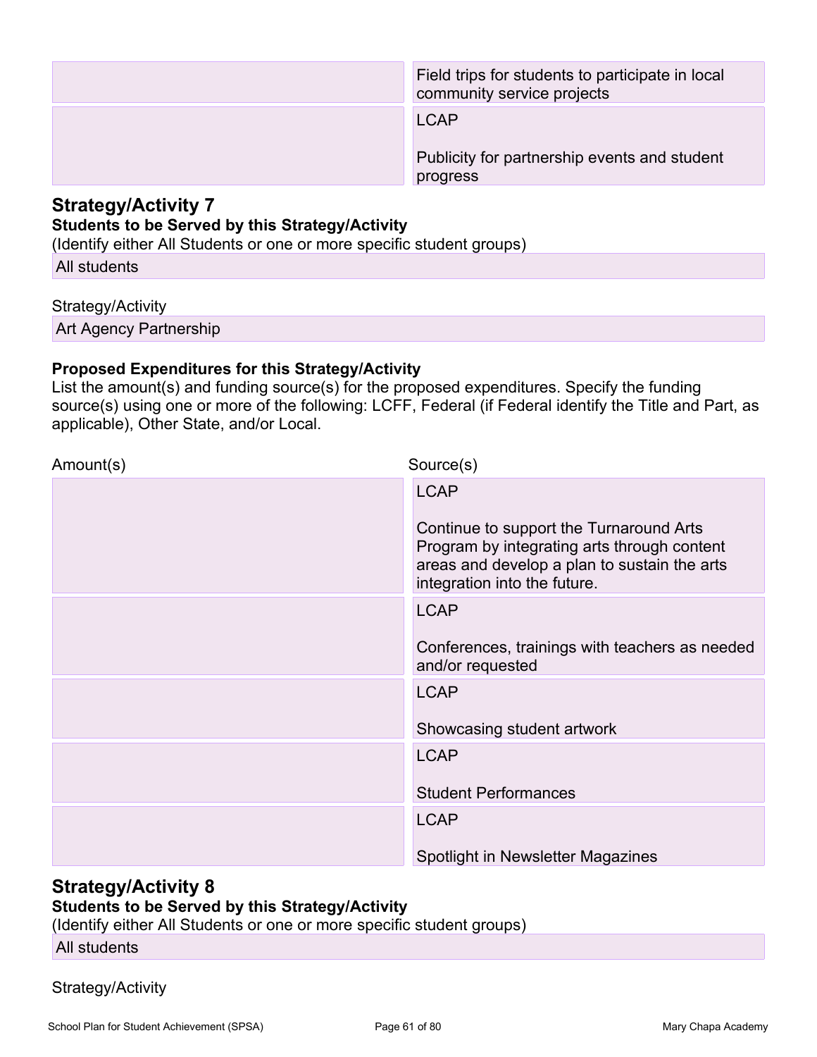| Amount(s) | Source(s) |
| --- | --- |
| | Field trips for students to participate in local community service projects |
| | LCAP<br><br>Publicity for partnership events and student progress |

## Strategy/Activity 7

**Students to be Served by this Strategy/Activity**

(Identify either All Students or one or more specific student groups)

All students

Strategy/Activity

Art Agency Partnership

**Proposed Expenditures for this Strategy/Activity**

List the amount(s) and funding source(s) for the proposed expenditures. Specify the funding source(s) using one or more of the following: LCFF, Federal (if Federal identify the Title and Part, as applicable), Other State, and/or Local.

| Amount(s) | Source(s) |
| --- | --- |
| | LCAP<br><br>Continue to support the Turnaround Arts Program by integrating arts through content areas and develop a plan to sustain the arts integration into the future. |
| | LCAP<br><br>Conferences, trainings with teachers as needed and/or requested |
| | LCAP<br><br>Showcasing student artwork |
| | LCAP<br><br>Student Performances |
| | LCAP<br><br>Spotlight in Newsletter Magazines |

## Strategy/Activity 8

**Students to be Served by this Strategy/Activity**

(Identify either All Students or one or more specific student groups)

All students

Strategy/Activity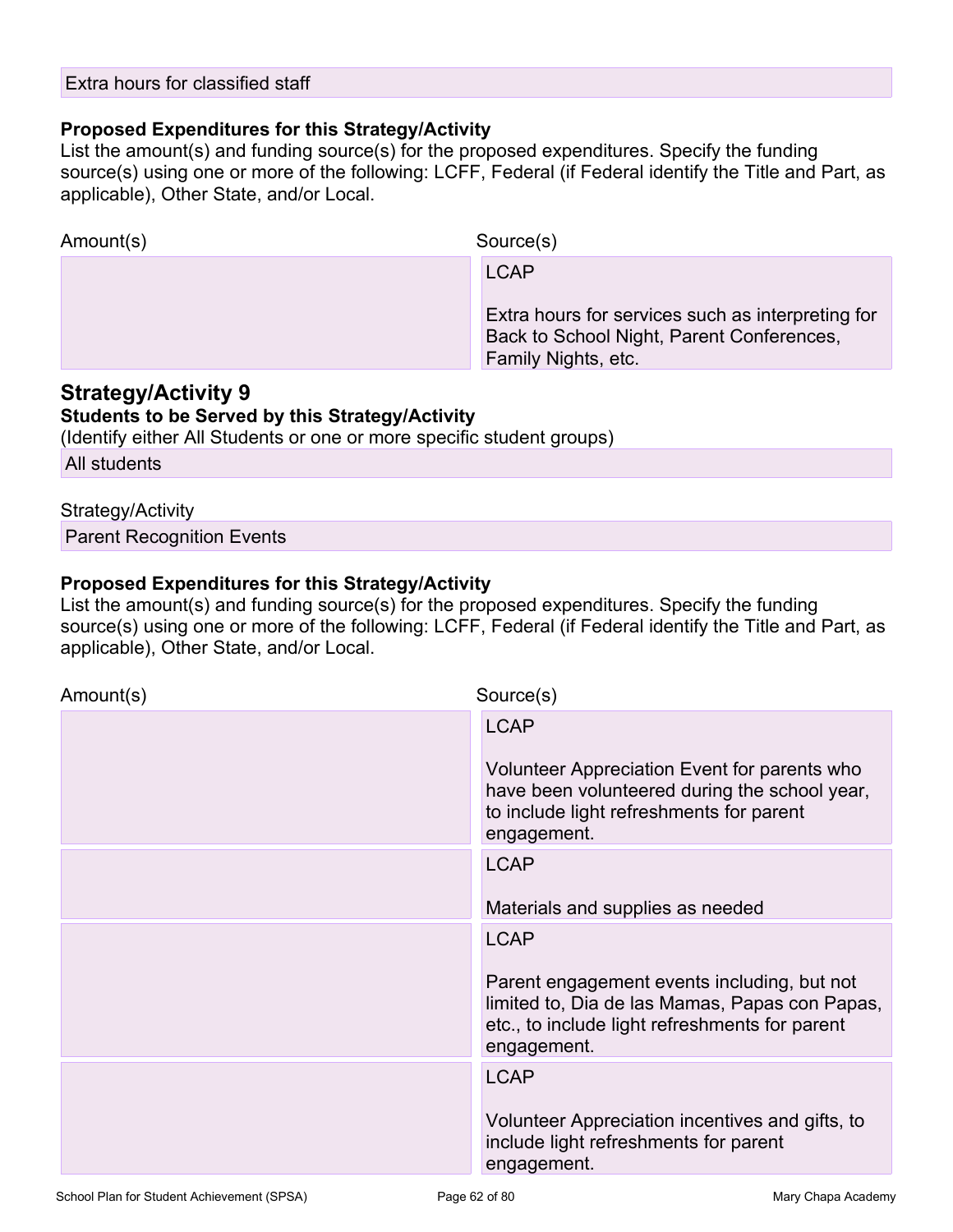Extra hours for classified staff

**Proposed Expenditures for this Strategy/Activity**
List the amount(s) and funding source(s) for the proposed expenditures. Specify the funding source(s) using one or more of the following: LCFF, Federal (if Federal identify the Title and Part, as applicable), Other State, and/or Local.

| Amount(s) | Source(s) |
|---|---|
| | LCAP<br><br>Extra hours for services such as interpreting for Back to School Night, Parent Conferences, Family Nights, etc. |

## Strategy/Activity 9

**Students to be Served by this Strategy/Activity**
(Identify either All Students or one or more specific student groups)

All students

Strategy/Activity

Parent Recognition Events

**Proposed Expenditures for this Strategy/Activity**
List the amount(s) and funding source(s) for the proposed expenditures. Specify the funding source(s) using one or more of the following: LCFF, Federal (if Federal identify the Title and Part, as applicable), Other State, and/or Local.

| Amount(s) | Source(s) |
|---|---|
| | LCAP<br><br>Volunteer Appreciation Event for parents who have been volunteered during the school year, to include light refreshments for parent engagement. |
| | LCAP<br><br>Materials and supplies as needed |
| | LCAP<br><br>Parent engagement events including, but not limited to, Dia de las Mamas, Papas con Papas, etc., to include light refreshments for parent engagement. |
| | LCAP<br><br>Volunteer Appreciation incentives and gifts, to include light refreshments for parent engagement. |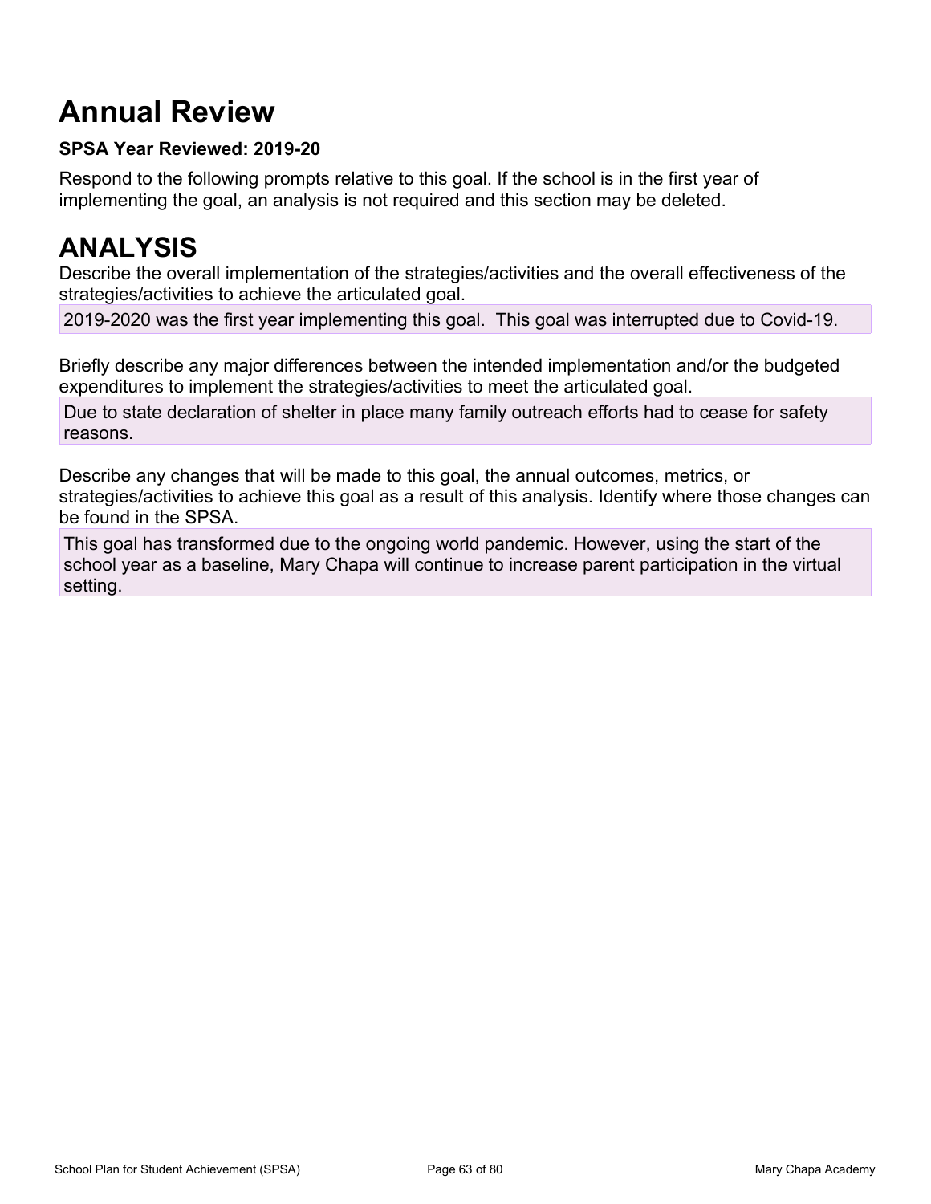# Annual Review

**SPSA Year Reviewed: 2019-20**

Respond to the following prompts relative to this goal. If the school is in the first year of implementing the goal, an analysis is not required and this section may be deleted.

# ANALYSIS

Describe the overall implementation of the strategies/activities and the overall effectiveness of the strategies/activities to achieve the articulated goal.

2019-2020 was the first year implementing this goal.  This goal was interrupted due to Covid-19.

Briefly describe any major differences between the intended implementation and/or the budgeted expenditures to implement the strategies/activities to meet the articulated goal.

Due to state declaration of shelter in place many family outreach efforts had to cease for safety reasons.

Describe any changes that will be made to this goal, the annual outcomes, metrics, or strategies/activities to achieve this goal as a result of this analysis. Identify where those changes can be found in the SPSA.

This goal has transformed due to the ongoing world pandemic. However, using the start of the school year as a baseline, Mary Chapa will continue to increase parent participation in the virtual setting.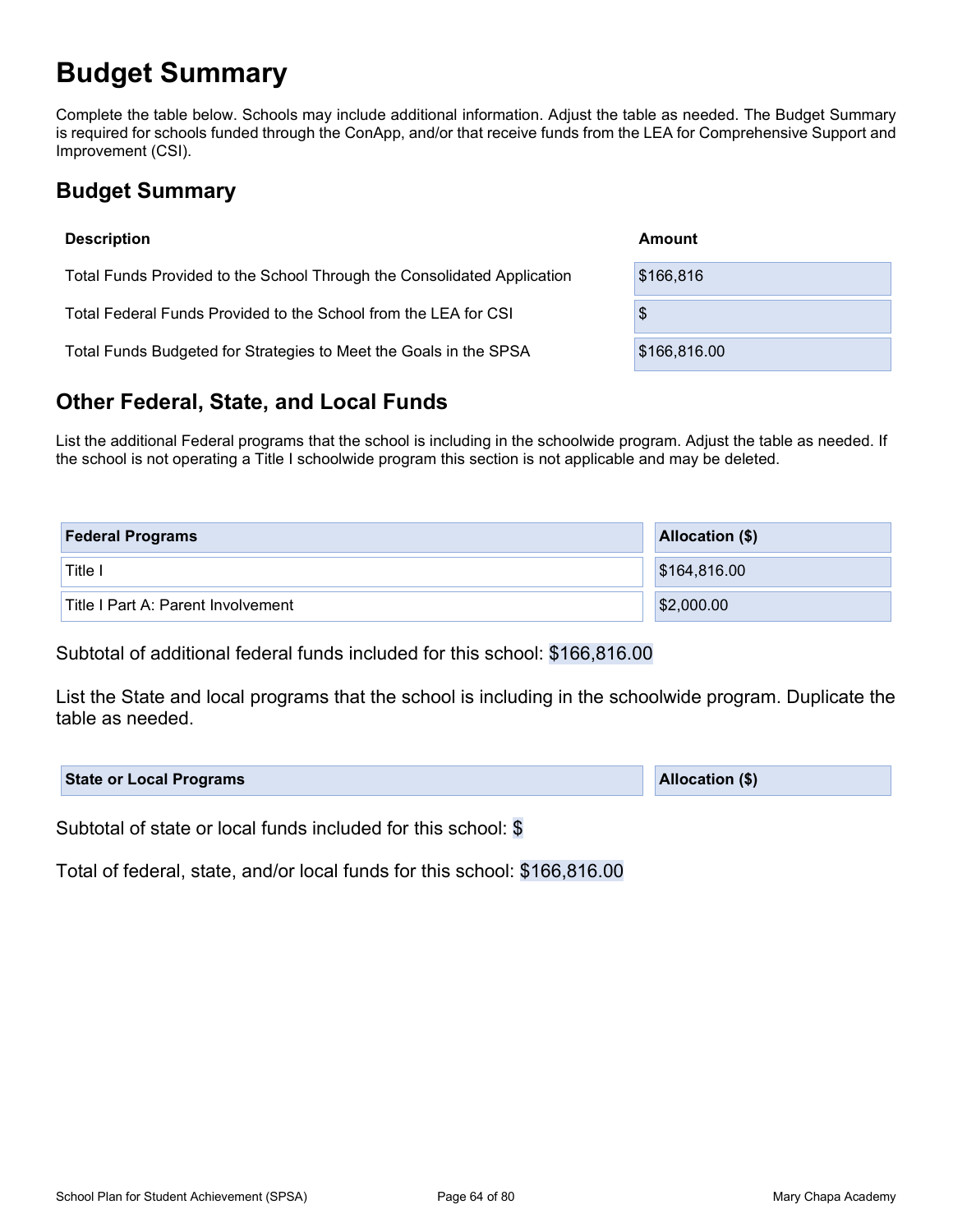# Budget Summary

Complete the table below. Schools may include additional information. Adjust the table as needed. The Budget Summary is required for schools funded through the ConApp, and/or that receive funds from the LEA for Comprehensive Support and Improvement (CSI).

## Budget Summary

| Description | Amount |
| --- | --- |
| Total Funds Provided to the School Through the Consolidated Application | $166,816 |
| Total Federal Funds Provided to the School from the LEA for CSI | $ |
| Total Funds Budgeted for Strategies to Meet the Goals in the SPSA | $166,816.00 |

## Other Federal, State, and Local Funds

List the additional Federal programs that the school is including in the schoolwide program. Adjust the table as needed. If the school is not operating a Title I schoolwide program this section is not applicable and may be deleted.

| Federal Programs | Allocation ($) |
| --- | --- |
| Title I | $164,816.00 |
| Title I Part A: Parent Involvement | $2,000.00 |

Subtotal of additional federal funds included for this school: $166,816.00

List the State and local programs that the school is including in the schoolwide program. Duplicate the table as needed.

| State or Local Programs | Allocation ($) |
| --- | --- |

Subtotal of state or local funds included for this school: $

Total of federal, state, and/or local funds for this school: $166,816.00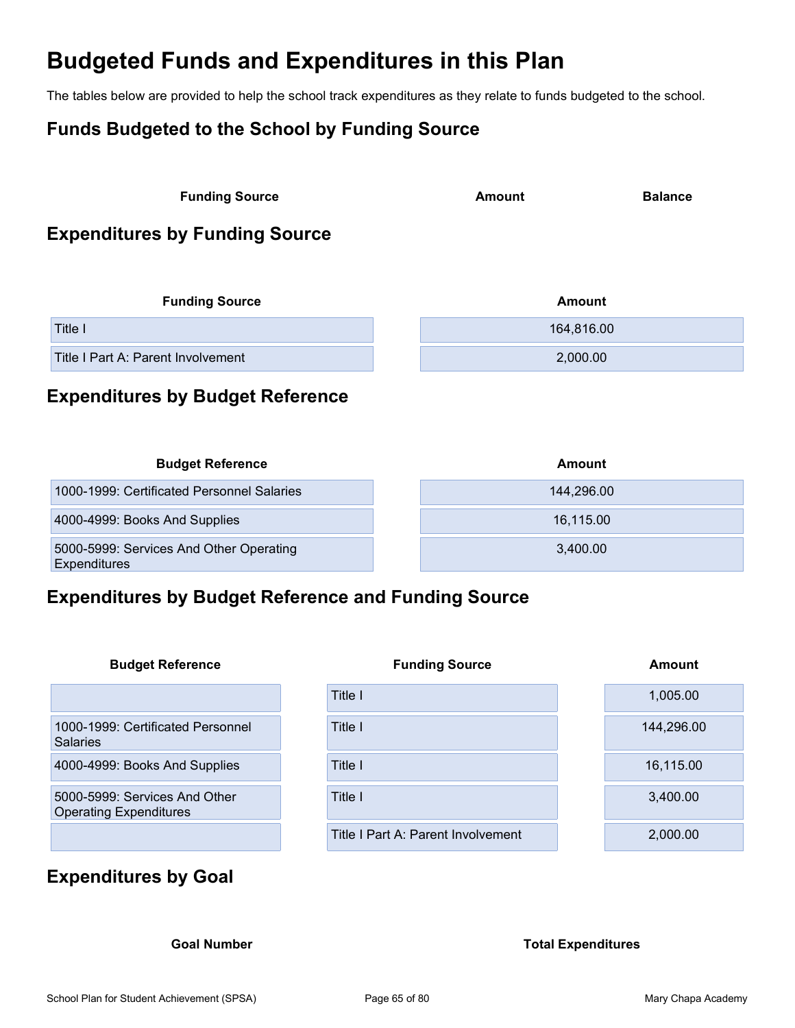# Budgeted Funds and Expenditures in this Plan

The tables below are provided to help the school track expenditures as they relate to funds budgeted to the school.

## Funds Budgeted to the School by Funding Source

| Funding Source | Amount | Balance |
|---|---|---|

## Expenditures by Funding Source

| Funding Source | Amount |
|---|---|
| Title I | 164,816.00 |
| Title I Part A: Parent Involvement | 2,000.00 |

## Expenditures by Budget Reference

| Budget Reference | Amount |
|---|---|
| 1000-1999: Certificated Personnel Salaries | 144,296.00 |
| 4000-4999: Books And Supplies | 16,115.00 |
| 5000-5999: Services And Other Operating Expenditures | 3,400.00 |

## Expenditures by Budget Reference and Funding Source

| Budget Reference | Funding Source | Amount |
|---|---|---|
| | Title I | 1,005.00 |
| 1000-1999: Certificated Personnel Salaries | Title I | 144,296.00 |
| 4000-4999: Books And Supplies | Title I | 16,115.00 |
| 5000-5999: Services And Other Operating Expenditures | Title I | 3,400.00 |
| | Title I Part A: Parent Involvement | 2,000.00 |

## Expenditures by Goal

| Goal Number | Total Expenditures |
|---|---|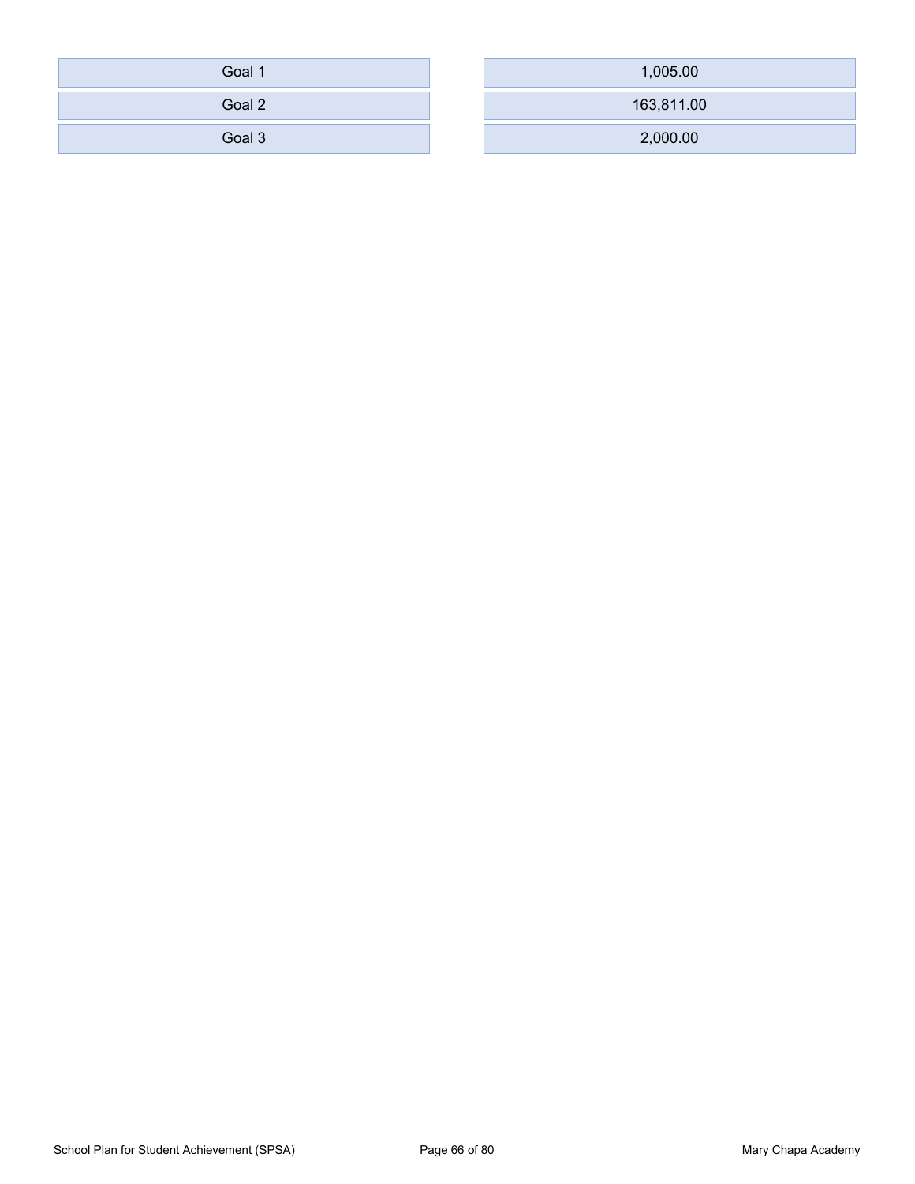| | |
|---|---|
| Goal 1 | 1,005.00 |
| Goal 2 | 163,811.00 |
| Goal 3 | 2,000.00 |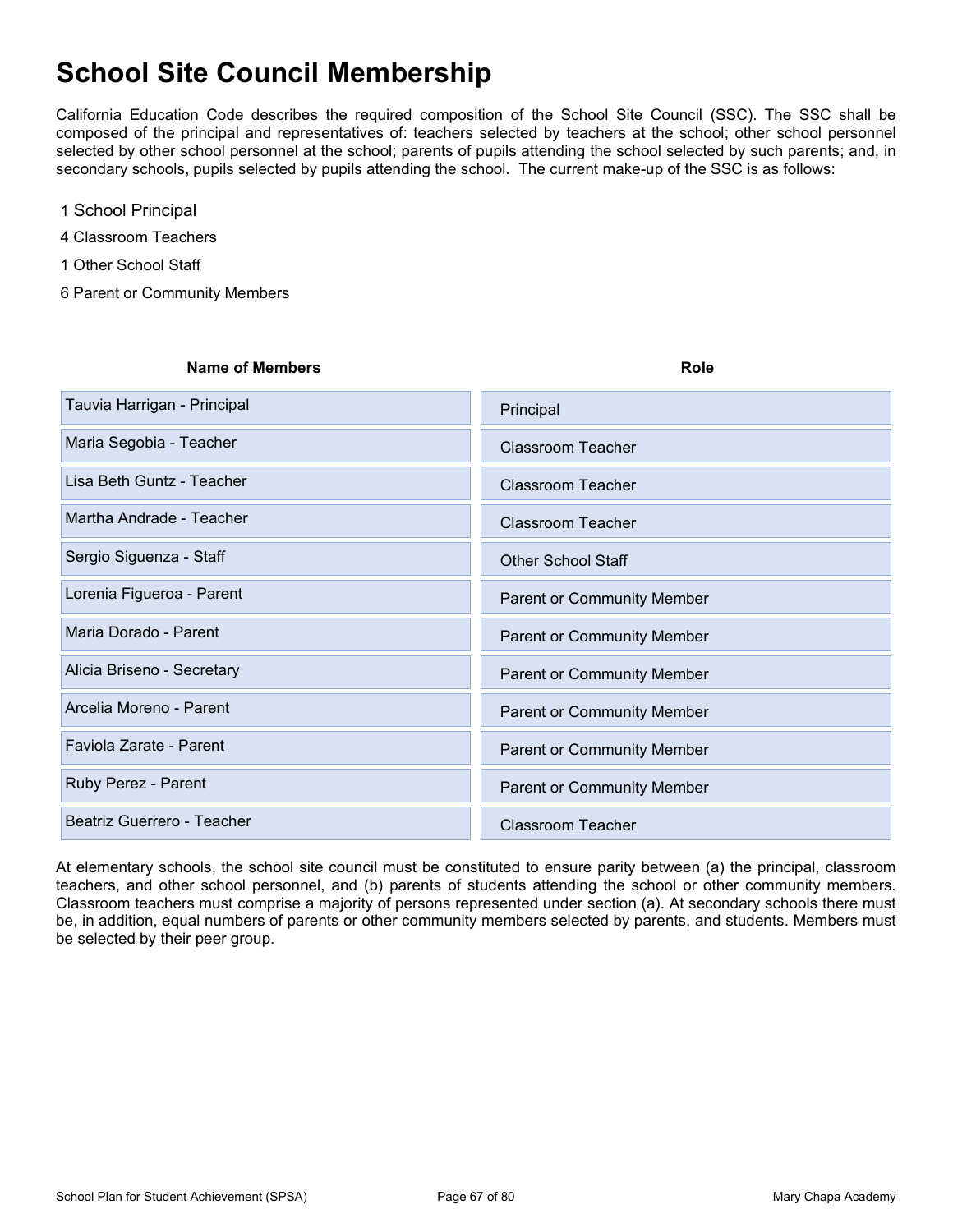# School Site Council Membership

California Education Code describes the required composition of the School Site Council (SSC). The SSC shall be composed of the principal and representatives of: teachers selected by teachers at the school; other school personnel selected by other school personnel at the school; parents of pupils attending the school selected by such parents; and, in secondary schools, pupils selected by pupils attending the school. The current make-up of the SSC is as follows:

1 School Principal

4 Classroom Teachers

1 Other School Staff

6 Parent or Community Members

| Name of Members | Role |
|---|---|
| Tauvia Harrigan - Principal | Principal |
| Maria Segobia - Teacher | Classroom Teacher |
| Lisa Beth Guntz - Teacher | Classroom Teacher |
| Martha Andrade - Teacher | Classroom Teacher |
| Sergio Siguenza - Staff | Other School Staff |
| Lorenia Figueroa - Parent | Parent or Community Member |
| Maria Dorado - Parent | Parent or Community Member |
| Alicia Briseno - Secretary | Parent or Community Member |
| Arcelia Moreno - Parent | Parent or Community Member |
| Faviola Zarate - Parent | Parent or Community Member |
| Ruby Perez - Parent | Parent or Community Member |
| Beatriz Guerrero - Teacher | Classroom Teacher |

At elementary schools, the school site council must be constituted to ensure parity between (a) the principal, classroom teachers, and other school personnel, and (b) parents of students attending the school or other community members. Classroom teachers must comprise a majority of persons represented under section (a). At secondary schools there must be, in addition, equal numbers of parents or other community members selected by parents, and students. Members must be selected by their peer group.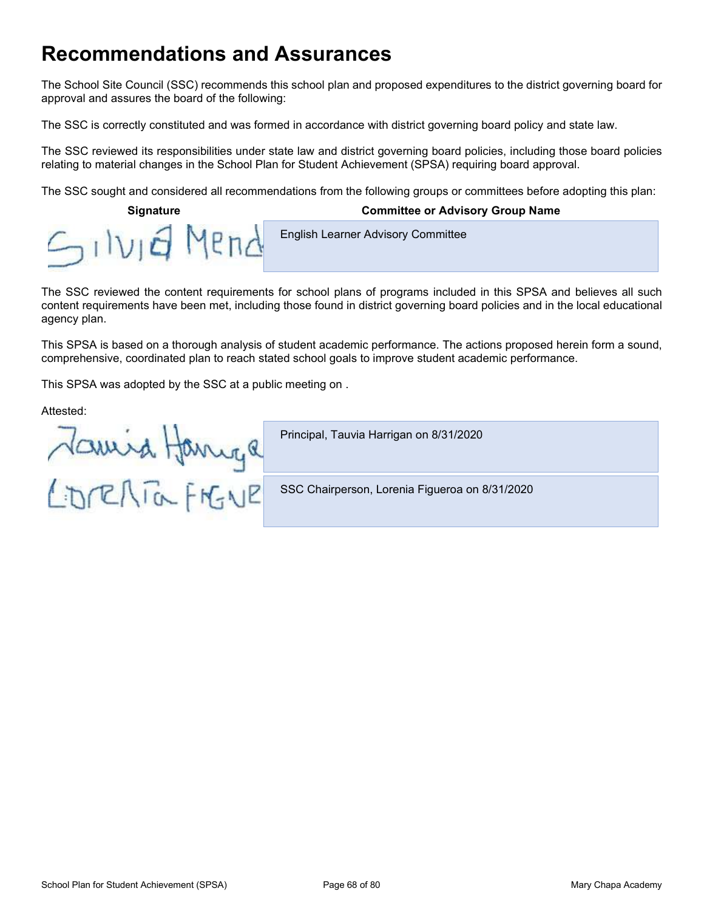# Recommendations and Assurances

The School Site Council (SSC) recommends this school plan and proposed expenditures to the district governing board for approval and assures the board of the following:

The SSC is correctly constituted and was formed in accordance with district governing board policy and state law.

The SSC reviewed its responsibilities under state law and district governing board policies, including those board policies relating to material changes in the School Plan for Student Achievement (SPSA) requiring board approval.

The SSC sought and considered all recommendations from the following groups or committees before adopting this plan:

| Signature | Committee or Advisory Group Name |
| --- | --- |
| Silvia Mend | English Learner Advisory Committee |

The SSC reviewed the content requirements for school plans of programs included in this SPSA and believes all such content requirements have been met, including those found in district governing board policies and in the local educational agency plan.

This SPSA is based on a thorough analysis of student academic performance. The actions proposed herein form a sound, comprehensive, coordinated plan to reach stated school goals to improve student academic performance.

This SPSA was adopted by the SSC at a public meeting on .

Attested:

| Signature | |
| --- | --- |
| Tauvia Harriga | Principal, Tauvia Harrigan on 8/31/2020 |
| Lorenia FIGUE | SSC Chairperson, Lorenia Figueroa on 8/31/2020 |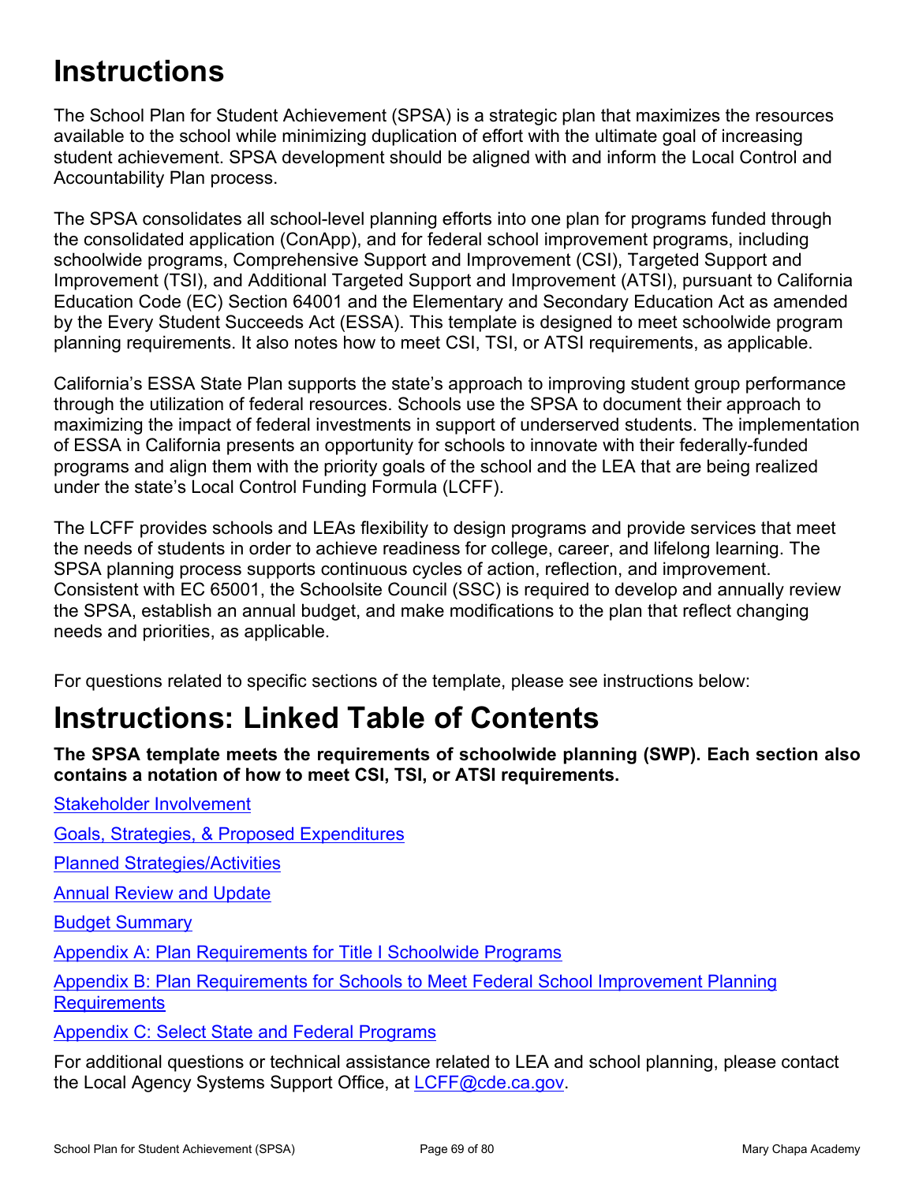# Instructions

The School Plan for Student Achievement (SPSA) is a strategic plan that maximizes the resources available to the school while minimizing duplication of effort with the ultimate goal of increasing student achievement. SPSA development should be aligned with and inform the Local Control and Accountability Plan process.

The SPSA consolidates all school-level planning efforts into one plan for programs funded through the consolidated application (ConApp), and for federal school improvement programs, including schoolwide programs, Comprehensive Support and Improvement (CSI), Targeted Support and Improvement (TSI), and Additional Targeted Support and Improvement (ATSI), pursuant to California Education Code (EC) Section 64001 and the Elementary and Secondary Education Act as amended by the Every Student Succeeds Act (ESSA). This template is designed to meet schoolwide program planning requirements. It also notes how to meet CSI, TSI, or ATSI requirements, as applicable.

California's ESSA State Plan supports the state's approach to improving student group performance through the utilization of federal resources. Schools use the SPSA to document their approach to maximizing the impact of federal investments in support of underserved students. The implementation of ESSA in California presents an opportunity for schools to innovate with their federally-funded programs and align them with the priority goals of the school and the LEA that are being realized under the state's Local Control Funding Formula (LCFF).

The LCFF provides schools and LEAs flexibility to design programs and provide services that meet the needs of students in order to achieve readiness for college, career, and lifelong learning. The SPSA planning process supports continuous cycles of action, reflection, and improvement. Consistent with EC 65001, the Schoolsite Council (SSC) is required to develop and annually review the SPSA, establish an annual budget, and make modifications to the plan that reflect changing needs and priorities, as applicable.

For questions related to specific sections of the template, please see instructions below:

# Instructions: Linked Table of Contents

**The SPSA template meets the requirements of schoolwide planning (SWP). Each section also contains a notation of how to meet CSI, TSI, or ATSI requirements.**

Stakeholder Involvement

Goals, Strategies, & Proposed Expenditures

Planned Strategies/Activities

Annual Review and Update

Budget Summary

Appendix A: Plan Requirements for Title I Schoolwide Programs

Appendix B: Plan Requirements for Schools to Meet Federal School Improvement Planning Requirements

Appendix C: Select State and Federal Programs

For additional questions or technical assistance related to LEA and school planning, please contact the Local Agency Systems Support Office, at LCFF@cde.ca.gov.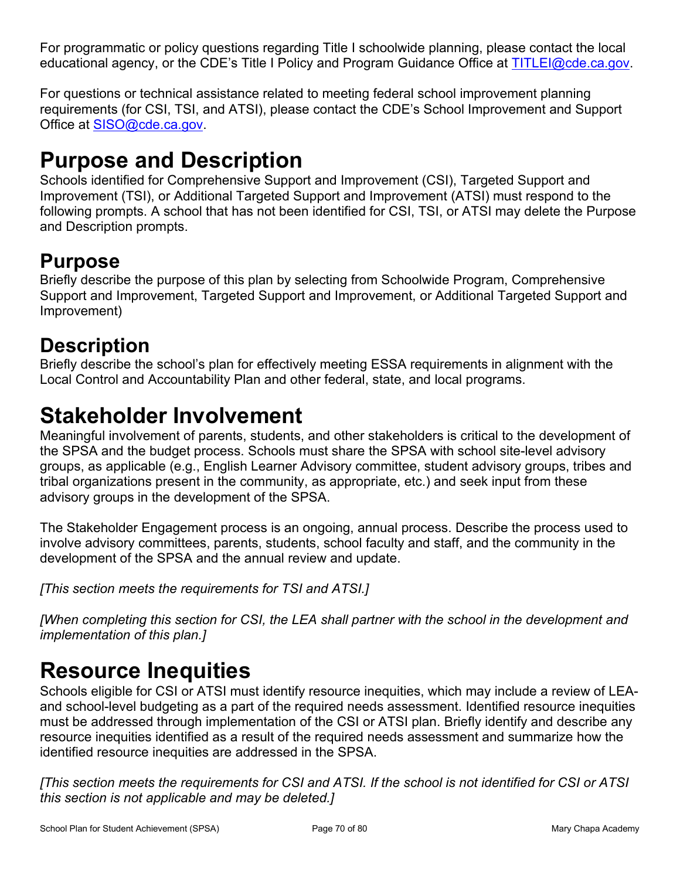For programmatic or policy questions regarding Title I schoolwide planning, please contact the local educational agency, or the CDE's Title I Policy and Program Guidance Office at [TITLEI@cde.ca.gov](mailto:TITLEI@cde.ca.gov).

For questions or technical assistance related to meeting federal school improvement planning requirements (for CSI, TSI, and ATSI), please contact the CDE's School Improvement and Support Office at [SISO@cde.ca.gov](mailto:SISO@cde.ca.gov).

# Purpose and Description

Schools identified for Comprehensive Support and Improvement (CSI), Targeted Support and Improvement (TSI), or Additional Targeted Support and Improvement (ATSI) must respond to the following prompts. A school that has not been identified for CSI, TSI, or ATSI may delete the Purpose and Description prompts.

## Purpose

Briefly describe the purpose of this plan by selecting from Schoolwide Program, Comprehensive Support and Improvement, Targeted Support and Improvement, or Additional Targeted Support and Improvement)

## Description

Briefly describe the school's plan for effectively meeting ESSA requirements in alignment with the Local Control and Accountability Plan and other federal, state, and local programs.

# Stakeholder Involvement

Meaningful involvement of parents, students, and other stakeholders is critical to the development of the SPSA and the budget process. Schools must share the SPSA with school site-level advisory groups, as applicable (e.g., English Learner Advisory committee, student advisory groups, tribes and tribal organizations present in the community, as appropriate, etc.) and seek input from these advisory groups in the development of the SPSA.

The Stakeholder Engagement process is an ongoing, annual process. Describe the process used to involve advisory committees, parents, students, school faculty and staff, and the community in the development of the SPSA and the annual review and update.

*[This section meets the requirements for TSI and ATSI.]*

*[When completing this section for CSI, the LEA shall partner with the school in the development and implementation of this plan.]*

# Resource Inequities

Schools eligible for CSI or ATSI must identify resource inequities, which may include a review of LEA- and school-level budgeting as a part of the required needs assessment. Identified resource inequities must be addressed through implementation of the CSI or ATSI plan. Briefly identify and describe any resource inequities identified as a result of the required needs assessment and summarize how the identified resource inequities are addressed in the SPSA.

*[This section meets the requirements for CSI and ATSI. If the school is not identified for CSI or ATSI this section is not applicable and may be deleted.]*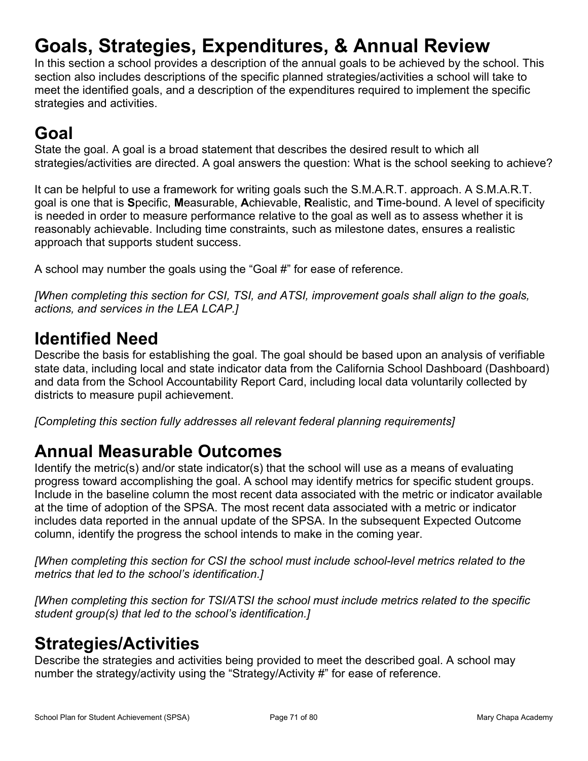# Goals, Strategies, Expenditures, & Annual Review

In this section a school provides a description of the annual goals to be achieved by the school. This section also includes descriptions of the specific planned strategies/activities a school will take to meet the identified goals, and a description of the expenditures required to implement the specific strategies and activities.

## Goal

State the goal. A goal is a broad statement that describes the desired result to which all strategies/activities are directed. A goal answers the question: What is the school seeking to achieve?

It can be helpful to use a framework for writing goals such the S.M.A.R.T. approach. A S.M.A.R.T. goal is one that is **S**pecific, **M**easurable, **A**chievable, **R**ealistic, and **T**ime-bound. A level of specificity is needed in order to measure performance relative to the goal as well as to assess whether it is reasonably achievable. Including time constraints, such as milestone dates, ensures a realistic approach that supports student success.

A school may number the goals using the "Goal #" for ease of reference.

*[When completing this section for CSI, TSI, and ATSI, improvement goals shall align to the goals, actions, and services in the LEA LCAP.]*

## Identified Need

Describe the basis for establishing the goal. The goal should be based upon an analysis of verifiable state data, including local and state indicator data from the California School Dashboard (Dashboard) and data from the School Accountability Report Card, including local data voluntarily collected by districts to measure pupil achievement.

*[Completing this section fully addresses all relevant federal planning requirements]*

## Annual Measurable Outcomes

Identify the metric(s) and/or state indicator(s) that the school will use as a means of evaluating progress toward accomplishing the goal. A school may identify metrics for specific student groups. Include in the baseline column the most recent data associated with the metric or indicator available at the time of adoption of the SPSA. The most recent data associated with a metric or indicator includes data reported in the annual update of the SPSA. In the subsequent Expected Outcome column, identify the progress the school intends to make in the coming year.

*[When completing this section for CSI the school must include school-level metrics related to the metrics that led to the school's identification.]*

*[When completing this section for TSI/ATSI the school must include metrics related to the specific student group(s) that led to the school's identification.]*

## Strategies/Activities

Describe the strategies and activities being provided to meet the described goal. A school may number the strategy/activity using the "Strategy/Activity #" for ease of reference.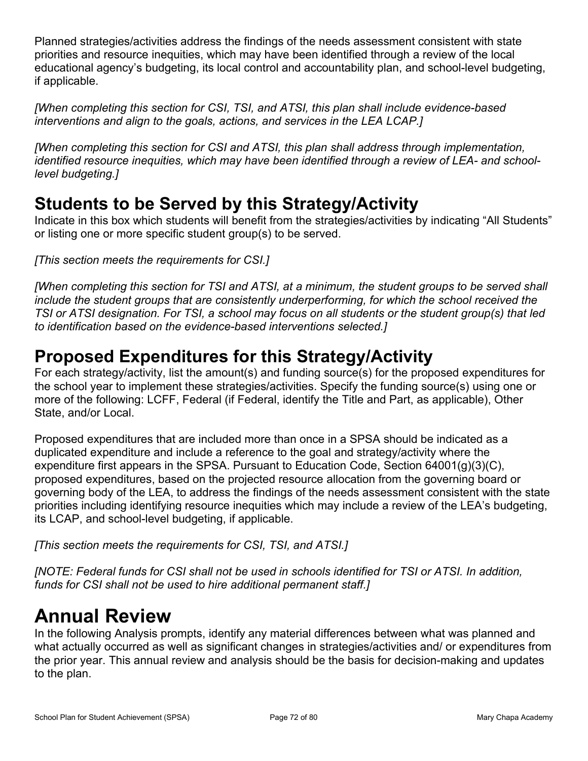Planned strategies/activities address the findings of the needs assessment consistent with state priorities and resource inequities, which may have been identified through a review of the local educational agency's budgeting, its local control and accountability plan, and school-level budgeting, if applicable.

*[When completing this section for CSI, TSI, and ATSI, this plan shall include evidence-based interventions and align to the goals, actions, and services in the LEA LCAP.]*

*[When completing this section for CSI and ATSI, this plan shall address through implementation, identified resource inequities, which may have been identified through a review of LEA- and school-level budgeting.]*

## Students to be Served by this Strategy/Activity

Indicate in this box which students will benefit from the strategies/activities by indicating "All Students" or listing one or more specific student group(s) to be served.

*[This section meets the requirements for CSI.]*

*[When completing this section for TSI and ATSI, at a minimum, the student groups to be served shall include the student groups that are consistently underperforming, for which the school received the TSI or ATSI designation. For TSI, a school may focus on all students or the student group(s) that led to identification based on the evidence-based interventions selected.]*

## Proposed Expenditures for this Strategy/Activity

For each strategy/activity, list the amount(s) and funding source(s) for the proposed expenditures for the school year to implement these strategies/activities. Specify the funding source(s) using one or more of the following: LCFF, Federal (if Federal, identify the Title and Part, as applicable), Other State, and/or Local.

Proposed expenditures that are included more than once in a SPSA should be indicated as a duplicated expenditure and include a reference to the goal and strategy/activity where the expenditure first appears in the SPSA. Pursuant to Education Code, Section 64001(g)(3)(C), proposed expenditures, based on the projected resource allocation from the governing board or governing body of the LEA, to address the findings of the needs assessment consistent with the state priorities including identifying resource inequities which may include a review of the LEA's budgeting, its LCAP, and school-level budgeting, if applicable.

*[This section meets the requirements for CSI, TSI, and ATSI.]*

*[NOTE: Federal funds for CSI shall not be used in schools identified for TSI or ATSI. In addition, funds for CSI shall not be used to hire additional permanent staff.]*

# Annual Review

In the following Analysis prompts, identify any material differences between what was planned and what actually occurred as well as significant changes in strategies/activities and/ or expenditures from the prior year. This annual review and analysis should be the basis for decision-making and updates to the plan.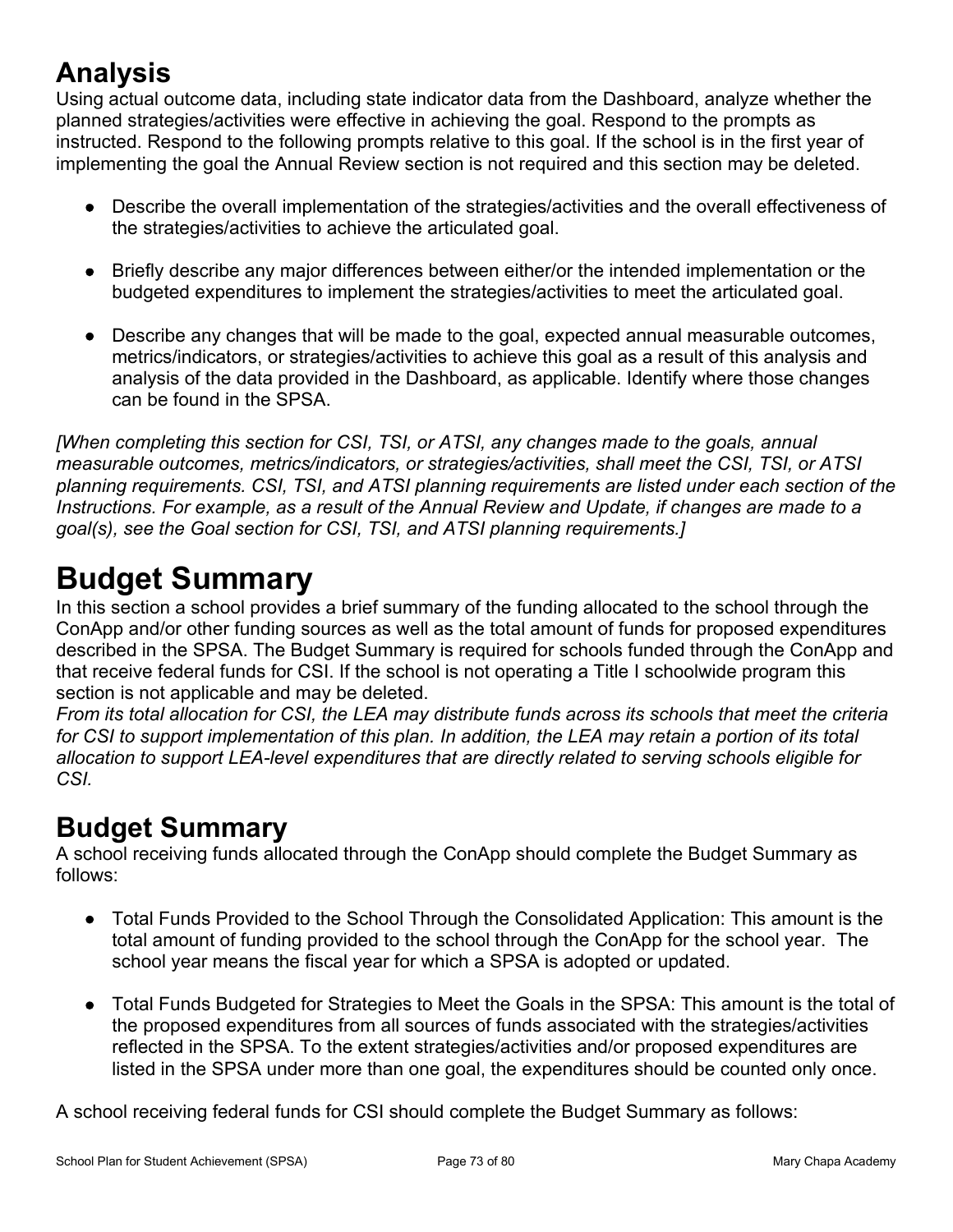## Analysis

Using actual outcome data, including state indicator data from the Dashboard, analyze whether the planned strategies/activities were effective in achieving the goal. Respond to the prompts as instructed. Respond to the following prompts relative to this goal. If the school is in the first year of implementing the goal the Annual Review section is not required and this section may be deleted.

- Describe the overall implementation of the strategies/activities and the overall effectiveness of the strategies/activities to achieve the articulated goal.
- Briefly describe any major differences between either/or the intended implementation or the budgeted expenditures to implement the strategies/activities to meet the articulated goal.
- Describe any changes that will be made to the goal, expected annual measurable outcomes, metrics/indicators, or strategies/activities to achieve this goal as a result of this analysis and analysis of the data provided in the Dashboard, as applicable. Identify where those changes can be found in the SPSA.

*[When completing this section for CSI, TSI, or ATSI, any changes made to the goals, annual measurable outcomes, metrics/indicators, or strategies/activities, shall meet the CSI, TSI, or ATSI planning requirements. CSI, TSI, and ATSI planning requirements are listed under each section of the Instructions. For example, as a result of the Annual Review and Update, if changes are made to a goal(s), see the Goal section for CSI, TSI, and ATSI planning requirements.]*

# Budget Summary

In this section a school provides a brief summary of the funding allocated to the school through the ConApp and/or other funding sources as well as the total amount of funds for proposed expenditures described in the SPSA. The Budget Summary is required for schools funded through the ConApp and that receive federal funds for CSI. If the school is not operating a Title I schoolwide program this section is not applicable and may be deleted.

*From its total allocation for CSI, the LEA may distribute funds across its schools that meet the criteria for CSI to support implementation of this plan. In addition, the LEA may retain a portion of its total allocation to support LEA-level expenditures that are directly related to serving schools eligible for CSI.*

## Budget Summary

A school receiving funds allocated through the ConApp should complete the Budget Summary as follows:

- Total Funds Provided to the School Through the Consolidated Application: This amount is the total amount of funding provided to the school through the ConApp for the school year. The school year means the fiscal year for which a SPSA is adopted or updated.
- Total Funds Budgeted for Strategies to Meet the Goals in the SPSA: This amount is the total of the proposed expenditures from all sources of funds associated with the strategies/activities reflected in the SPSA. To the extent strategies/activities and/or proposed expenditures are listed in the SPSA under more than one goal, the expenditures should be counted only once.

A school receiving federal funds for CSI should complete the Budget Summary as follows: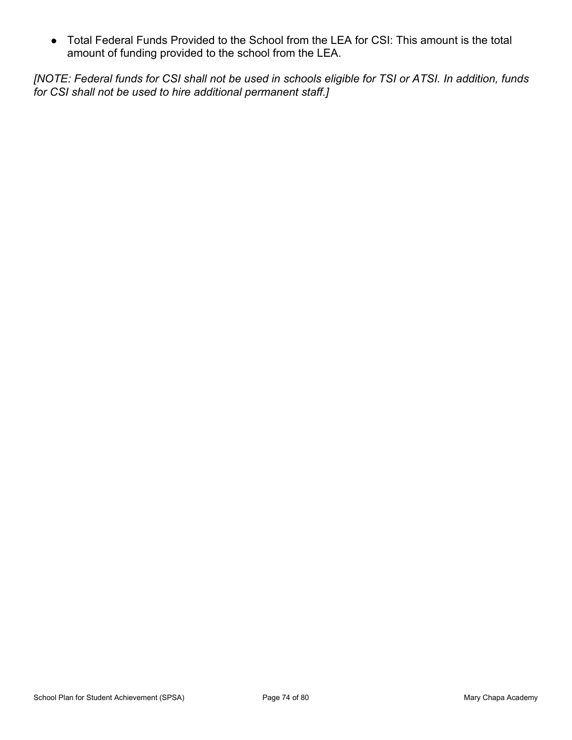- Total Federal Funds Provided to the School from the LEA for CSI: This amount is the total amount of funding provided to the school from the LEA.

*[NOTE: Federal funds for CSI shall not be used in schools eligible for TSI or ATSI. In addition, funds for CSI shall not be used to hire additional permanent staff.]*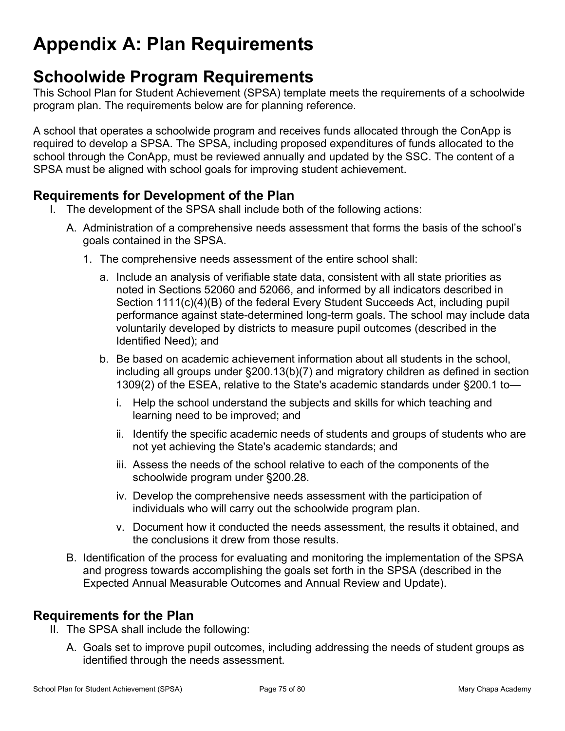# Appendix A: Plan Requirements

## Schoolwide Program Requirements

This School Plan for Student Achievement (SPSA) template meets the requirements of a schoolwide program plan. The requirements below are for planning reference.

A school that operates a schoolwide program and receives funds allocated through the ConApp is required to develop a SPSA. The SPSA, including proposed expenditures of funds allocated to the school through the ConApp, must be reviewed annually and updated by the SSC. The content of a SPSA must be aligned with school goals for improving student achievement.

### Requirements for Development of the Plan

I. The development of the SPSA shall include both of the following actions:

   A. Administration of a comprehensive needs assessment that forms the basis of the school's goals contained in the SPSA.

      1. The comprehensive needs assessment of the entire school shall:

         a. Include an analysis of verifiable state data, consistent with all state priorities as noted in Sections 52060 and 52066, and informed by all indicators described in Section 1111(c)(4)(B) of the federal Every Student Succeeds Act, including pupil performance against state-determined long-term goals. The school may include data voluntarily developed by districts to measure pupil outcomes (described in the Identified Need); and

         b. Be based on academic achievement information about all students in the school, including all groups under §200.13(b)(7) and migratory children as defined in section 1309(2) of the ESEA, relative to the State's academic standards under §200.1 to—

            i. Help the school understand the subjects and skills for which teaching and learning need to be improved; and

            ii. Identify the specific academic needs of students and groups of students who are not yet achieving the State's academic standards; and

            iii. Assess the needs of the school relative to each of the components of the schoolwide program under §200.28.

            iv. Develop the comprehensive needs assessment with the participation of individuals who will carry out the schoolwide program plan.

            v. Document how it conducted the needs assessment, the results it obtained, and the conclusions it drew from those results.

   B. Identification of the process for evaluating and monitoring the implementation of the SPSA and progress towards accomplishing the goals set forth in the SPSA (described in the Expected Annual Measurable Outcomes and Annual Review and Update).

### Requirements for the Plan

II. The SPSA shall include the following:

   A. Goals set to improve pupil outcomes, including addressing the needs of student groups as identified through the needs assessment.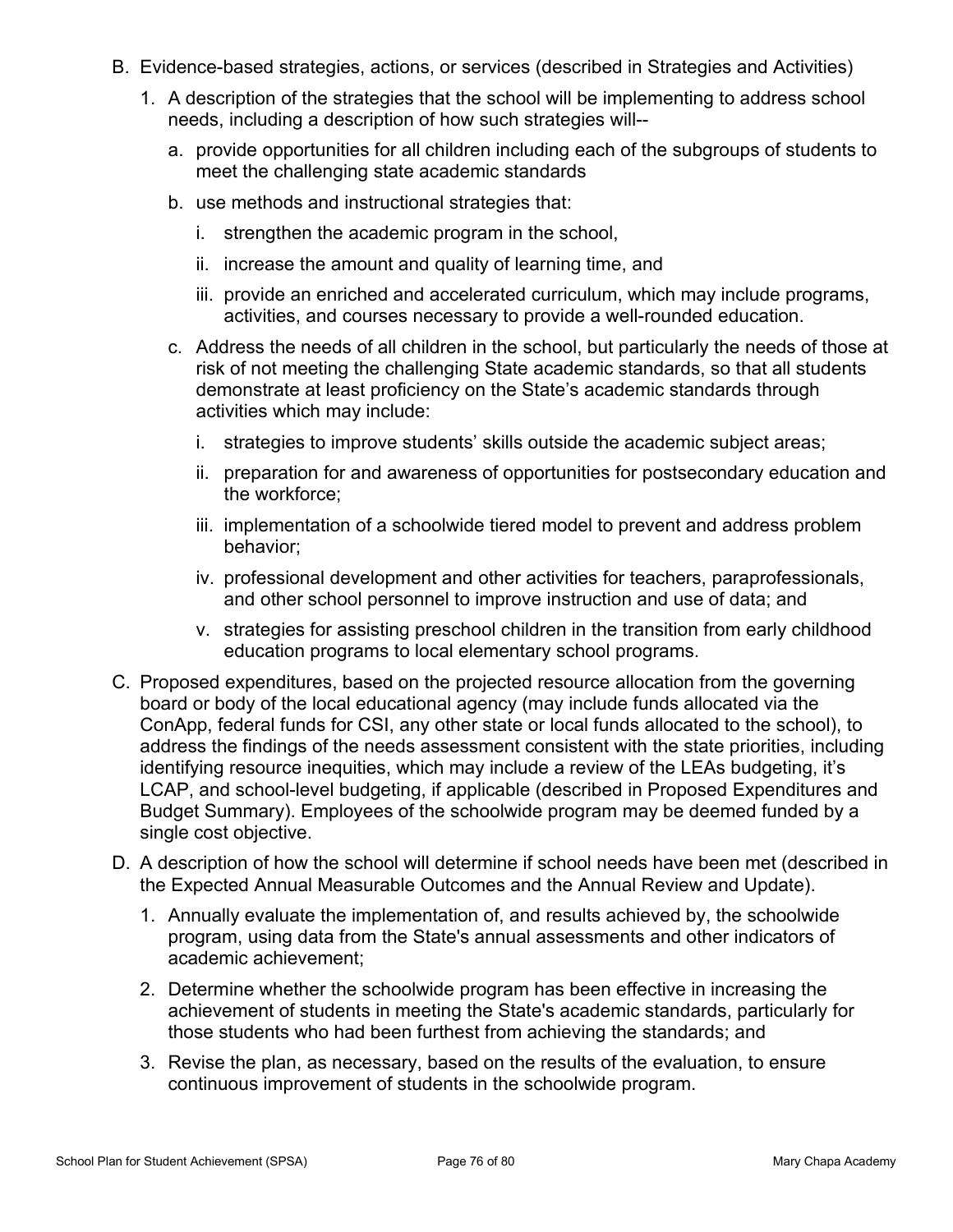B. Evidence-based strategies, actions, or services (described in Strategies and Activities)

   1. A description of the strategies that the school will be implementing to address school needs, including a description of how such strategies will--

      a. provide opportunities for all children including each of the subgroups of students to meet the challenging state academic standards

      b. use methods and instructional strategies that:

         i. strengthen the academic program in the school,

         ii. increase the amount and quality of learning time, and

         iii. provide an enriched and accelerated curriculum, which may include programs, activities, and courses necessary to provide a well-rounded education.

      c. Address the needs of all children in the school, but particularly the needs of those at risk of not meeting the challenging State academic standards, so that all students demonstrate at least proficiency on the State's academic standards through activities which may include:

         i. strategies to improve students' skills outside the academic subject areas;

         ii. preparation for and awareness of opportunities for postsecondary education and the workforce;

         iii. implementation of a schoolwide tiered model to prevent and address problem behavior;

         iv. professional development and other activities for teachers, paraprofessionals, and other school personnel to improve instruction and use of data; and

         v. strategies for assisting preschool children in the transition from early childhood education programs to local elementary school programs.

C. Proposed expenditures, based on the projected resource allocation from the governing board or body of the local educational agency (may include funds allocated via the ConApp, federal funds for CSI, any other state or local funds allocated to the school), to address the findings of the needs assessment consistent with the state priorities, including identifying resource inequities, which may include a review of the LEAs budgeting, it's LCAP, and school-level budgeting, if applicable (described in Proposed Expenditures and Budget Summary). Employees of the schoolwide program may be deemed funded by a single cost objective.

D. A description of how the school will determine if school needs have been met (described in the Expected Annual Measurable Outcomes and the Annual Review and Update).

   1. Annually evaluate the implementation of, and results achieved by, the schoolwide program, using data from the State's annual assessments and other indicators of academic achievement;

   2. Determine whether the schoolwide program has been effective in increasing the achievement of students in meeting the State's academic standards, particularly for those students who had been furthest from achieving the standards; and

   3. Revise the plan, as necessary, based on the results of the evaluation, to ensure continuous improvement of students in the schoolwide program.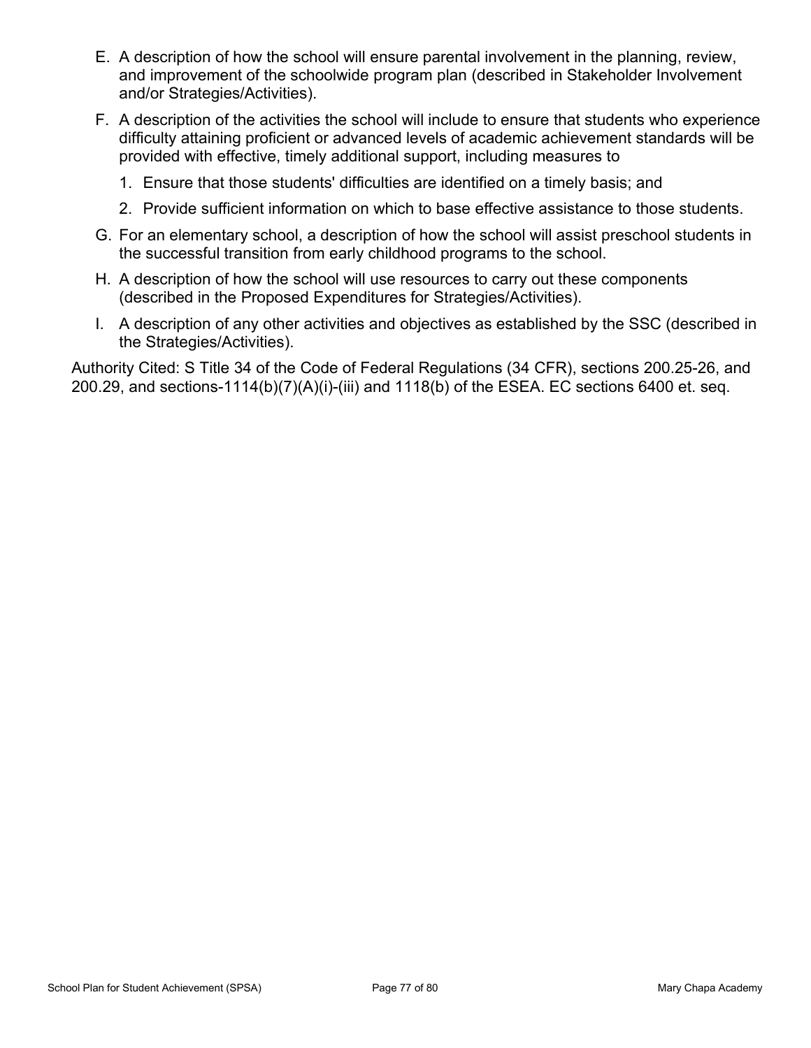E. A description of how the school will ensure parental involvement in the planning, review, and improvement of the schoolwide program plan (described in Stakeholder Involvement and/or Strategies/Activities).

F. A description of the activities the school will include to ensure that students who experience difficulty attaining proficient or advanced levels of academic achievement standards will be provided with effective, timely additional support, including measures to

   1. Ensure that those students' difficulties are identified on a timely basis; and
   2. Provide sufficient information on which to base effective assistance to those students.

G. For an elementary school, a description of how the school will assist preschool students in the successful transition from early childhood programs to the school.

H. A description of how the school will use resources to carry out these components (described in the Proposed Expenditures for Strategies/Activities).

I. A description of any other activities and objectives as established by the SSC (described in the Strategies/Activities).

Authority Cited: S Title 34 of the Code of Federal Regulations (34 CFR), sections 200.25-26, and 200.29, and sections-1114(b)(7)(A)(i)-(iii) and 1118(b) of the ESEA. EC sections 6400 et. seq.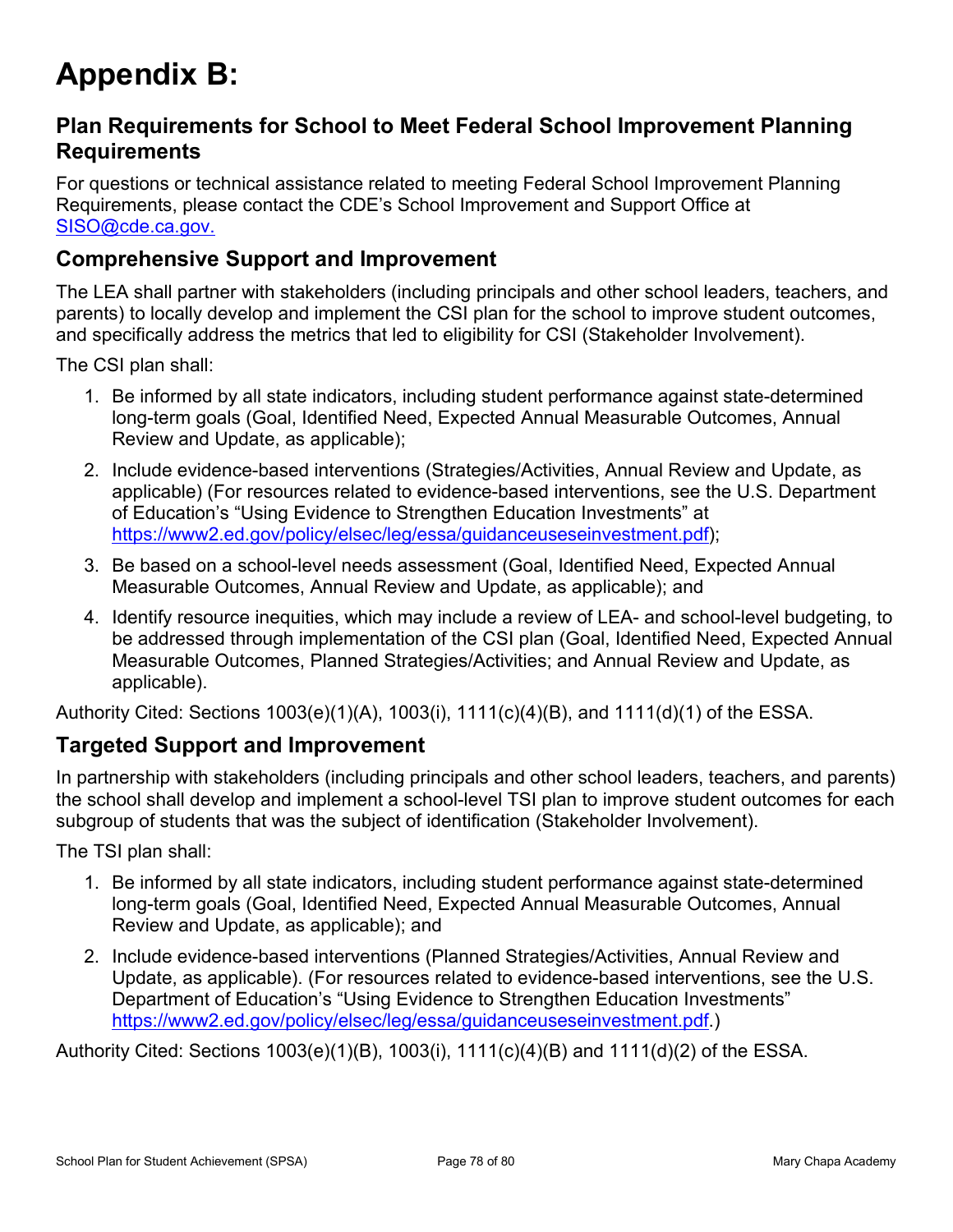# Appendix B:

## Plan Requirements for School to Meet Federal School Improvement Planning Requirements

For questions or technical assistance related to meeting Federal School Improvement Planning Requirements, please contact the CDE's School Improvement and Support Office at [SISO@cde.ca.gov.](mailto:SISO@cde.ca.gov)

## Comprehensive Support and Improvement

The LEA shall partner with stakeholders (including principals and other school leaders, teachers, and parents) to locally develop and implement the CSI plan for the school to improve student outcomes, and specifically address the metrics that led to eligibility for CSI (Stakeholder Involvement).

The CSI plan shall:

1. Be informed by all state indicators, including student performance against state-determined long-term goals (Goal, Identified Need, Expected Annual Measurable Outcomes, Annual Review and Update, as applicable);
2. Include evidence-based interventions (Strategies/Activities, Annual Review and Update, as applicable) (For resources related to evidence-based interventions, see the U.S. Department of Education's "Using Evidence to Strengthen Education Investments" at [https://www2.ed.gov/policy/elsec/leg/essa/guidanceuseseinvestment.pdf](https://www2.ed.gov/policy/elsec/leg/essa/guidanceuseseinvestment.pdf));
3. Be based on a school-level needs assessment (Goal, Identified Need, Expected Annual Measurable Outcomes, Annual Review and Update, as applicable); and
4. Identify resource inequities, which may include a review of LEA- and school-level budgeting, to be addressed through implementation of the CSI plan (Goal, Identified Need, Expected Annual Measurable Outcomes, Planned Strategies/Activities; and Annual Review and Update, as applicable).

Authority Cited: Sections 1003(e)(1)(A), 1003(i), 1111(c)(4)(B), and 1111(d)(1) of the ESSA.

## Targeted Support and Improvement

In partnership with stakeholders (including principals and other school leaders, teachers, and parents) the school shall develop and implement a school-level TSI plan to improve student outcomes for each subgroup of students that was the subject of identification (Stakeholder Involvement).

The TSI plan shall:

1. Be informed by all state indicators, including student performance against state-determined long-term goals (Goal, Identified Need, Expected Annual Measurable Outcomes, Annual Review and Update, as applicable); and
2. Include evidence-based interventions (Planned Strategies/Activities, Annual Review and Update, as applicable). (For resources related to evidence-based interventions, see the U.S. Department of Education's "Using Evidence to Strengthen Education Investments" [https://www2.ed.gov/policy/elsec/leg/essa/guidanceuseseinvestment.pdf](https://www2.ed.gov/policy/elsec/leg/essa/guidanceuseseinvestment.pdf).)

Authority Cited: Sections 1003(e)(1)(B), 1003(i), 1111(c)(4)(B) and 1111(d)(2) of the ESSA.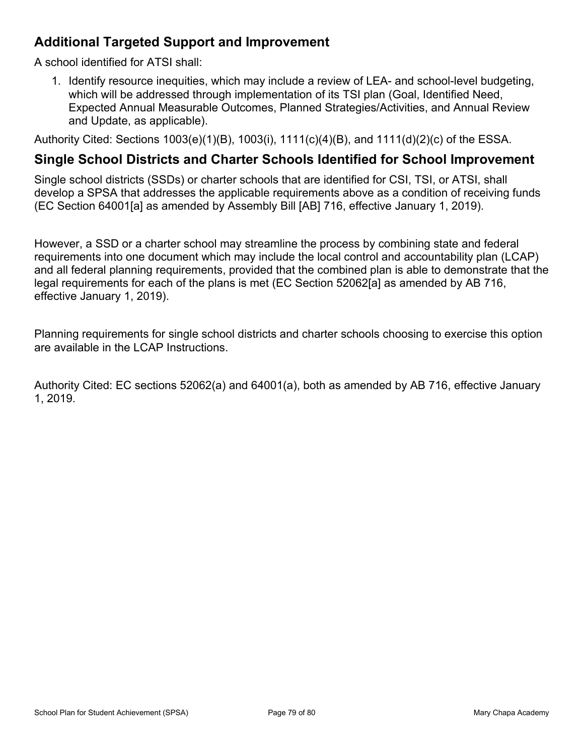## Additional Targeted Support and Improvement

A school identified for ATSI shall:

1. Identify resource inequities, which may include a review of LEA- and school-level budgeting, which will be addressed through implementation of its TSI plan (Goal, Identified Need, Expected Annual Measurable Outcomes, Planned Strategies/Activities, and Annual Review and Update, as applicable).

Authority Cited: Sections 1003(e)(1)(B), 1003(i), 1111(c)(4)(B), and 1111(d)(2)(c) of the ESSA.

## Single School Districts and Charter Schools Identified for School Improvement

Single school districts (SSDs) or charter schools that are identified for CSI, TSI, or ATSI, shall develop a SPSA that addresses the applicable requirements above as a condition of receiving funds (EC Section 64001[a] as amended by Assembly Bill [AB] 716, effective January 1, 2019).

However, a SSD or a charter school may streamline the process by combining state and federal requirements into one document which may include the local control and accountability plan (LCAP) and all federal planning requirements, provided that the combined plan is able to demonstrate that the legal requirements for each of the plans is met (EC Section 52062[a] as amended by AB 716, effective January 1, 2019).

Planning requirements for single school districts and charter schools choosing to exercise this option are available in the LCAP Instructions.

Authority Cited: EC sections 52062(a) and 64001(a), both as amended by AB 716, effective January 1, 2019.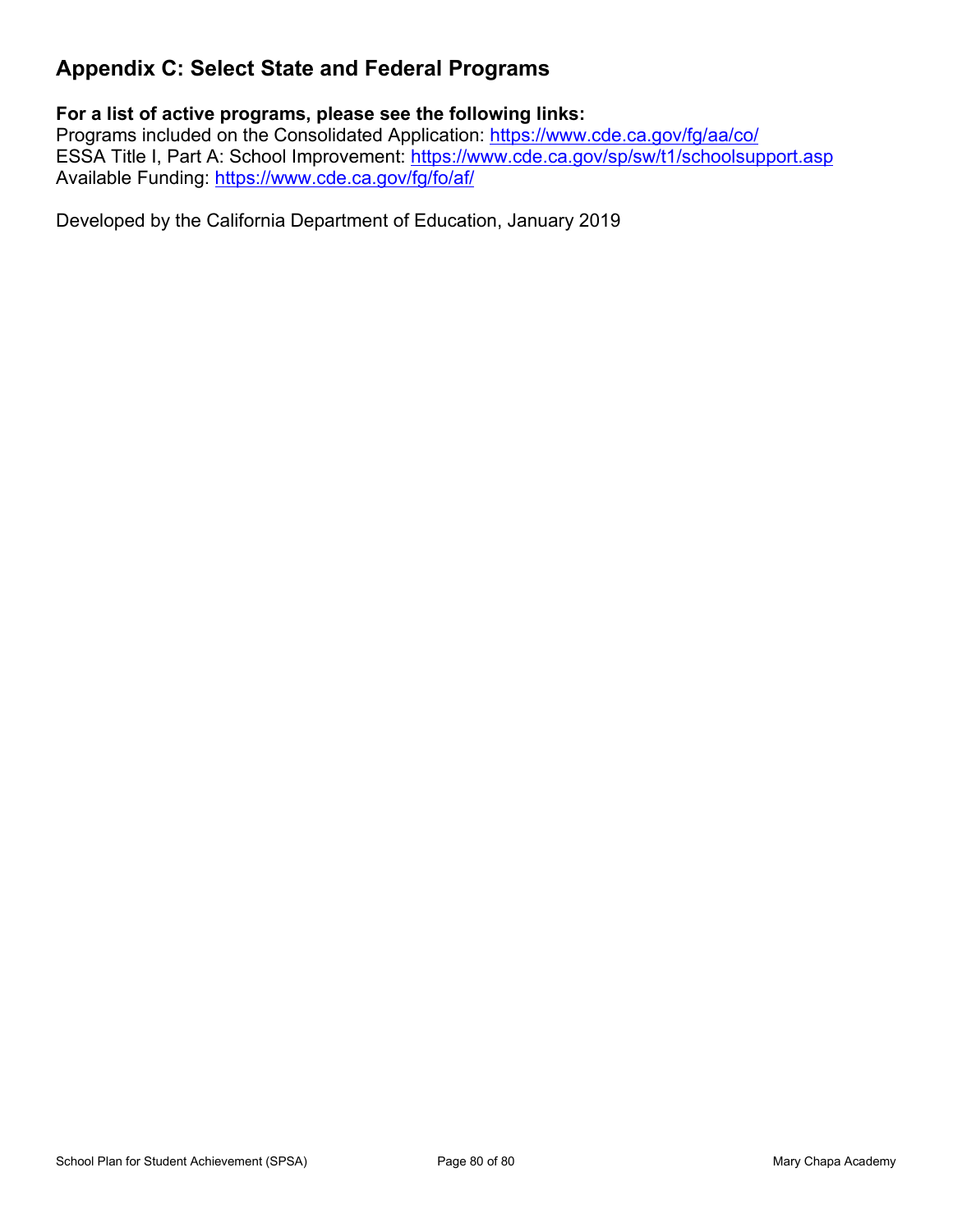## Appendix C: Select State and Federal Programs

**For a list of active programs, please see the following links:**
Programs included on the Consolidated Application: https://www.cde.ca.gov/fg/aa/co/
ESSA Title I, Part A: School Improvement: https://www.cde.ca.gov/sp/sw/t1/schoolsupport.asp
Available Funding: https://www.cde.ca.gov/fg/fo/af/

Developed by the California Department of Education, January 2019